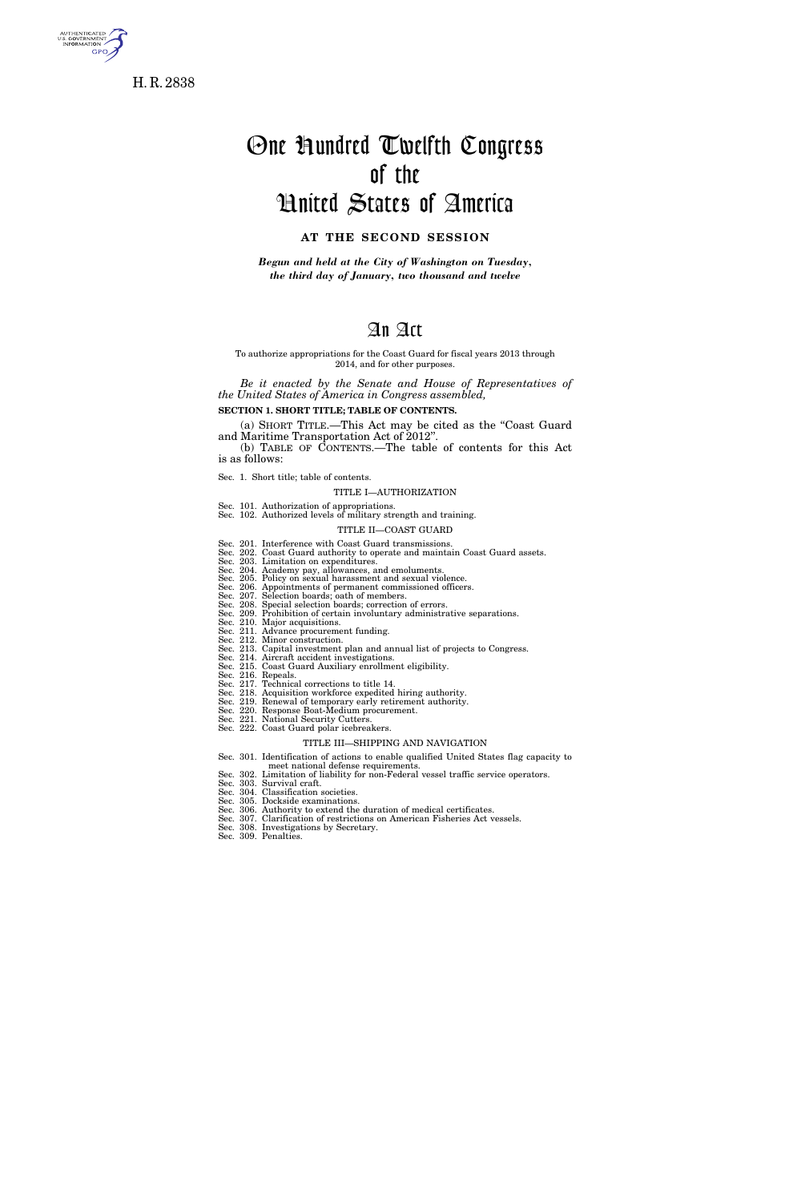H. R. 2838

# One Hundred Twelfth Congress of the United States of America

## AT THE SECOND SESSION

*Begun and held at the City of Washington on Tuesday, the third day of January, two thousand and twelve*

# An Act

To authorize appropriations for the Coast Guard for fiscal years 2013 through 2014, and for other purposes.

*Be it enacted by the Senate and House of Representatives of the United States of America in Congress assembled,*

**SECTION 1. SHORT TITLE; TABLE OF CONTENTS.**

(a) SHORT TITLE.—This Act may be cited as the "Coast Guard and Maritime Transportation Act of 2012".

(b) TABLE OF CONTENTS.—The table of contents for this Act is as follows:

Sec. 1. Short title; table of contents.

TITLE I—AUTHORIZATION

Sec. 101. Authorization of appropriations.
Sec. 102. Authorized levels of military strength and training.

TITLE II—COAST GUARD

Sec. 201. Interference with Coast Guard transmissions.
Sec. 202. Coast Guard authority to operate and maintain Coast Guard assets.
Sec. 203. Limitation on expenditures.
Sec. 204. Academy pay, allowances, and emoluments.
Sec. 205. Policy on sexual harassment and sexual violence.
Sec. 206. Appointments of permanent commissioned officers.
Sec. 207. Selection boards; oath of members.
Sec. 208. Special selection boards; correction of errors.
Sec. 209. Prohibition of certain involuntary administrative separations.
Sec. 210. Major acquisitions.
Sec. 211. Advance procurement funding.
Sec. 212. Minor construction.
Sec. 213. Capital investment plan and annual list of projects to Congress.
Sec. 214. Aircraft accident investigations.
Sec. 215. Coast Guard Auxiliary enrollment eligibility.
Sec. 216. Repeals.
Sec. 217. Technical corrections to title 14.
Sec. 218. Acquisition workforce expedited hiring authority.
Sec. 219. Renewal of temporary early retirement authority.
Sec. 220. Response Boat-Medium procurement.
Sec. 221. National Security Cutters.
Sec. 222. Coast Guard polar icebreakers.

TITLE III—SHIPPING AND NAVIGATION

Sec. 301. Identification of actions to enable qualified United States flag capacity to meet national defense requirements.
Sec. 302. Limitation of liability for non-Federal vessel traffic service operators.
Sec. 303. Survival craft.
Sec. 304. Classification societies.
Sec. 305. Dockside examinations.
Sec. 306. Authority to extend the duration of medical certificates.
Sec. 307. Clarification of restrictions on American Fisheries Act vessels.
Sec. 308. Investigations by Secretary.
Sec. 309. Penalties.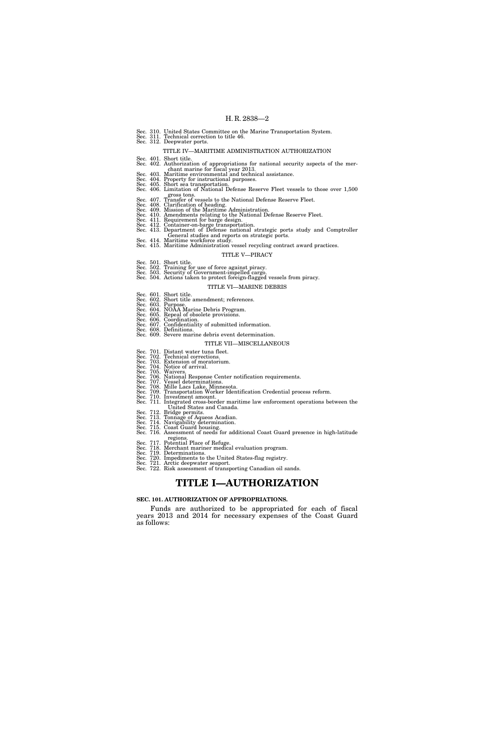Sec. 310. United States Committee on the Marine Transportation System.
Sec. 311. Technical correction to title 46.
Sec. 312. Deepwater ports.

TITLE IV—MARITIME ADMINISTRATION AUTHORIZATION

Sec. 401. Short title.
Sec. 402. Authorization of appropriations for national security aspects of the merchant marine for fiscal year 2013.
Sec. 403. Maritime environmental and technical assistance.
Sec. 404. Property for instructional purposes.
Sec. 405. Short sea transportation.
Sec. 406. Limitation of National Defense Reserve Fleet vessels to those over 1,500 gross tons.
Sec. 407. Transfer of vessels to the National Defense Reserve Fleet.
Sec. 408. Clarification of heading.
Sec. 409. Mission of the Maritime Administration.
Sec. 410. Amendments relating to the National Defense Reserve Fleet.
Sec. 411. Requirement for barge design.
Sec. 412. Container-on-barge transportation.
Sec. 413. Department of Defense national strategic ports study and Comptroller General studies and reports on strategic ports.
Sec. 414. Maritime workforce study.
Sec. 415. Maritime Administration vessel recycling contract award practices.

TITLE V—PIRACY

Sec. 501. Short title.
Sec. 502. Training for use of force against piracy.
Sec. 503. Security of Government-impelled cargo.
Sec. 504. Actions taken to protect foreign-flagged vessels from piracy.

TITLE VI—MARINE DEBRIS

Sec. 601. Short title.
Sec. 602. Short title amendment; references.
Sec. 603. Purpose.
Sec. 604. NOAA Marine Debris Program.
Sec. 605. Repeal of obsolete provisions.
Sec. 606. Coordination.
Sec. 607. Confidentiality of submitted information.
Sec. 608. Definitions.
Sec. 609. Severe marine debris event determination.

TITLE VII—MISCELLANEOUS

Sec. 701. Distant water tuna fleet.
Sec. 702. Technical corrections.
Sec. 703. Extension of moratorium.
Sec. 704. Notice of arrival.
Sec. 705. Waivers.
Sec. 706. National Response Center notification requirements.
Sec. 707. Vessel determinations.
Sec. 708. Mille Lacs Lake, Minnesota.
Sec. 709. Transportation Worker Identification Credential process reform.
Sec. 710. Investment amount.
Sec. 711. Integrated cross-border maritime law enforcement operations between the United States and Canada.
Sec. 712. Bridge permits.
Sec. 713. Tonnage of Aqueos Acadian.
Sec. 714. Navigability determination.
Sec. 715. Coast Guard housing.
Sec. 716. Assessment of needs for additional Coast Guard presence in high-latitude regions.
Sec. 717. Potential Place of Refuge.
Sec. 718. Merchant mariner medical evaluation program.
Sec. 719. Determinations.
Sec. 720. Impediments to the United States-flag registry.
Sec. 721. Arctic deepwater seaport.
Sec. 722. Risk assessment of transporting Canadian oil sands.

# TITLE I—AUTHORIZATION

**SEC. 101. AUTHORIZATION OF APPROPRIATIONS.**

Funds are authorized to be appropriated for each of fiscal years 2013 and 2014 for necessary expenses of the Coast Guard as follows: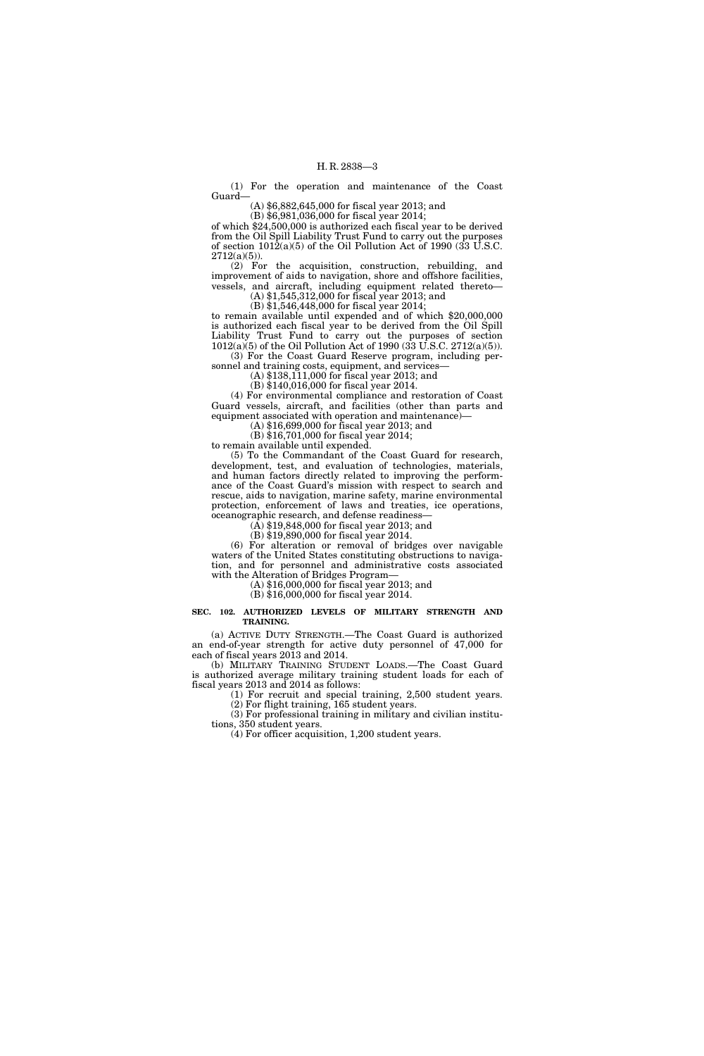(1) For the operation and maintenance of the Coast Guard—

(A) $6,882,645,000 for fiscal year 2013; and

(B) $6,981,036,000 for fiscal year 2014;

of which $24,500,000 is authorized each fiscal year to be derived from the Oil Spill Liability Trust Fund to carry out the purposes of section 1012(a)(5) of the Oil Pollution Act of 1990 (33 U.S.C. 2712(a)(5)).

(2) For the acquisition, construction, rebuilding, and improvement of aids to navigation, shore and offshore facilities, vessels, and aircraft, including equipment related thereto—

(A) $1,545,312,000 for fiscal year 2013; and

(B) $1,546,448,000 for fiscal year 2014;

to remain available until expended and of which $20,000,000 is authorized each fiscal year to be derived from the Oil Spill Liability Trust Fund to carry out the purposes of section 1012(a)(5) of the Oil Pollution Act of 1990 (33 U.S.C. 2712(a)(5)).

(3) For the Coast Guard Reserve program, including personnel and training costs, equipment, and services—

(A) $138,111,000 for fiscal year 2013; and

(B) $140,016,000 for fiscal year 2014.

(4) For environmental compliance and restoration of Coast Guard vessels, aircraft, and facilities (other than parts and equipment associated with operation and maintenance)—

(A) $16,699,000 for fiscal year 2013; and

(B) $16,701,000 for fiscal year 2014;

to remain available until expended.

(5) To the Commandant of the Coast Guard for research, development, test, and evaluation of technologies, materials, and human factors directly related to improving the performance of the Coast Guard's mission with respect to search and rescue, aids to navigation, marine safety, marine environmental protection, enforcement of laws and treaties, ice operations, oceanographic research, and defense readiness—

(A) $19,848,000 for fiscal year 2013; and

(B) $19,890,000 for fiscal year 2014.

(6) For alteration or removal of bridges over navigable waters of the United States constituting obstructions to navigation, and for personnel and administrative costs associated with the Alteration of Bridges Program—

(A) $16,000,000 for fiscal year 2013; and

(B) $16,000,000 for fiscal year 2014.

**SEC. 102. AUTHORIZED LEVELS OF MILITARY STRENGTH AND TRAINING.**

(a) ACTIVE DUTY STRENGTH.—The Coast Guard is authorized an end-of-year strength for active duty personnel of 47,000 for each of fiscal years 2013 and 2014.

(b) MILITARY TRAINING STUDENT LOADS.—The Coast Guard is authorized average military training student loads for each of fiscal years 2013 and 2014 as follows:

(1) For recruit and special training, 2,500 student years.

(2) For flight training, 165 student years.

(3) For professional training in military and civilian institutions, 350 student years.

(4) For officer acquisition, 1,200 student years.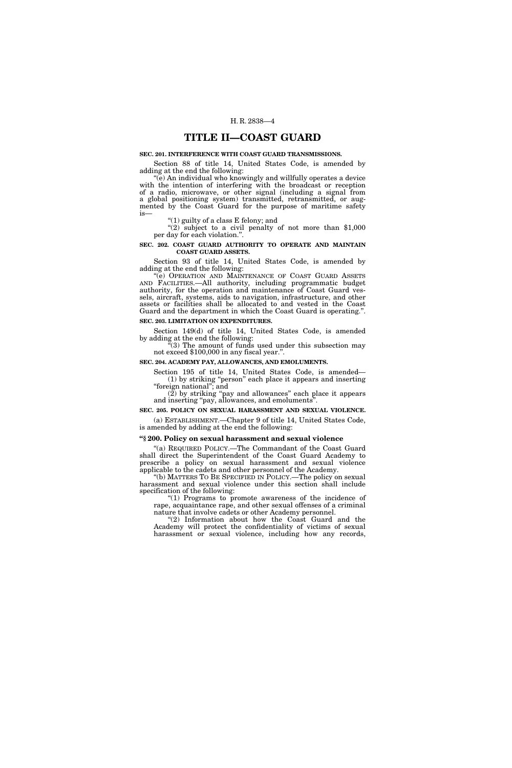# TITLE II—COAST GUARD

**SEC. 201. INTERFERENCE WITH COAST GUARD TRANSMISSIONS.**

Section 88 of title 14, United States Code, is amended by adding at the end the following:

"(e) An individual who knowingly and willfully operates a device with the intention of interfering with the broadcast or reception of a radio, microwave, or other signal (including a signal from a global positioning system) transmitted, retransmitted, or augmented by the Coast Guard for the purpose of maritime safety is—

"(1) guilty of a class E felony; and

"(2) subject to a civil penalty of not more than $1,000 per day for each violation.".

**SEC. 202. COAST GUARD AUTHORITY TO OPERATE AND MAINTAIN COAST GUARD ASSETS.**

Section 93 of title 14, United States Code, is amended by adding at the end the following:

"(e) OPERATION AND MAINTENANCE OF COAST GUARD ASSETS AND FACILITIES.—All authority, including programmatic budget authority, for the operation and maintenance of Coast Guard vessels, aircraft, systems, aids to navigation, infrastructure, and other assets or facilities shall be allocated to and vested in the Coast Guard and the department in which the Coast Guard is operating.".

**SEC. 203. LIMITATION ON EXPENDITURES.**

Section 149(d) of title 14, United States Code, is amended by adding at the end the following:

"(3) The amount of funds used under this subsection may not exceed $100,000 in any fiscal year.".

**SEC. 204. ACADEMY PAY, ALLOWANCES, AND EMOLUMENTS.**

Section 195 of title 14, United States Code, is amended—

(1) by striking "person" each place it appears and inserting "foreign national"; and

(2) by striking "pay and allowances" each place it appears and inserting "pay, allowances, and emoluments".

**SEC. 205. POLICY ON SEXUAL HARASSMENT AND SEXUAL VIOLENCE.**

(a) ESTABLISHMENT.—Chapter 9 of title 14, United States Code, is amended by adding at the end the following:

**"§ 200. Policy on sexual harassment and sexual violence**

"(a) REQUIRED POLICY.—The Commandant of the Coast Guard shall direct the Superintendent of the Coast Guard Academy to prescribe a policy on sexual harassment and sexual violence applicable to the cadets and other personnel of the Academy.

"(b) MATTERS TO BE SPECIFIED IN POLICY.—The policy on sexual harassment and sexual violence under this section shall include specification of the following:

"(1) Programs to promote awareness of the incidence of rape, acquaintance rape, and other sexual offenses of a criminal nature that involve cadets or other Academy personnel.

"(2) Information about how the Coast Guard and the Academy will protect the confidentiality of victims of sexual harassment or sexual violence, including how any records,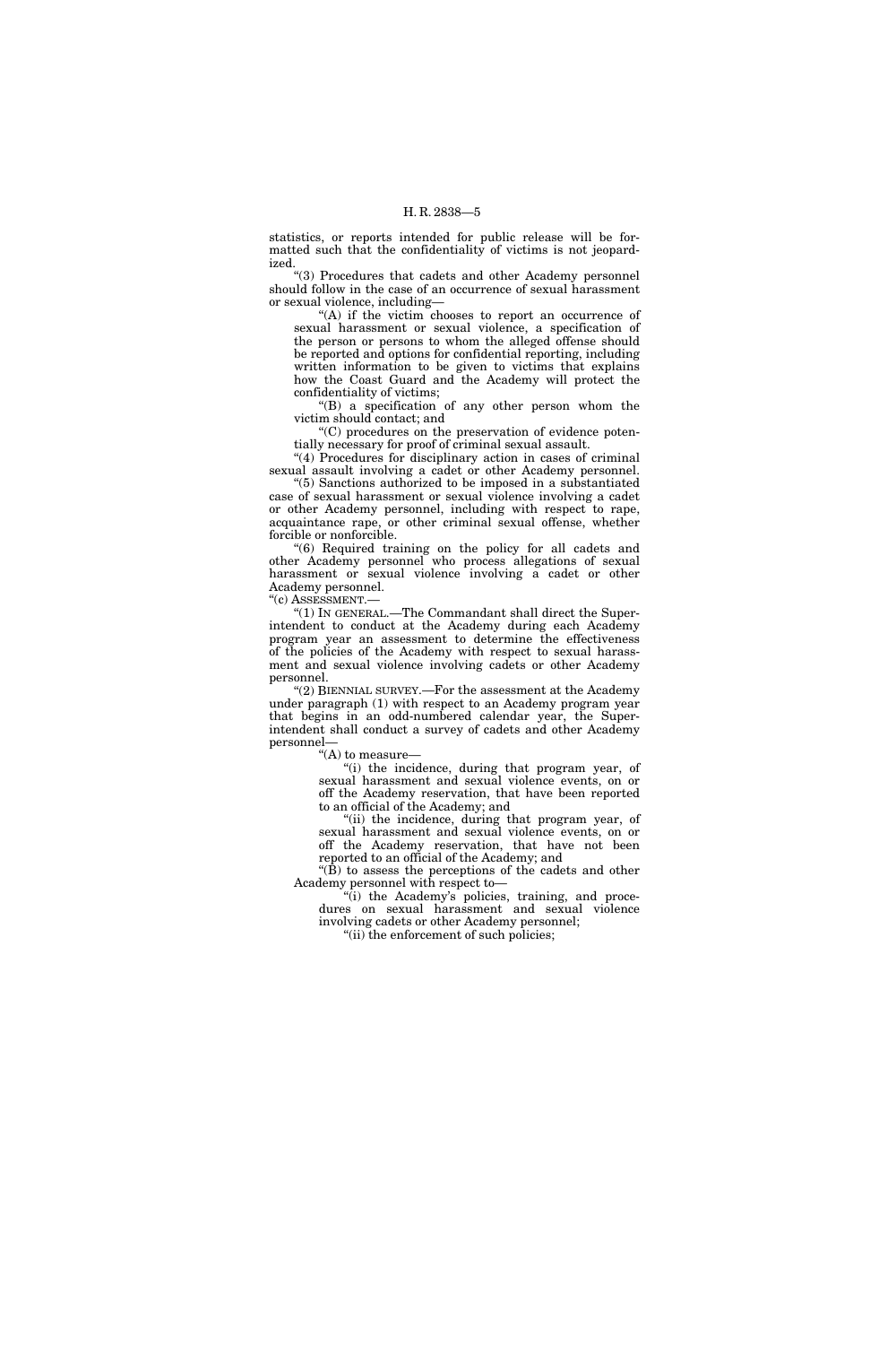statistics, or reports intended for public release will be formatted such that the confidentiality of victims is not jeopardized.

"(3) Procedures that cadets and other Academy personnel should follow in the case of an occurrence of sexual harassment or sexual violence, including—

"(A) if the victim chooses to report an occurrence of sexual harassment or sexual violence, a specification of the person or persons to whom the alleged offense should be reported and options for confidential reporting, including written information to be given to victims that explains how the Coast Guard and the Academy will protect the confidentiality of victims;

"(B) a specification of any other person whom the victim should contact; and

"(C) procedures on the preservation of evidence potentially necessary for proof of criminal sexual assault.

"(4) Procedures for disciplinary action in cases of criminal sexual assault involving a cadet or other Academy personnel.

"(5) Sanctions authorized to be imposed in a substantiated case of sexual harassment or sexual violence involving a cadet or other Academy personnel, including with respect to rape, acquaintance rape, or other criminal sexual offense, whether forcible or nonforcible.

"(6) Required training on the policy for all cadets and other Academy personnel who process allegations of sexual harassment or sexual violence involving a cadet or other Academy personnel.

"(c) ASSESSMENT.—

"(1) IN GENERAL.—The Commandant shall direct the Superintendent to conduct at the Academy during each Academy program year an assessment to determine the effectiveness of the policies of the Academy with respect to sexual harassment and sexual violence involving cadets or other Academy personnel.

"(2) BIENNIAL SURVEY.—For the assessment at the Academy under paragraph (1) with respect to an Academy program year that begins in an odd-numbered calendar year, the Superintendent shall conduct a survey of cadets and other Academy personnel—

"(A) to measure—

"(i) the incidence, during that program year, of sexual harassment and sexual violence events, on or off the Academy reservation, that have been reported to an official of the Academy; and

"(ii) the incidence, during that program year, of sexual harassment and sexual violence events, on or off the Academy reservation, that have not been reported to an official of the Academy; and

"(B) to assess the perceptions of the cadets and other Academy personnel with respect to—

"(i) the Academy's policies, training, and procedures on sexual harassment and sexual violence involving cadets or other Academy personnel;

"(ii) the enforcement of such policies;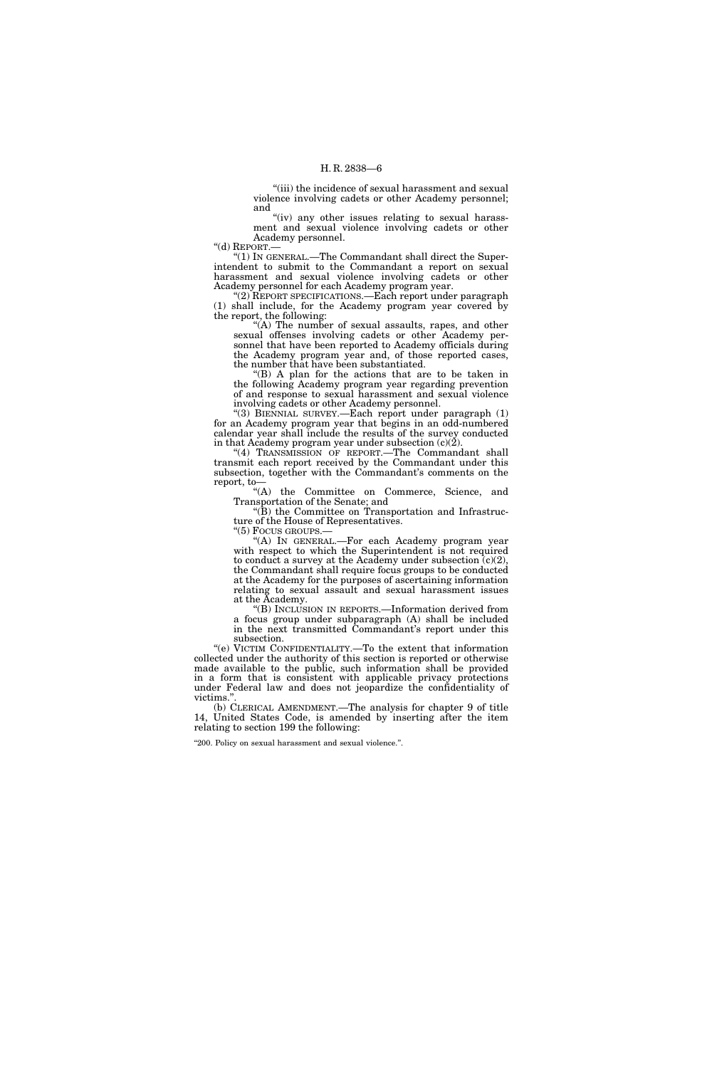"(iii) the incidence of sexual harassment and sexual violence involving cadets or other Academy personnel; and

"(iv) any other issues relating to sexual harassment and sexual violence involving cadets or other Academy personnel.

"(d) REPORT.—

"(1) IN GENERAL.—The Commandant shall direct the Superintendent to submit to the Commandant a report on sexual harassment and sexual violence involving cadets or other Academy personnel for each Academy program year.

"(2) REPORT SPECIFICATIONS.—Each report under paragraph (1) shall include, for the Academy program year covered by the report, the following:

"(A) The number of sexual assaults, rapes, and other sexual offenses involving cadets or other Academy personnel that have been reported to Academy officials during the Academy program year and, of those reported cases, the number that have been substantiated.

"(B) A plan for the actions that are to be taken in the following Academy program year regarding prevention of and response to sexual harassment and sexual violence involving cadets or other Academy personnel.

"(3) BIENNIAL SURVEY.—Each report under paragraph (1) for an Academy program year that begins in an odd-numbered calendar year shall include the results of the survey conducted in that Academy program year under subsection (c)(2).

"(4) TRANSMISSION OF REPORT.—The Commandant shall transmit each report received by the Commandant under this subsection, together with the Commandant's comments on the report, to—

"(A) the Committee on Commerce, Science, and Transportation of the Senate; and

"(B) the Committee on Transportation and Infrastructure of the House of Representatives.

"(5) FOCUS GROUPS.—

"(A) IN GENERAL.—For each Academy program year with respect to which the Superintendent is not required to conduct a survey at the Academy under subsection (c)(2), the Commandant shall require focus groups to be conducted at the Academy for the purposes of ascertaining information relating to sexual assault and sexual harassment issues at the Academy.

"(B) INCLUSION IN REPORTS.—Information derived from a focus group under subparagraph (A) shall be included in the next transmitted Commandant's report under this subsection.

"(e) VICTIM CONFIDENTIALITY.—To the extent that information collected under the authority of this section is reported or otherwise made available to the public, such information shall be provided in a form that is consistent with applicable privacy protections under Federal law and does not jeopardize the confidentiality of victims.".

(b) CLERICAL AMENDMENT.—The analysis for chapter 9 of title 14, United States Code, is amended by inserting after the item relating to section 199 the following:

"200. Policy on sexual harassment and sexual violence.".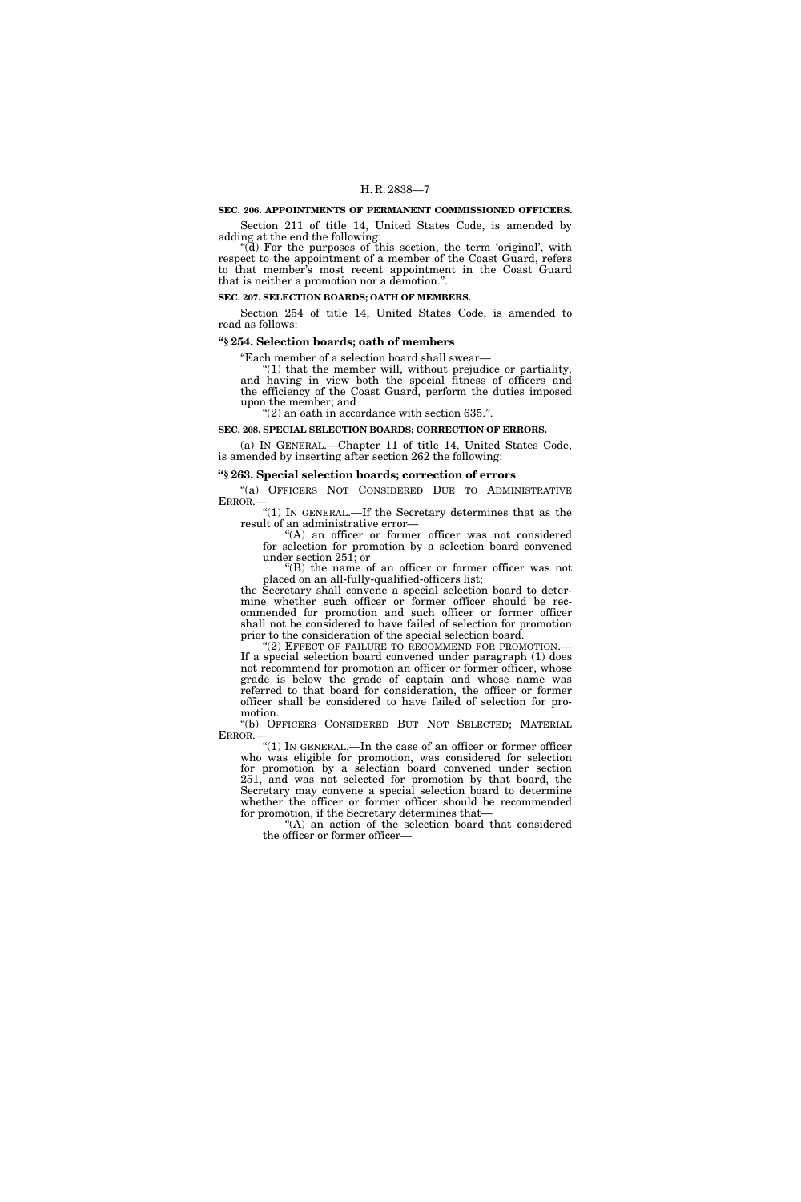**SEC. 206. APPOINTMENTS OF PERMANENT COMMISSIONED OFFICERS.**

Section 211 of title 14, United States Code, is amended by adding at the end the following:

"(d) For the purposes of this section, the term 'original', with respect to the appointment of a member of the Coast Guard, refers to that member's most recent appointment in the Coast Guard that is neither a promotion nor a demotion.".

**SEC. 207. SELECTION BOARDS; OATH OF MEMBERS.**

Section 254 of title 14, United States Code, is amended to read as follows:

### "§ 254. Selection boards; oath of members

"Each member of a selection board shall swear—

"(1) that the member will, without prejudice or partiality, and having in view both the special fitness of officers and the efficiency of the Coast Guard, perform the duties imposed upon the member; and

"(2) an oath in accordance with section 635.".

**SEC. 208. SPECIAL SELECTION BOARDS; CORRECTION OF ERRORS.**

(a) IN GENERAL.—Chapter 11 of title 14, United States Code, is amended by inserting after section 262 the following:

### "§ 263. Special selection boards; correction of errors

"(a) OFFICERS NOT CONSIDERED DUE TO ADMINISTRATIVE ERROR.—

"(1) IN GENERAL.—If the Secretary determines that as the result of an administrative error—

"(A) an officer or former officer was not considered for selection for promotion by a selection board convened under section 251; or

"(B) the name of an officer or former officer was not placed on an all-fully-qualified-officers list;

the Secretary shall convene a special selection board to determine whether such officer or former officer should be recommended for promotion and such officer or former officer shall not be considered to have failed of selection for promotion prior to the consideration of the special selection board.

"(2) EFFECT OF FAILURE TO RECOMMEND FOR PROMOTION.— If a special selection board convened under paragraph (1) does not recommend for promotion an officer or former officer, whose grade is below the grade of captain and whose name was referred to that board for consideration, the officer or former officer shall be considered to have failed of selection for promotion.

"(b) OFFICERS CONSIDERED BUT NOT SELECTED; MATERIAL ERROR.—

"(1) IN GENERAL.—In the case of an officer or former officer who was eligible for promotion, was considered for selection for promotion by a selection board convened under section 251, and was not selected for promotion by that board, the Secretary may convene a special selection board to determine whether the officer or former officer should be recommended for promotion, if the Secretary determines that—

"(A) an action of the selection board that considered the officer or former officer—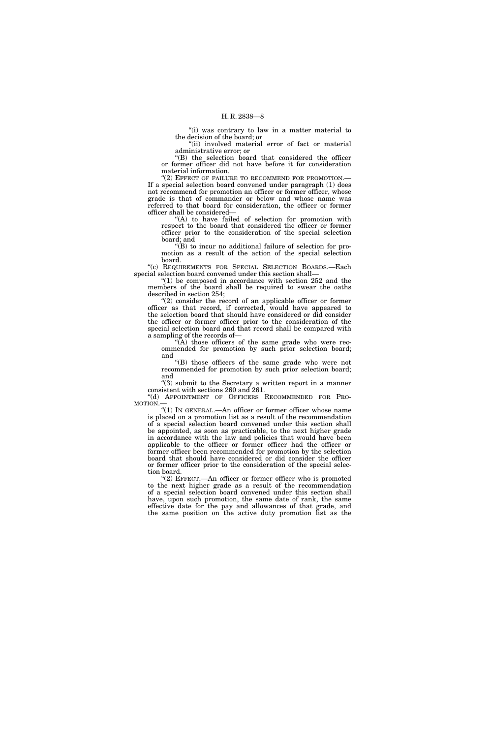"(i) was contrary to law in a matter material to the decision of the board; or

"(ii) involved material error of fact or material administrative error; or

"(B) the selection board that considered the officer or former officer did not have before it for consideration material information.

"(2) EFFECT OF FAILURE TO RECOMMEND FOR PROMOTION.—If a special selection board convened under paragraph (1) does not recommend for promotion an officer or former officer, whose grade is that of commander or below and whose name was referred to that board for consideration, the officer or former officer shall be considered—

"(A) to have failed of selection for promotion with respect to the board that considered the officer or former officer prior to the consideration of the special selection board; and

"(B) to incur no additional failure of selection for promotion as a result of the action of the special selection board.

"(c) REQUIREMENTS FOR SPECIAL SELECTION BOARDS.—Each special selection board convened under this section shall—

"(1) be composed in accordance with section 252 and the members of the board shall be required to swear the oaths described in section 254;

"(2) consider the record of an applicable officer or former officer as that record, if corrected, would have appeared to the selection board that should have considered or did consider the officer or former officer prior to the consideration of the special selection board and that record shall be compared with a sampling of the records of—

"(A) those officers of the same grade who were recommended for promotion by such prior selection board; and

"(B) those officers of the same grade who were not recommended for promotion by such prior selection board; and

"(3) submit to the Secretary a written report in a manner consistent with sections 260 and 261.

"(d) APPOINTMENT OF OFFICERS RECOMMENDED FOR PROMOTION.—

"(1) IN GENERAL.—An officer or former officer whose name is placed on a promotion list as a result of the recommendation of a special selection board convened under this section shall be appointed, as soon as practicable, to the next higher grade in accordance with the law and policies that would have been applicable to the officer or former officer had the officer or former officer been recommended for promotion by the selection board that should have considered or did consider the officer or former officer prior to the consideration of the special selection board.

"(2) EFFECT.—An officer or former officer who is promoted to the next higher grade as a result of the recommendation of a special selection board convened under this section shall have, upon such promotion, the same date of rank, the same effective date for the pay and allowances of that grade, and the same position on the active duty promotion list as the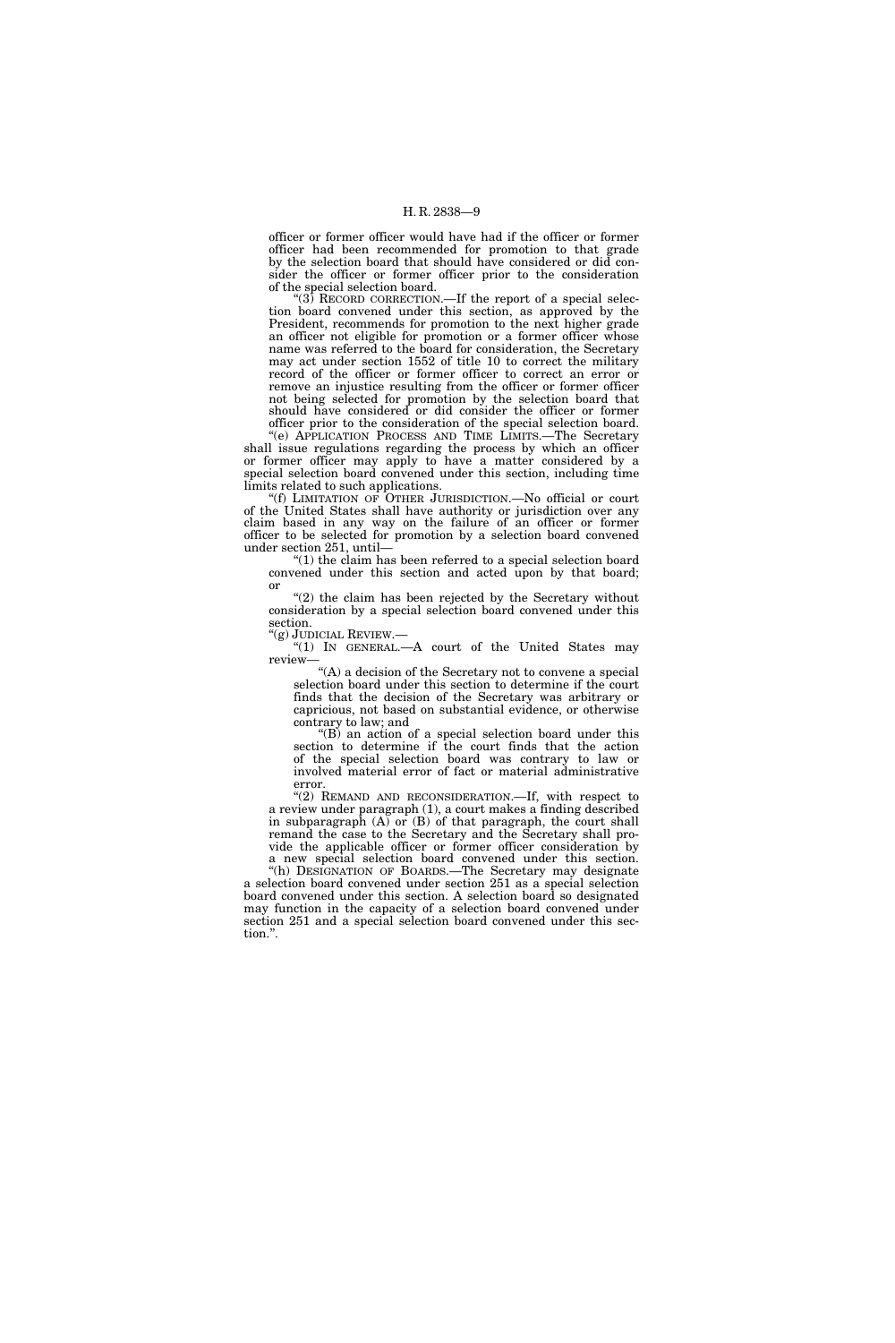officer or former officer would have had if the officer or former officer had been recommended for promotion to that grade by the selection board that should have considered or did consider the officer or former officer prior to the consideration of the special selection board.

"(3) RECORD CORRECTION.—If the report of a special selection board convened under this section, as approved by the President, recommends for promotion to the next higher grade an officer not eligible for promotion or a former officer whose name was referred to the board for consideration, the Secretary may act under section 1552 of title 10 to correct the military record of the officer or former officer to correct an error or remove an injustice resulting from the officer or former officer not being selected for promotion by the selection board that should have considered or did consider the officer or former officer prior to the consideration of the special selection board.

"(e) APPLICATION PROCESS AND TIME LIMITS.—The Secretary shall issue regulations regarding the process by which an officer or former officer may apply to have a matter considered by a special selection board convened under this section, including time limits related to such applications.

"(f) LIMITATION OF OTHER JURISDICTION.—No official or court of the United States shall have authority or jurisdiction over any claim based in any way on the failure of an officer or former officer to be selected for promotion by a selection board convened under section 251, until—

"(1) the claim has been referred to a special selection board convened under this section and acted upon by that board; or

"(2) the claim has been rejected by the Secretary without consideration by a special selection board convened under this section.

"(g) JUDICIAL REVIEW.—

"(1) IN GENERAL.—A court of the United States may review—

"(A) a decision of the Secretary not to convene a special selection board under this section to determine if the court finds that the decision of the Secretary was arbitrary or capricious, not based on substantial evidence, or otherwise contrary to law; and

"(B) an action of a special selection board under this section to determine if the court finds that the action of the special selection board was contrary to law or involved material error of fact or material administrative error.

"(2) REMAND AND RECONSIDERATION.—If, with respect to a review under paragraph (1), a court makes a finding described in subparagraph (A) or (B) of that paragraph, the court shall remand the case to the Secretary and the Secretary shall provide the applicable officer or former officer consideration by a new special selection board convened under this section.

"(h) DESIGNATION OF BOARDS.—The Secretary may designate a selection board convened under section 251 as a special selection board convened under this section. A selection board so designated may function in the capacity of a selection board convened under section 251 and a special selection board convened under this section.".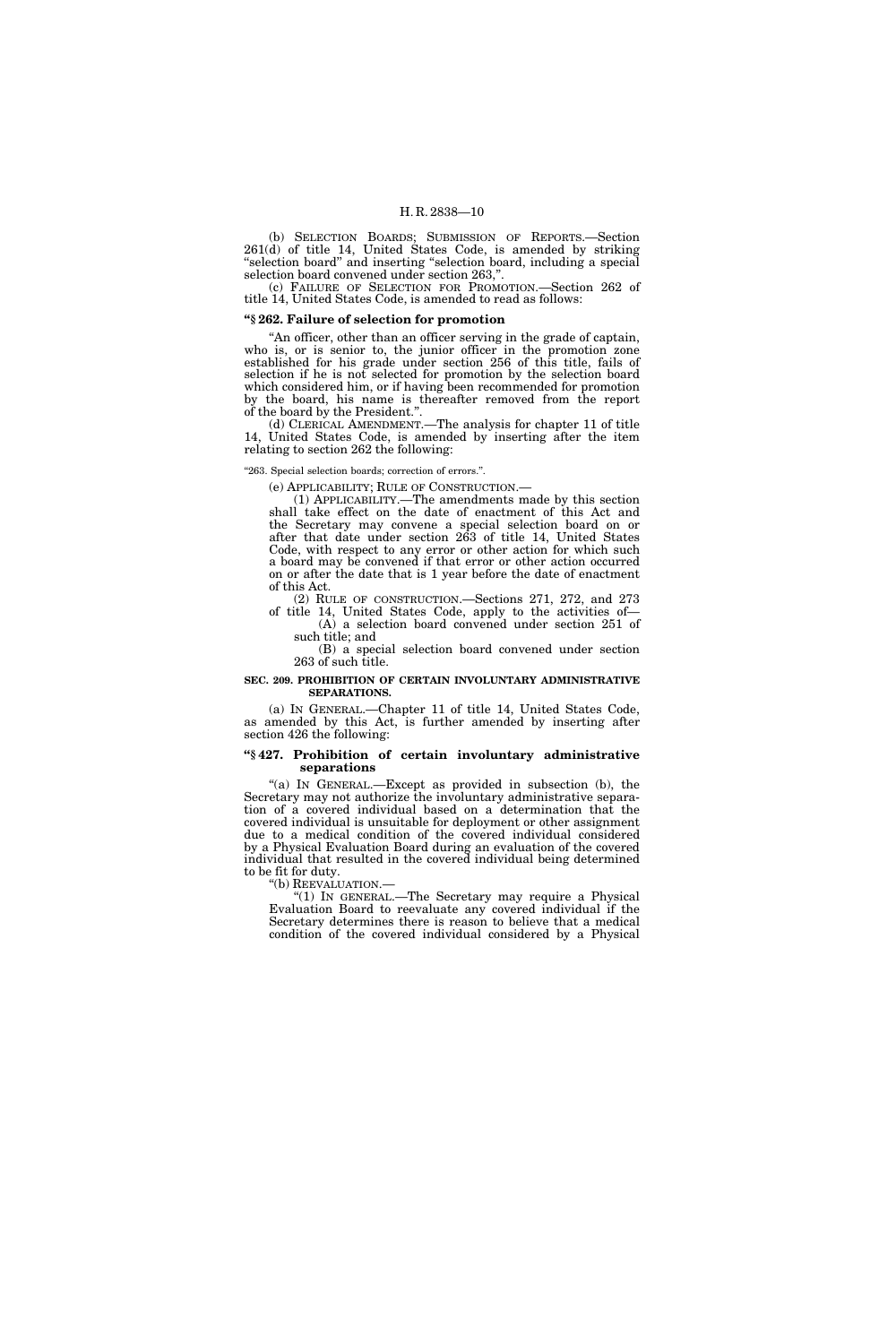(b) SELECTION BOARDS; SUBMISSION OF REPORTS.—Section 261(d) of title 14, United States Code, is amended by striking "selection board" and inserting "selection board, including a special selection board convened under section 263,".

(c) FAILURE OF SELECTION FOR PROMOTION.—Section 262 of title 14, United States Code, is amended to read as follows:

**"§ 262. Failure of selection for promotion**

"An officer, other than an officer serving in the grade of captain, who is, or is senior to, the junior officer in the promotion zone established for his grade under section 256 of this title, fails of selection if he is not selected for promotion by the selection board which considered him, or if having been recommended for promotion by the board, his name is thereafter removed from the report of the board by the President.".

(d) CLERICAL AMENDMENT.—The analysis for chapter 11 of title 14, United States Code, is amended by inserting after the item relating to section 262 the following:

"263. Special selection boards; correction of errors.".

(e) APPLICABILITY; RULE OF CONSTRUCTION.—

(1) APPLICABILITY.—The amendments made by this section shall take effect on the date of enactment of this Act and the Secretary may convene a special selection board on or after that date under section 263 of title 14, United States Code, with respect to any error or other action for which such a board may be convened if that error or other action occurred on or after the date that is 1 year before the date of enactment of this Act.

(2) RULE OF CONSTRUCTION.—Sections 271, 272, and 273 of title 14, United States Code, apply to the activities of—

(A) a selection board convened under section 251 of such title; and

(B) a special selection board convened under section 263 of such title.

**SEC. 209. PROHIBITION OF CERTAIN INVOLUNTARY ADMINISTRATIVE SEPARATIONS.**

(a) IN GENERAL.—Chapter 11 of title 14, United States Code, as amended by this Act, is further amended by inserting after section 426 the following:

**"§ 427. Prohibition of certain involuntary administrative separations**

"(a) IN GENERAL.—Except as provided in subsection (b), the Secretary may not authorize the involuntary administrative separation of a covered individual based on a determination that the covered individual is unsuitable for deployment or other assignment due to a medical condition of the covered individual considered by a Physical Evaluation Board during an evaluation of the covered individual that resulted in the covered individual being determined to be fit for duty.

"(b) REEVALUATION.—

"(1) IN GENERAL.—The Secretary may require a Physical Evaluation Board to reevaluate any covered individual if the Secretary determines there is reason to believe that a medical condition of the covered individual considered by a Physical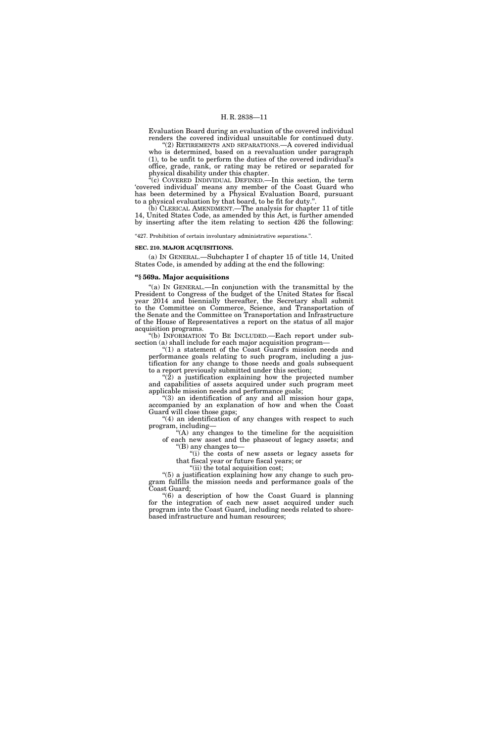Evaluation Board during an evaluation of the covered individual renders the covered individual unsuitable for continued duty.

"(2) RETIREMENTS AND SEPARATIONS.—A covered individual who is determined, based on a reevaluation under paragraph (1), to be unfit to perform the duties of the covered individual's office, grade, rank, or rating may be retired or separated for physical disability under this chapter.

"(c) COVERED INDIVIDUAL DEFINED.—In this section, the term 'covered individual' means any member of the Coast Guard who has been determined by a Physical Evaluation Board, pursuant to a physical evaluation by that board, to be fit for duty.".

(b) CLERICAL AMENDMENT.—The analysis for chapter 11 of title 14, United States Code, as amended by this Act, is further amended by inserting after the item relating to section 426 the following:

"427. Prohibition of certain involuntary administrative separations.".

**SEC. 210. MAJOR ACQUISITIONS.**

(a) IN GENERAL.—Subchapter I of chapter 15 of title 14, United States Code, is amended by adding at the end the following:

**"§ 569a. Major acquisitions**

"(a) IN GENERAL.—In conjunction with the transmittal by the President to Congress of the budget of the United States for fiscal year 2014 and biennially thereafter, the Secretary shall submit to the Committee on Commerce, Science, and Transportation of the Senate and the Committee on Transportation and Infrastructure of the House of Representatives a report on the status of all major acquisition programs.

"(b) INFORMATION TO BE INCLUDED.—Each report under subsection (a) shall include for each major acquisition program—

"(1) a statement of the Coast Guard's mission needs and performance goals relating to such program, including a justification for any change to those needs and goals subsequent to a report previously submitted under this section;

"(2) a justification explaining how the projected number and capabilities of assets acquired under such program meet applicable mission needs and performance goals;

"(3) an identification of any and all mission hour gaps, accompanied by an explanation of how and when the Coast Guard will close those gaps;

"(4) an identification of any changes with respect to such program, including—

"(A) any changes to the timeline for the acquisition of each new asset and the phaseout of legacy assets; and

"(B) any changes to—

"(i) the costs of new assets or legacy assets for that fiscal year or future fiscal years; or

"(ii) the total acquisition cost;

"(5) a justification explaining how any change to such program fulfills the mission needs and performance goals of the Coast Guard;

"(6) a description of how the Coast Guard is planning for the integration of each new asset acquired under such program into the Coast Guard, including needs related to shore-based infrastructure and human resources;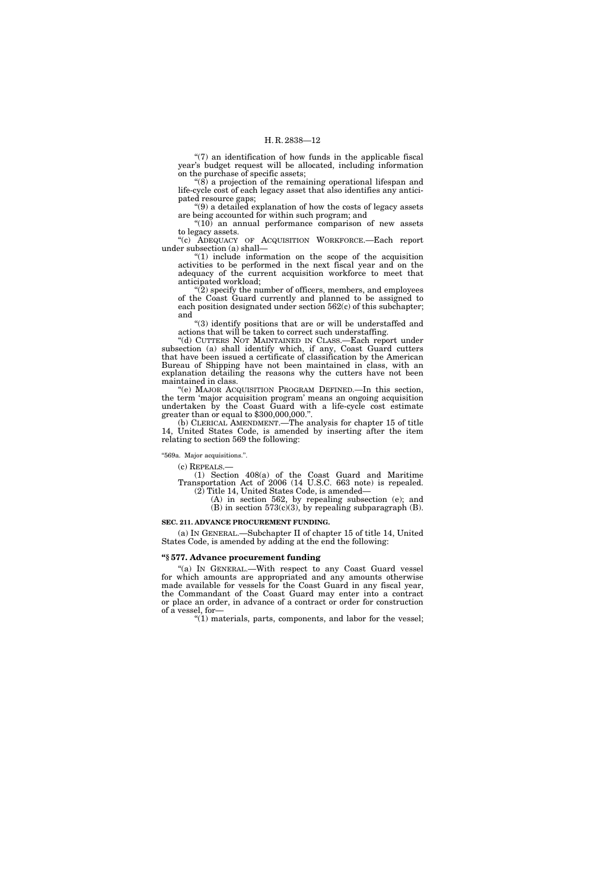"(7) an identification of how funds in the applicable fiscal year's budget request will be allocated, including information on the purchase of specific assets;

"(8) a projection of the remaining operational lifespan and life-cycle cost of each legacy asset that also identifies any anticipated resource gaps;

"(9) a detailed explanation of how the costs of legacy assets are being accounted for within such program; and

"(10) an annual performance comparison of new assets to legacy assets.

"(c) ADEQUACY OF ACQUISITION WORKFORCE.—Each report under subsection (a) shall—

"(1) include information on the scope of the acquisition activities to be performed in the next fiscal year and on the adequacy of the current acquisition workforce to meet that anticipated workload;

"(2) specify the number of officers, members, and employees of the Coast Guard currently and planned to be assigned to each position designated under section 562(c) of this subchapter; and

"(3) identify positions that are or will be understaffed and actions that will be taken to correct such understaffing.

"(d) CUTTERS NOT MAINTAINED IN CLASS.—Each report under subsection (a) shall identify which, if any, Coast Guard cutters that have been issued a certificate of classification by the American Bureau of Shipping have not been maintained in class, with an explanation detailing the reasons why the cutters have not been maintained in class.

"(e) MAJOR ACQUISITION PROGRAM DEFINED.—In this section, the term 'major acquisition program' means an ongoing acquisition undertaken by the Coast Guard with a life-cycle cost estimate greater than or equal to $300,000,000.".

(b) CLERICAL AMENDMENT.—The analysis for chapter 15 of title 14, United States Code, is amended by inserting after the item relating to section 569 the following:

"569a. Major acquisitions.".

(c) REPEALS.—

(1) Section 408(a) of the Coast Guard and Maritime Transportation Act of 2006 (14 U.S.C. 663 note) is repealed.

(2) Title 14, United States Code, is amended—

(A) in section 562, by repealing subsection (e); and

(B) in section 573(c)(3), by repealing subparagraph (B).

**SEC. 211. ADVANCE PROCUREMENT FUNDING.**

(a) IN GENERAL.—Subchapter II of chapter 15 of title 14, United States Code, is amended by adding at the end the following:

**"§ 577. Advance procurement funding**

"(a) IN GENERAL.—With respect to any Coast Guard vessel for which amounts are appropriated and any amounts otherwise made available for vessels for the Coast Guard in any fiscal year, the Commandant of the Coast Guard may enter into a contract or place an order, in advance of a contract or order for construction of a vessel, for—

"(1) materials, parts, components, and labor for the vessel;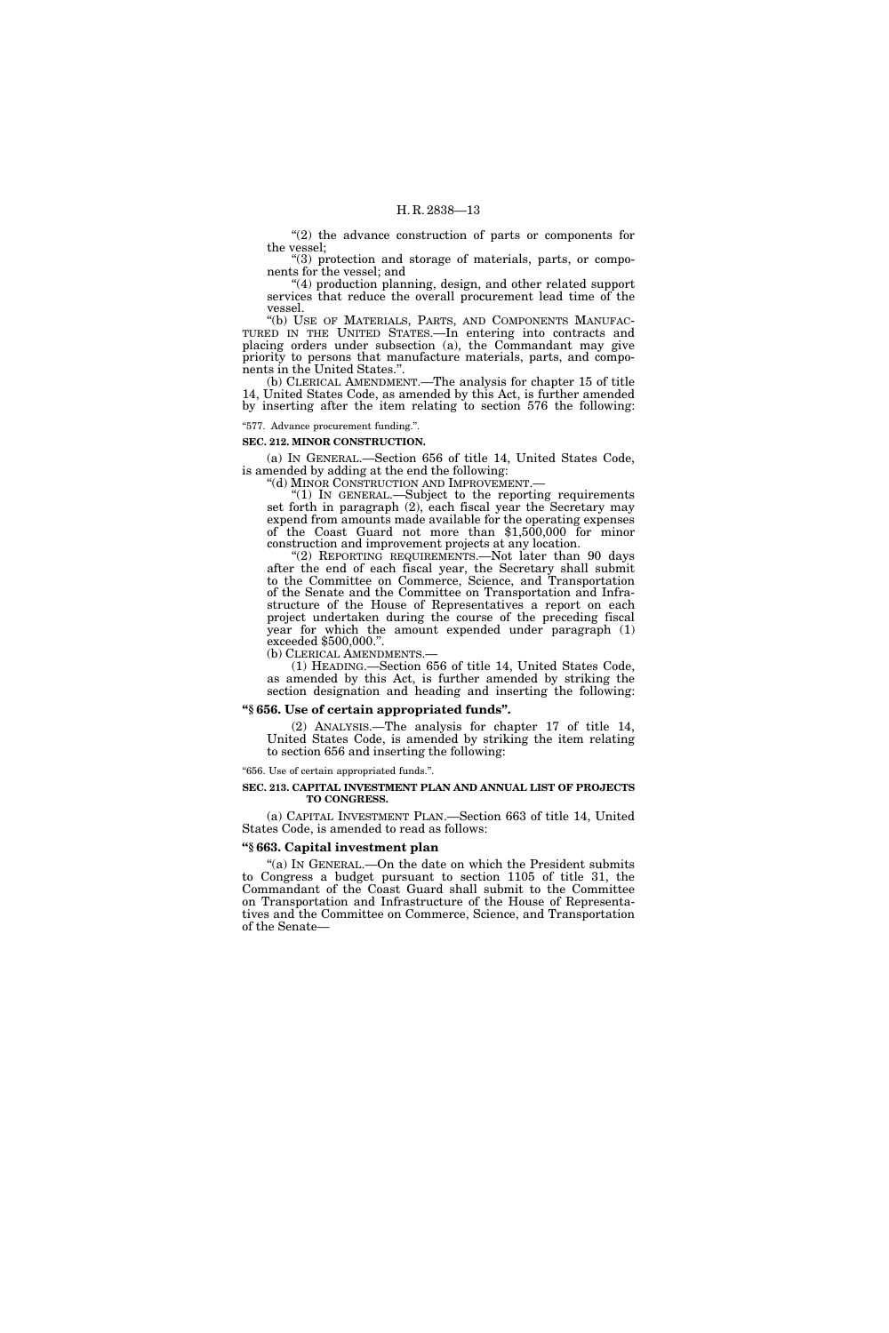"(2) the advance construction of parts or components for the vessel;

"(3) protection and storage of materials, parts, or components for the vessel; and

"(4) production planning, design, and other related support services that reduce the overall procurement lead time of the vessel.

"(b) USE OF MATERIALS, PARTS, AND COMPONENTS MANUFACTURED IN THE UNITED STATES.—In entering into contracts and placing orders under subsection (a), the Commandant may give priority to persons that manufacture materials, parts, and components in the United States.".

(b) CLERICAL AMENDMENT.—The analysis for chapter 15 of title 14, United States Code, as amended by this Act, is further amended by inserting after the item relating to section 576 the following:

"577. Advance procurement funding.".

**SEC. 212. MINOR CONSTRUCTION.**

(a) IN GENERAL.—Section 656 of title 14, United States Code, is amended by adding at the end the following:

"(d) MINOR CONSTRUCTION AND IMPROVEMENT.—

"(1) IN GENERAL.—Subject to the reporting requirements set forth in paragraph (2), each fiscal year the Secretary may expend from amounts made available for the operating expenses of the Coast Guard not more than $1,500,000 for minor construction and improvement projects at any location.

"(2) REPORTING REQUIREMENTS.—Not later than 90 days after the end of each fiscal year, the Secretary shall submit to the Committee on Commerce, Science, and Transportation of the Senate and the Committee on Transportation and Infrastructure of the House of Representatives a report on each project undertaken during the course of the preceding fiscal year for which the amount expended under paragraph (1) exceeded $500,000.".

(b) CLERICAL AMENDMENTS.—

(1) HEADING.—Section 656 of title 14, United States Code, as amended by this Act, is further amended by striking the section designation and heading and inserting the following:

**"§ 656. Use of certain appropriated funds".**

(2) ANALYSIS.—The analysis for chapter 17 of title 14, United States Code, is amended by striking the item relating to section 656 and inserting the following:

"656. Use of certain appropriated funds.".

**SEC. 213. CAPITAL INVESTMENT PLAN AND ANNUAL LIST OF PROJECTS TO CONGRESS.**

(a) CAPITAL INVESTMENT PLAN.—Section 663 of title 14, United States Code, is amended to read as follows:

**"§ 663. Capital investment plan**

"(a) IN GENERAL.—On the date on which the President submits to Congress a budget pursuant to section 1105 of title 31, the Commandant of the Coast Guard shall submit to the Committee on Transportation and Infrastructure of the House of Representatives and the Committee on Commerce, Science, and Transportation of the Senate—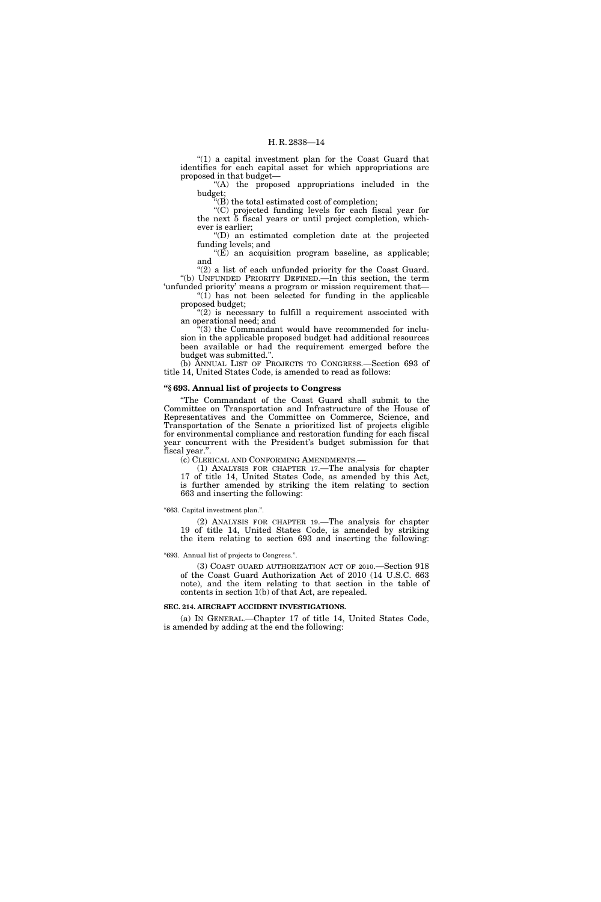"(1) a capital investment plan for the Coast Guard that identifies for each capital asset for which appropriations are proposed in that budget—

"(A) the proposed appropriations included in the budget;

"(B) the total estimated cost of completion;

"(C) projected funding levels for each fiscal year for the next 5 fiscal years or until project completion, whichever is earlier;

"(D) an estimated completion date at the projected funding levels; and

"(E) an acquisition program baseline, as applicable; and

"(2) a list of each unfunded priority for the Coast Guard.

"(b) UNFUNDED PRIORITY DEFINED.—In this section, the term 'unfunded priority' means a program or mission requirement that—

"(1) has not been selected for funding in the applicable proposed budget;

"(2) is necessary to fulfill a requirement associated with an operational need; and

"(3) the Commandant would have recommended for inclusion in the applicable proposed budget had additional resources been available or had the requirement emerged before the budget was submitted.".

(b) ANNUAL LIST OF PROJECTS TO CONGRESS.—Section 693 of title 14, United States Code, is amended to read as follows:

**"§ 693. Annual list of projects to Congress**

"The Commandant of the Coast Guard shall submit to the Committee on Transportation and Infrastructure of the House of Representatives and the Committee on Commerce, Science, and Transportation of the Senate a prioritized list of projects eligible for environmental compliance and restoration funding for each fiscal year concurrent with the President's budget submission for that fiscal year.".

(c) CLERICAL AND CONFORMING AMENDMENTS.—

(1) ANALYSIS FOR CHAPTER 17.—The analysis for chapter 17 of title 14, United States Code, as amended by this Act, is further amended by striking the item relating to section 663 and inserting the following:

"663. Capital investment plan.".

(2) ANALYSIS FOR CHAPTER 19.—The analysis for chapter 19 of title 14, United States Code, is amended by striking the item relating to section 693 and inserting the following:

"693. Annual list of projects to Congress.".

(3) COAST GUARD AUTHORIZATION ACT OF 2010.—Section 918 of the Coast Guard Authorization Act of 2010 (14 U.S.C. 663 note), and the item relating to that section in the table of contents in section 1(b) of that Act, are repealed.

**SEC. 214. AIRCRAFT ACCIDENT INVESTIGATIONS.**

(a) IN GENERAL.—Chapter 17 of title 14, United States Code, is amended by adding at the end the following: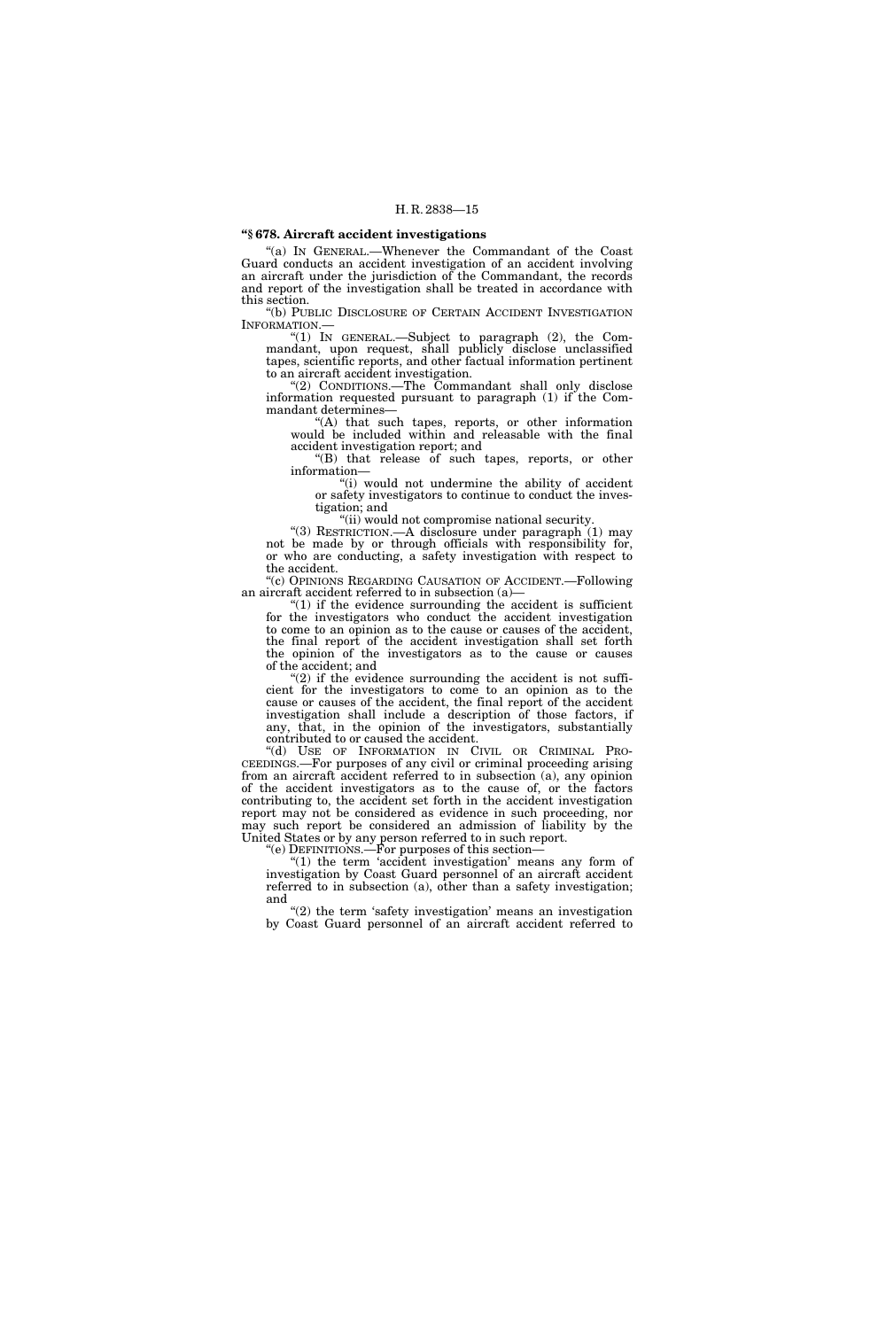**"§ 678. Aircraft accident investigations**

"(a) IN GENERAL.—Whenever the Commandant of the Coast Guard conducts an accident investigation of an accident involving an aircraft under the jurisdiction of the Commandant, the records and report of the investigation shall be treated in accordance with this section.

"(b) PUBLIC DISCLOSURE OF CERTAIN ACCIDENT INVESTIGATION INFORMATION.—

"(1) IN GENERAL.—Subject to paragraph (2), the Commandant, upon request, shall publicly disclose unclassified tapes, scientific reports, and other factual information pertinent to an aircraft accident investigation.

"(2) CONDITIONS.—The Commandant shall only disclose information requested pursuant to paragraph (1) if the Commandant determines—

"(A) that such tapes, reports, or other information would be included within and releasable with the final accident investigation report; and

"(B) that release of such tapes, reports, or other information—

"(i) would not undermine the ability of accident or safety investigators to continue to conduct the investigation; and

"(ii) would not compromise national security.

"(3) RESTRICTION.—A disclosure under paragraph (1) may not be made by or through officials with responsibility for, or who are conducting, a safety investigation with respect to the accident.

"(c) OPINIONS REGARDING CAUSATION OF ACCIDENT.—Following an aircraft accident referred to in subsection (a)—

"(1) if the evidence surrounding the accident is sufficient for the investigators who conduct the accident investigation to come to an opinion as to the cause or causes of the accident, the final report of the accident investigation shall set forth the opinion of the investigators as to the cause or causes of the accident; and

"(2) if the evidence surrounding the accident is not sufficient for the investigators to come to an opinion as to the cause or causes of the accident, the final report of the accident investigation shall include a description of those factors, if any, that, in the opinion of the investigators, substantially contributed to or caused the accident.

"(d) USE OF INFORMATION IN CIVIL OR CRIMINAL PROCEEDINGS.—For purposes of any civil or criminal proceeding arising from an aircraft accident referred to in subsection (a), any opinion of the accident investigators as to the cause of, or the factors contributing to, the accident set forth in the accident investigation report may not be considered as evidence in such proceeding, nor may such report be considered an admission of liability by the United States or by any person referred to in such report.

"(e) DEFINITIONS.—For purposes of this section—

"(1) the term 'accident investigation' means any form of investigation by Coast Guard personnel of an aircraft accident referred to in subsection (a), other than a safety investigation; and

"(2) the term 'safety investigation' means an investigation by Coast Guard personnel of an aircraft accident referred to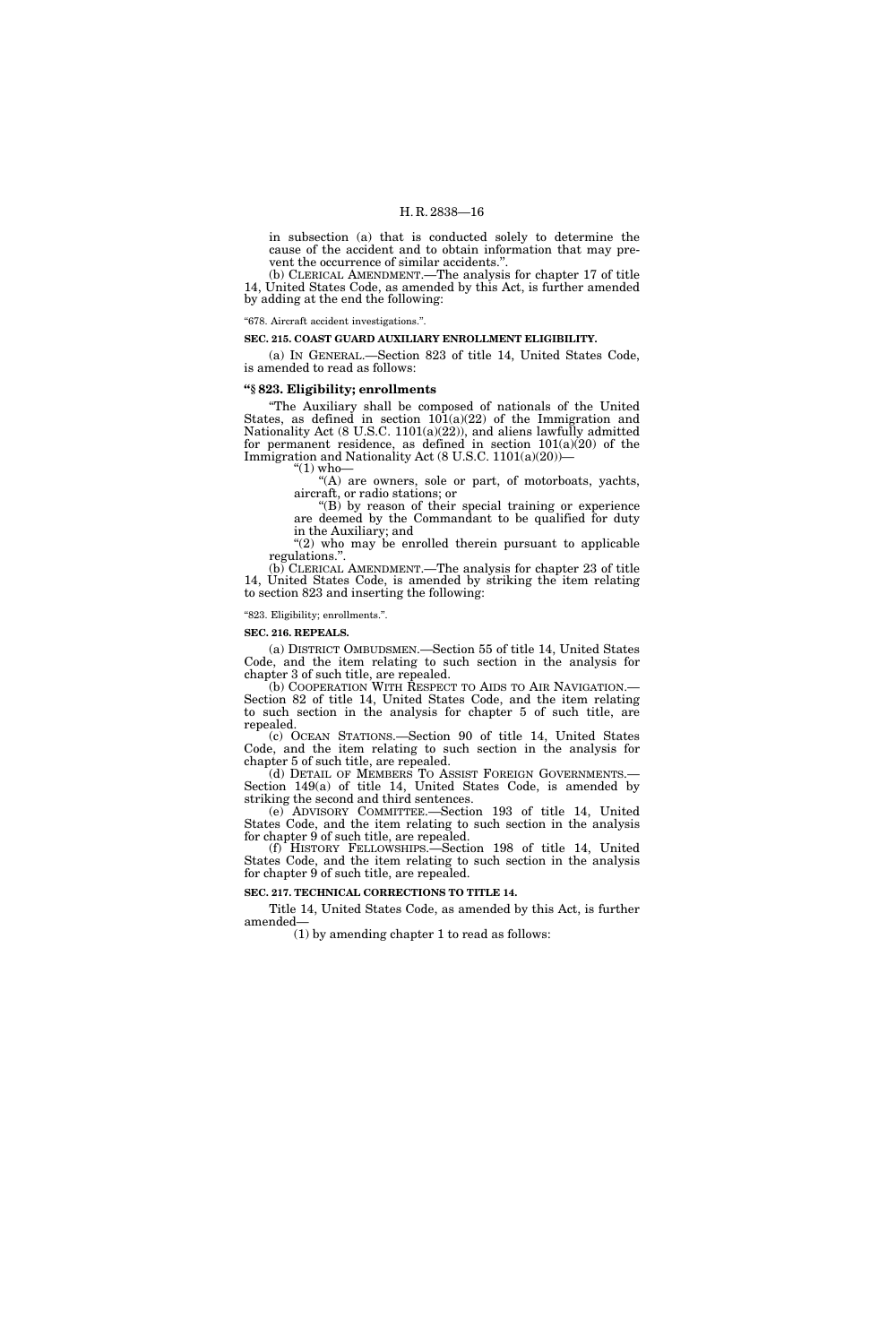in subsection (a) that is conducted solely to determine the cause of the accident and to obtain information that may prevent the occurrence of similar accidents.".

(b) CLERICAL AMENDMENT.—The analysis for chapter 17 of title 14, United States Code, as amended by this Act, is further amended by adding at the end the following:

"678. Aircraft accident investigations.".

**SEC. 215. COAST GUARD AUXILIARY ENROLLMENT ELIGIBILITY.**

(a) IN GENERAL.—Section 823 of title 14, United States Code, is amended to read as follows:

**"§ 823. Eligibility; enrollments**

"The Auxiliary shall be composed of nationals of the United States, as defined in section 101(a)(22) of the Immigration and Nationality Act (8 U.S.C. 1101(a)(22)), and aliens lawfully admitted for permanent residence, as defined in section 101(a)(20) of the Immigration and Nationality Act (8 U.S.C. 1101(a)(20))—

"(1) who—

"(A) are owners, sole or part, of motorboats, yachts, aircraft, or radio stations; or

"(B) by reason of their special training or experience are deemed by the Commandant to be qualified for duty in the Auxiliary; and

"(2) who may be enrolled therein pursuant to applicable regulations.".

(b) CLERICAL AMENDMENT.—The analysis for chapter 23 of title 14, United States Code, is amended by striking the item relating to section 823 and inserting the following:

"823. Eligibility; enrollments.".

**SEC. 216. REPEALS.**

(a) DISTRICT OMBUDSMEN.—Section 55 of title 14, United States Code, and the item relating to such section in the analysis for chapter 3 of such title, are repealed.

(b) COOPERATION WITH RESPECT TO AIDS TO AIR NAVIGATION.—Section 82 of title 14, United States Code, and the item relating to such section in the analysis for chapter 5 of such title, are repealed.

(c) OCEAN STATIONS.—Section 90 of title 14, United States Code, and the item relating to such section in the analysis for chapter 5 of such title, are repealed.

(d) DETAIL OF MEMBERS TO ASSIST FOREIGN GOVERNMENTS.—Section 149(a) of title 14, United States Code, is amended by striking the second and third sentences.

(e) ADVISORY COMMITTEE.—Section 193 of title 14, United States Code, and the item relating to such section in the analysis for chapter 9 of such title, are repealed.

(f) HISTORY FELLOWSHIPS.—Section 198 of title 14, United States Code, and the item relating to such section in the analysis for chapter 9 of such title, are repealed.

**SEC. 217. TECHNICAL CORRECTIONS TO TITLE 14.**

Title 14, United States Code, as amended by this Act, is further amended—

(1) by amending chapter 1 to read as follows: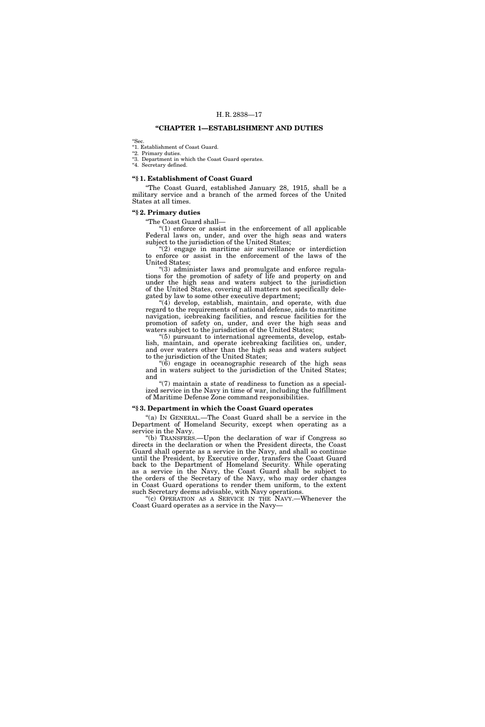## "CHAPTER 1—ESTABLISHMENT AND DUTIES

"Sec.
"1. Establishment of Coast Guard.
"2. Primary duties.
"3. Department in which the Coast Guard operates.
"4. Secretary defined.

### "§ 1. Establishment of Coast Guard

"The Coast Guard, established January 28, 1915, shall be a military service and a branch of the armed forces of the United States at all times.

### "§ 2. Primary duties

"The Coast Guard shall—

"(1) enforce or assist in the enforcement of all applicable Federal laws on, under, and over the high seas and waters subject to the jurisdiction of the United States;

"(2) engage in maritime air surveillance or interdiction to enforce or assist in the enforcement of the laws of the United States;

"(3) administer laws and promulgate and enforce regulations for the promotion of safety of life and property on and under the high seas and waters subject to the jurisdiction of the United States, covering all matters not specifically delegated by law to some other executive department;

"(4) develop, establish, maintain, and operate, with due regard to the requirements of national defense, aids to maritime navigation, icebreaking facilities, and rescue facilities for the promotion of safety on, under, and over the high seas and waters subject to the jurisdiction of the United States;

"(5) pursuant to international agreements, develop, establish, maintain, and operate icebreaking facilities on, under, and over waters other than the high seas and waters subject to the jurisdiction of the United States;

"(6) engage in oceanographic research of the high seas and in waters subject to the jurisdiction of the United States; and

"(7) maintain a state of readiness to function as a specialized service in the Navy in time of war, including the fulfillment of Maritime Defense Zone command responsibilities.

### "§ 3. Department in which the Coast Guard operates

"(a) IN GENERAL.—The Coast Guard shall be a service in the Department of Homeland Security, except when operating as a service in the Navy.

"(b) TRANSFERS.—Upon the declaration of war if Congress so directs in the declaration or when the President directs, the Coast Guard shall operate as a service in the Navy, and shall so continue until the President, by Executive order, transfers the Coast Guard back to the Department of Homeland Security. While operating as a service in the Navy, the Coast Guard shall be subject to the orders of the Secretary of the Navy, who may order changes in Coast Guard operations to render them uniform, to the extent such Secretary deems advisable, with Navy operations.

"(c) OPERATION AS A SERVICE IN THE NAVY.—Whenever the Coast Guard operates as a service in the Navy—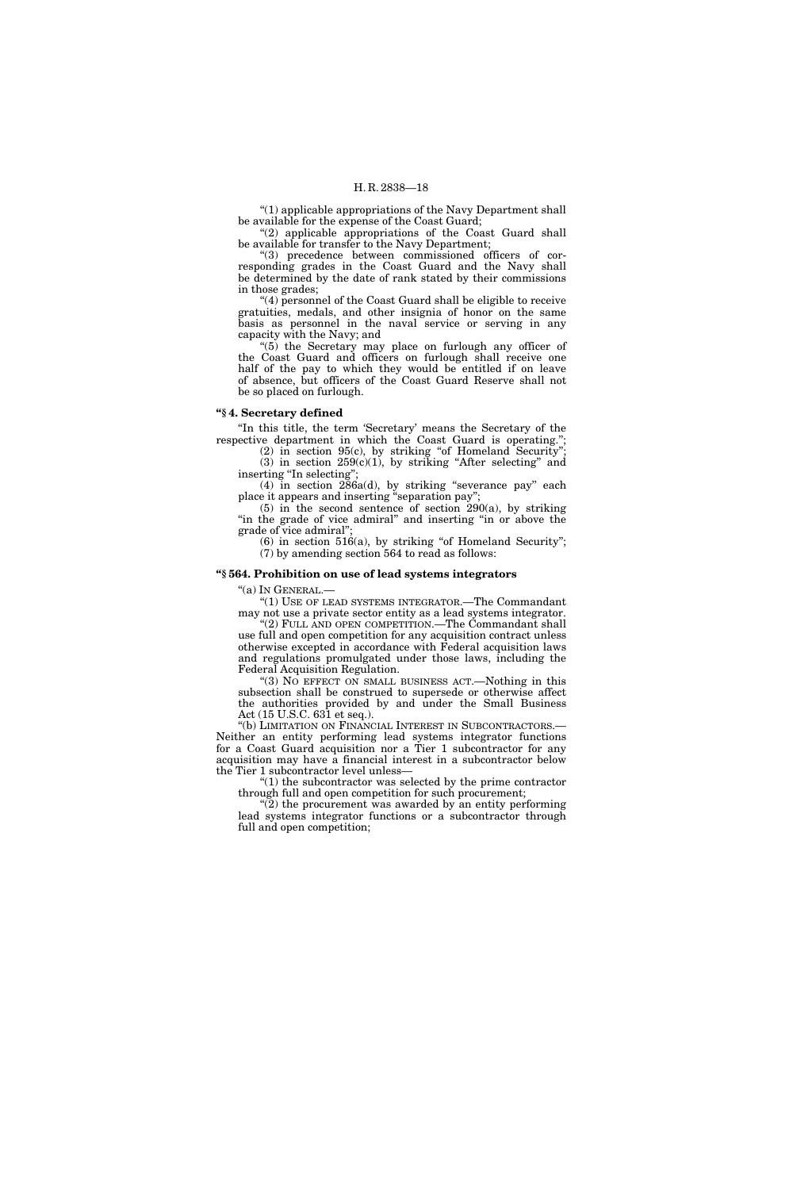"(1) applicable appropriations of the Navy Department shall be available for the expense of the Coast Guard;

"(2) applicable appropriations of the Coast Guard shall be available for transfer to the Navy Department;

"(3) precedence between commissioned officers of corresponding grades in the Coast Guard and the Navy shall be determined by the date of rank stated by their commissions in those grades;

"(4) personnel of the Coast Guard shall be eligible to receive gratuities, medals, and other insignia of honor on the same basis as personnel in the naval service or serving in any capacity with the Navy; and

"(5) the Secretary may place on furlough any officer of the Coast Guard and officers on furlough shall receive one half of the pay to which they would be entitled if on leave of absence, but officers of the Coast Guard Reserve shall not be so placed on furlough.

**"§ 4. Secretary defined**

"In this title, the term 'Secretary' means the Secretary of the respective department in which the Coast Guard is operating.";

(2) in section 95(c), by striking "of Homeland Security";

(3) in section 259(c)(1), by striking "After selecting" and inserting "In selecting";

(4) in section 286a(d), by striking "severance pay" each place it appears and inserting "separation pay";

(5) in the second sentence of section 290(a), by striking "in the grade of vice admiral" and inserting "in or above the grade of vice admiral";

(6) in section 516(a), by striking "of Homeland Security";

(7) by amending section 564 to read as follows:

**"§ 564. Prohibition on use of lead systems integrators**

"(a) IN GENERAL.—

"(1) USE OF LEAD SYSTEMS INTEGRATOR.—The Commandant may not use a private sector entity as a lead systems integrator.

"(2) FULL AND OPEN COMPETITION.—The Commandant shall use full and open competition for any acquisition contract unless otherwise excepted in accordance with Federal acquisition laws and regulations promulgated under those laws, including the Federal Acquisition Regulation.

"(3) NO EFFECT ON SMALL BUSINESS ACT.—Nothing in this subsection shall be construed to supersede or otherwise affect the authorities provided by and under the Small Business Act (15 U.S.C. 631 et seq.).

"(b) LIMITATION ON FINANCIAL INTEREST IN SUBCONTRACTORS.—Neither an entity performing lead systems integrator functions for a Coast Guard acquisition nor a Tier 1 subcontractor for any acquisition may have a financial interest in a subcontractor below the Tier 1 subcontractor level unless—

"(1) the subcontractor was selected by the prime contractor through full and open competition for such procurement;

"(2) the procurement was awarded by an entity performing lead systems integrator functions or a subcontractor through full and open competition;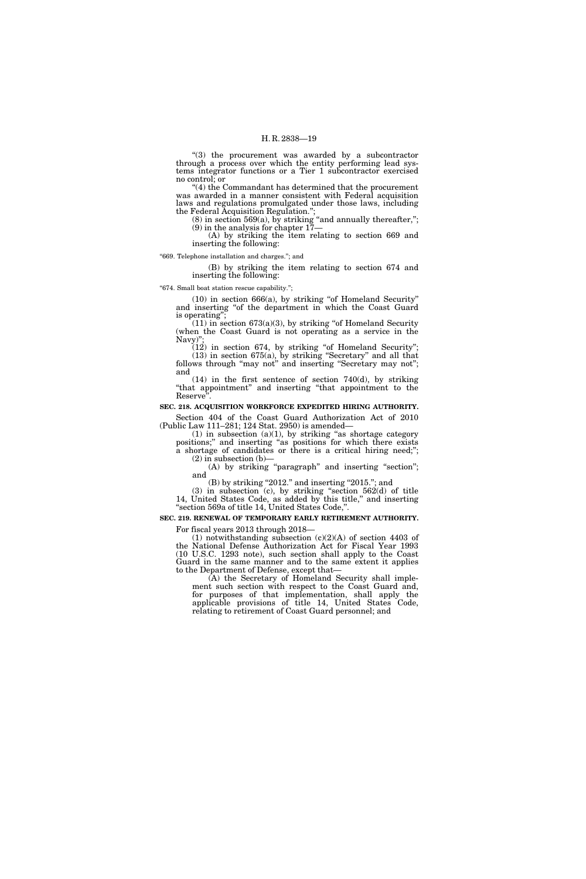"(3) the procurement was awarded by a subcontractor through a process over which the entity performing lead systems integrator functions or a Tier 1 subcontractor exercised no control; or

"(4) the Commandant has determined that the procurement was awarded in a manner consistent with Federal acquisition laws and regulations promulgated under those laws, including the Federal Acquisition Regulation.";

(8) in section 569(a), by striking "and annually thereafter,";

(9) in the analysis for chapter 17—

(A) by striking the item relating to section 669 and inserting the following:

"669. Telephone installation and charges."; and

(B) by striking the item relating to section 674 and inserting the following:

"674. Small boat station rescue capability.";

(10) in section 666(a), by striking "of Homeland Security" and inserting "of the department in which the Coast Guard is operating";

(11) in section 673(a)(3), by striking "of Homeland Security (when the Coast Guard is not operating as a service in the Navy)";

(12) in section 674, by striking "of Homeland Security";

(13) in section 675(a), by striking "Secretary" and all that follows through "may not" and inserting "Secretary may not"; and

(14) in the first sentence of section 740(d), by striking "that appointment" and inserting "that appointment to the Reserve".

**SEC. 218. ACQUISITION WORKFORCE EXPEDITED HIRING AUTHORITY.**

Section 404 of the Coast Guard Authorization Act of 2010 (Public Law 111–281; 124 Stat. 2950) is amended—

(1) in subsection (a)(1), by striking "as shortage category positions;" and inserting "as positions for which there exists a shortage of candidates or there is a critical hiring need;";

(2) in subsection (b)—

(A) by striking "paragraph" and inserting "section"; and

(B) by striking "2012." and inserting "2015."; and

(3) in subsection (c), by striking "section 562(d) of title 14, United States Code, as added by this title," and inserting "section 569a of title 14, United States Code,".

**SEC. 219. RENEWAL OF TEMPORARY EARLY RETIREMENT AUTHORITY.**

For fiscal years 2013 through 2018—

(1) notwithstanding subsection (c)(2)(A) of section 4403 of the National Defense Authorization Act for Fiscal Year 1993 (10 U.S.C. 1293 note), such section shall apply to the Coast Guard in the same manner and to the same extent it applies to the Department of Defense, except that—

(A) the Secretary of Homeland Security shall implement such section with respect to the Coast Guard and, for purposes of that implementation, shall apply the applicable provisions of title 14, United States Code, relating to retirement of Coast Guard personnel; and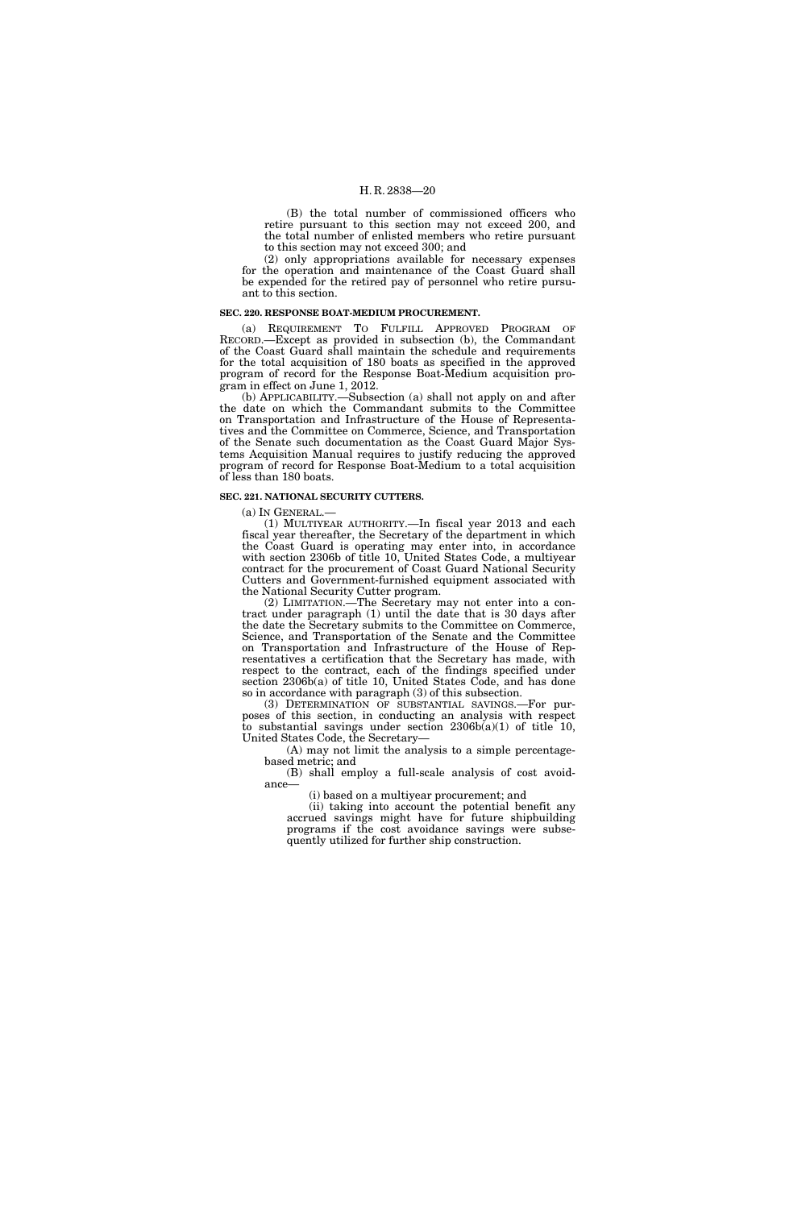(B) the total number of commissioned officers who retire pursuant to this section may not exceed 200, and the total number of enlisted members who retire pursuant to this section may not exceed 300; and

(2) only appropriations available for necessary expenses for the operation and maintenance of the Coast Guard shall be expended for the retired pay of personnel who retire pursuant to this section.

**SEC. 220. RESPONSE BOAT-MEDIUM PROCUREMENT.**

(a) REQUIREMENT TO FULFILL APPROVED PROGRAM OF RECORD.—Except as provided in subsection (b), the Commandant of the Coast Guard shall maintain the schedule and requirements for the total acquisition of 180 boats as specified in the approved program of record for the Response Boat-Medium acquisition program in effect on June 1, 2012.

(b) APPLICABILITY.—Subsection (a) shall not apply on and after the date on which the Commandant submits to the Committee on Transportation and Infrastructure of the House of Representatives and the Committee on Commerce, Science, and Transportation of the Senate such documentation as the Coast Guard Major Systems Acquisition Manual requires to justify reducing the approved program of record for Response Boat-Medium to a total acquisition of less than 180 boats.

**SEC. 221. NATIONAL SECURITY CUTTERS.**

(a) IN GENERAL.—

(1) MULTIYEAR AUTHORITY.—In fiscal year 2013 and each fiscal year thereafter, the Secretary of the department in which the Coast Guard is operating may enter into, in accordance with section 2306b of title 10, United States Code, a multiyear contract for the procurement of Coast Guard National Security Cutters and Government-furnished equipment associated with the National Security Cutter program.

(2) LIMITATION.—The Secretary may not enter into a contract under paragraph (1) until the date that is 30 days after the date the Secretary submits to the Committee on Commerce, Science, and Transportation of the Senate and the Committee on Transportation and Infrastructure of the House of Representatives a certification that the Secretary has made, with respect to the contract, each of the findings specified under section 2306b(a) of title 10, United States Code, and has done so in accordance with paragraph (3) of this subsection.

(3) DETERMINATION OF SUBSTANTIAL SAVINGS.—For purposes of this section, in conducting an analysis with respect to substantial savings under section 2306b(a)(1) of title 10, United States Code, the Secretary—

(A) may not limit the analysis to a simple percentage-based metric; and

(B) shall employ a full-scale analysis of cost avoidance—

(i) based on a multiyear procurement; and

(ii) taking into account the potential benefit any accrued savings might have for future shipbuilding programs if the cost avoidance savings were subsequently utilized for further ship construction.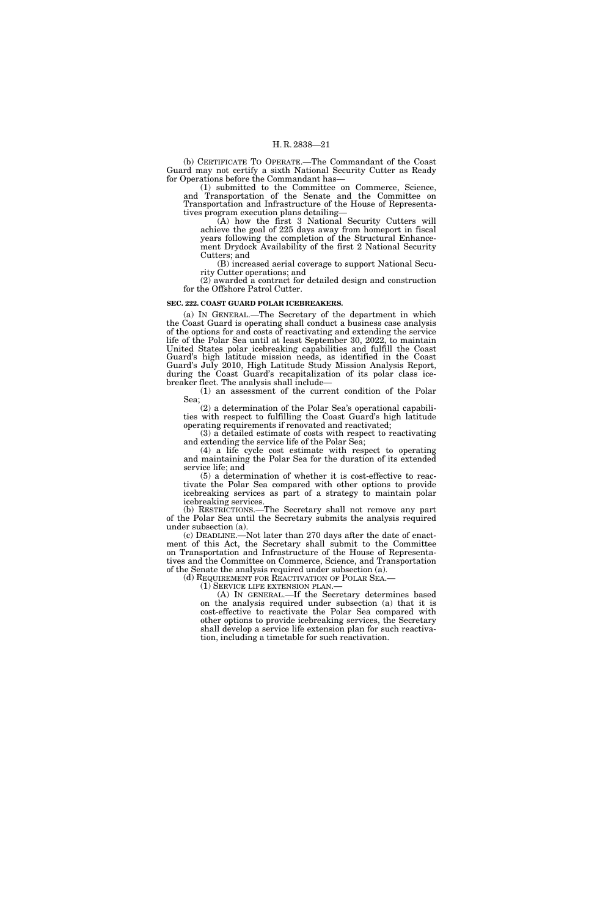(b) CERTIFICATE TO OPERATE.—The Commandant of the Coast Guard may not certify a sixth National Security Cutter as Ready for Operations before the Commandant has—

(1) submitted to the Committee on Commerce, Science, and Transportation of the Senate and the Committee on Transportation and Infrastructure of the House of Representatives program execution plans detailing—

(A) how the first 3 National Security Cutters will achieve the goal of 225 days away from homeport in fiscal years following the completion of the Structural Enhancement Drydock Availability of the first 2 National Security Cutters; and

(B) increased aerial coverage to support National Security Cutter operations; and

(2) awarded a contract for detailed design and construction for the Offshore Patrol Cutter.

**SEC. 222. COAST GUARD POLAR ICEBREAKERS.**

(a) IN GENERAL.—The Secretary of the department in which the Coast Guard is operating shall conduct a business case analysis of the options for and costs of reactivating and extending the service life of the Polar Sea until at least September 30, 2022, to maintain United States polar icebreaking capabilities and fulfill the Coast Guard's high latitude mission needs, as identified in the Coast Guard's July 2010, High Latitude Study Mission Analysis Report, during the Coast Guard's recapitalization of its polar class icebreaker fleet. The analysis shall include—

(1) an assessment of the current condition of the Polar Sea;

(2) a determination of the Polar Sea's operational capabilities with respect to fulfilling the Coast Guard's high latitude operating requirements if renovated and reactivated;

(3) a detailed estimate of costs with respect to reactivating and extending the service life of the Polar Sea;

(4) a life cycle cost estimate with respect to operating and maintaining the Polar Sea for the duration of its extended service life; and

(5) a determination of whether it is cost-effective to reactivate the Polar Sea compared with other options to provide icebreaking services as part of a strategy to maintain polar icebreaking services.

(b) RESTRICTIONS.—The Secretary shall not remove any part of the Polar Sea until the Secretary submits the analysis required under subsection (a).

(c) DEADLINE.—Not later than 270 days after the date of enactment of this Act, the Secretary shall submit to the Committee on Transportation and Infrastructure of the House of Representatives and the Committee on Commerce, Science, and Transportation of the Senate the analysis required under subsection (a).

(d) REQUIREMENT FOR REACTIVATION OF POLAR SEA.—

(1) SERVICE LIFE EXTENSION PLAN.—

(A) IN GENERAL.—If the Secretary determines based on the analysis required under subsection (a) that it is cost-effective to reactivate the Polar Sea compared with other options to provide icebreaking services, the Secretary shall develop a service life extension plan for such reactivation, including a timetable for such reactivation.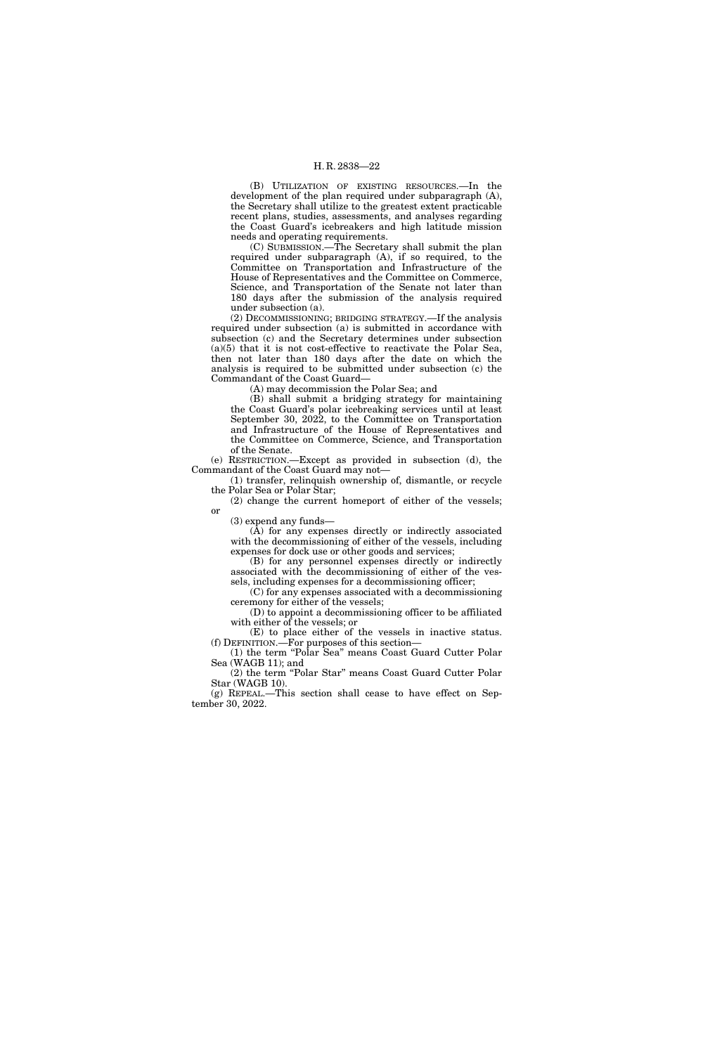(B) UTILIZATION OF EXISTING RESOURCES.—In the development of the plan required under subparagraph (A), the Secretary shall utilize to the greatest extent practicable recent plans, studies, assessments, and analyses regarding the Coast Guard's icebreakers and high latitude mission needs and operating requirements.

(C) SUBMISSION.—The Secretary shall submit the plan required under subparagraph (A), if so required, to the Committee on Transportation and Infrastructure of the House of Representatives and the Committee on Commerce, Science, and Transportation of the Senate not later than 180 days after the submission of the analysis required under subsection (a).

(2) DECOMMISSIONING; BRIDGING STRATEGY.—If the analysis required under subsection (a) is submitted in accordance with subsection (c) and the Secretary determines under subsection (a)(5) that it is not cost-effective to reactivate the Polar Sea, then not later than 180 days after the date on which the analysis is required to be submitted under subsection (c) the Commandant of the Coast Guard—

(A) may decommission the Polar Sea; and

(B) shall submit a bridging strategy for maintaining the Coast Guard's polar icebreaking services until at least September 30, 2022, to the Committee on Transportation and Infrastructure of the House of Representatives and the Committee on Commerce, Science, and Transportation of the Senate.

(e) RESTRICTION.—Except as provided in subsection (d), the Commandant of the Coast Guard may not—

(1) transfer, relinquish ownership of, dismantle, or recycle the Polar Sea or Polar Star;

(2) change the current homeport of either of the vessels; or

(3) expend any funds—

(A) for any expenses directly or indirectly associated with the decommissioning of either of the vessels, including expenses for dock use or other goods and services;

(B) for any personnel expenses directly or indirectly associated with the decommissioning of either of the vessels, including expenses for a decommissioning officer;

(C) for any expenses associated with a decommissioning ceremony for either of the vessels;

(D) to appoint a decommissioning officer to be affiliated with either of the vessels; or

(E) to place either of the vessels in inactive status.

(f) DEFINITION.—For purposes of this section—

(1) the term "Polar Sea" means Coast Guard Cutter Polar Sea (WAGB 11); and

(2) the term "Polar Star" means Coast Guard Cutter Polar Star (WAGB 10).

(g) REPEAL.—This section shall cease to have effect on September 30, 2022.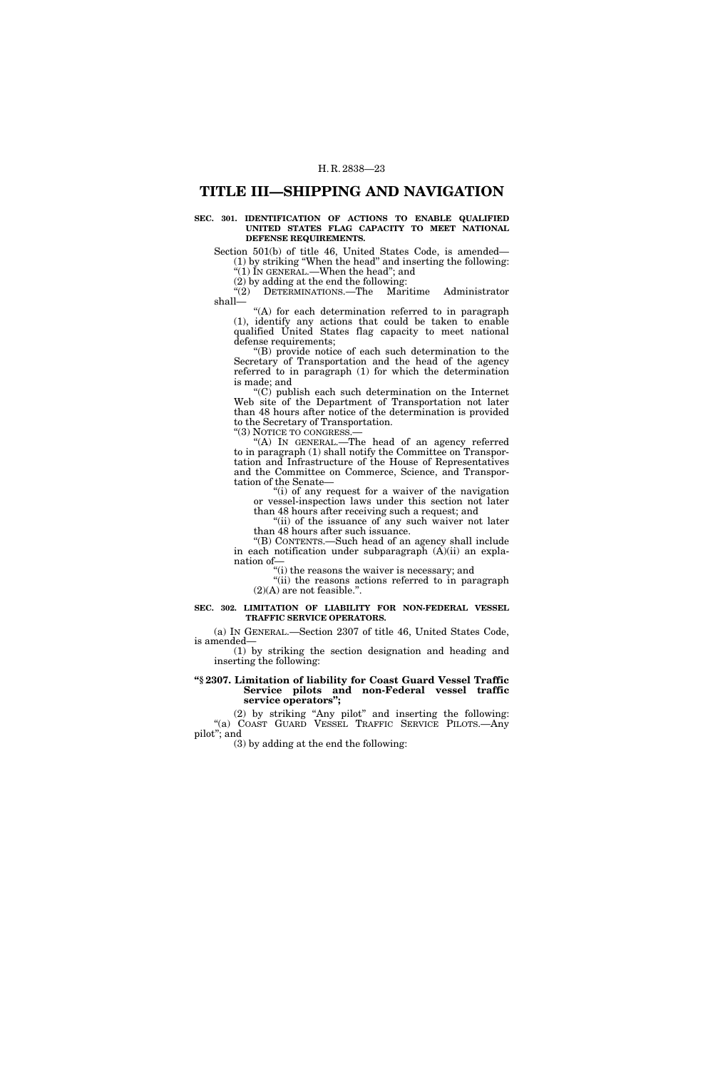# TITLE III—SHIPPING AND NAVIGATION

**SEC. 301. IDENTIFICATION OF ACTIONS TO ENABLE QUALIFIED UNITED STATES FLAG CAPACITY TO MEET NATIONAL DEFENSE REQUIREMENTS.**

Section 501(b) of title 46, United States Code, is amended—

(1) by striking "When the head" and inserting the following: "(1) IN GENERAL.—When the head"; and

(2) by adding at the end the following:

"(2) DETERMINATIONS.—The Maritime Administrator shall—

"(A) for each determination referred to in paragraph (1), identify any actions that could be taken to enable qualified United States flag capacity to meet national defense requirements;

"(B) provide notice of each such determination to the Secretary of Transportation and the head of the agency referred to in paragraph (1) for which the determination is made; and

"(C) publish each such determination on the Internet Web site of the Department of Transportation not later than 48 hours after notice of the determination is provided to the Secretary of Transportation.

"(3) NOTICE TO CONGRESS.—

"(A) IN GENERAL.—The head of an agency referred to in paragraph (1) shall notify the Committee on Transportation and Infrastructure of the House of Representatives and the Committee on Commerce, Science, and Transportation of the Senate—

"(i) of any request for a waiver of the navigation or vessel-inspection laws under this section not later than 48 hours after receiving such a request; and

"(ii) of the issuance of any such waiver not later than 48 hours after such issuance.

"(B) CONTENTS.—Such head of an agency shall include in each notification under subparagraph (A)(ii) an explanation of—

"(i) the reasons the waiver is necessary; and

"(ii) the reasons actions referred to in paragraph (2)(A) are not feasible.".

**SEC. 302. LIMITATION OF LIABILITY FOR NON-FEDERAL VESSEL TRAFFIC SERVICE OPERATORS.**

(a) IN GENERAL.—Section 2307 of title 46, United States Code, is amended—

(1) by striking the section designation and heading and inserting the following:

**"§ 2307. Limitation of liability for Coast Guard Vessel Traffic Service pilots and non-Federal vessel traffic service operators";**

(2) by striking "Any pilot" and inserting the following: "(a) COAST GUARD VESSEL TRAFFIC SERVICE PILOTS.—Any pilot"; and

(3) by adding at the end the following: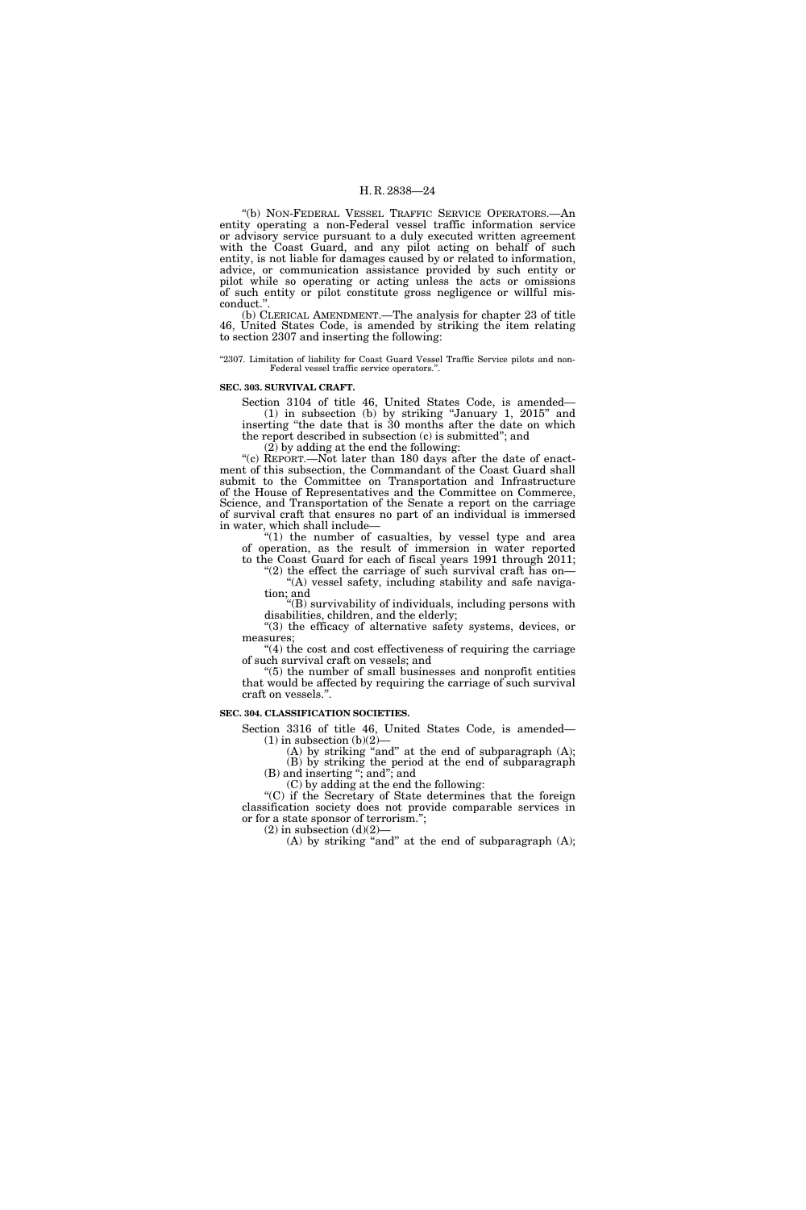"(b) NON-FEDERAL VESSEL TRAFFIC SERVICE OPERATORS.—An entity operating a non-Federal vessel traffic information service or advisory service pursuant to a duly executed written agreement with the Coast Guard, and any pilot acting on behalf of such entity, is not liable for damages caused by or related to information, advice, or communication assistance provided by such entity or pilot while so operating or acting unless the acts or omissions of such entity or pilot constitute gross negligence or willful misconduct.".

(b) CLERICAL AMENDMENT.—The analysis for chapter 23 of title 46, United States Code, is amended by striking the item relating to section 2307 and inserting the following:

"2307. Limitation of liability for Coast Guard Vessel Traffic Service pilots and non-Federal vessel traffic service operators.".

**SEC. 303. SURVIVAL CRAFT.**

Section 3104 of title 46, United States Code, is amended—

(1) in subsection (b) by striking "January 1, 2015" and inserting "the date that is 30 months after the date on which the report described in subsection (c) is submitted"; and

(2) by adding at the end the following:

"(c) REPORT.—Not later than 180 days after the date of enactment of this subsection, the Commandant of the Coast Guard shall submit to the Committee on Transportation and Infrastructure of the House of Representatives and the Committee on Commerce, Science, and Transportation of the Senate a report on the carriage of survival craft that ensures no part of an individual is immersed in water, which shall include—

"(1) the number of casualties, by vessel type and area of operation, as the result of immersion in water reported to the Coast Guard for each of fiscal years 1991 through 2011;

"(2) the effect the carriage of such survival craft has on—

"(A) vessel safety, including stability and safe navigation; and

"(B) survivability of individuals, including persons with disabilities, children, and the elderly;

"(3) the efficacy of alternative safety systems, devices, or measures;

"(4) the cost and cost effectiveness of requiring the carriage of such survival craft on vessels; and

"(5) the number of small businesses and nonprofit entities that would be affected by requiring the carriage of such survival craft on vessels.".

**SEC. 304. CLASSIFICATION SOCIETIES.**

Section 3316 of title 46, United States Code, is amended—

(1) in subsection (b)(2)—

(A) by striking "and" at the end of subparagraph (A);

(B) by striking the period at the end of subparagraph (B) and inserting "; and"; and

(C) by adding at the end the following:

"(C) if the Secretary of State determines that the foreign classification society does not provide comparable services in or for a state sponsor of terrorism.";

(2) in subsection (d)(2)—

(A) by striking "and" at the end of subparagraph (A);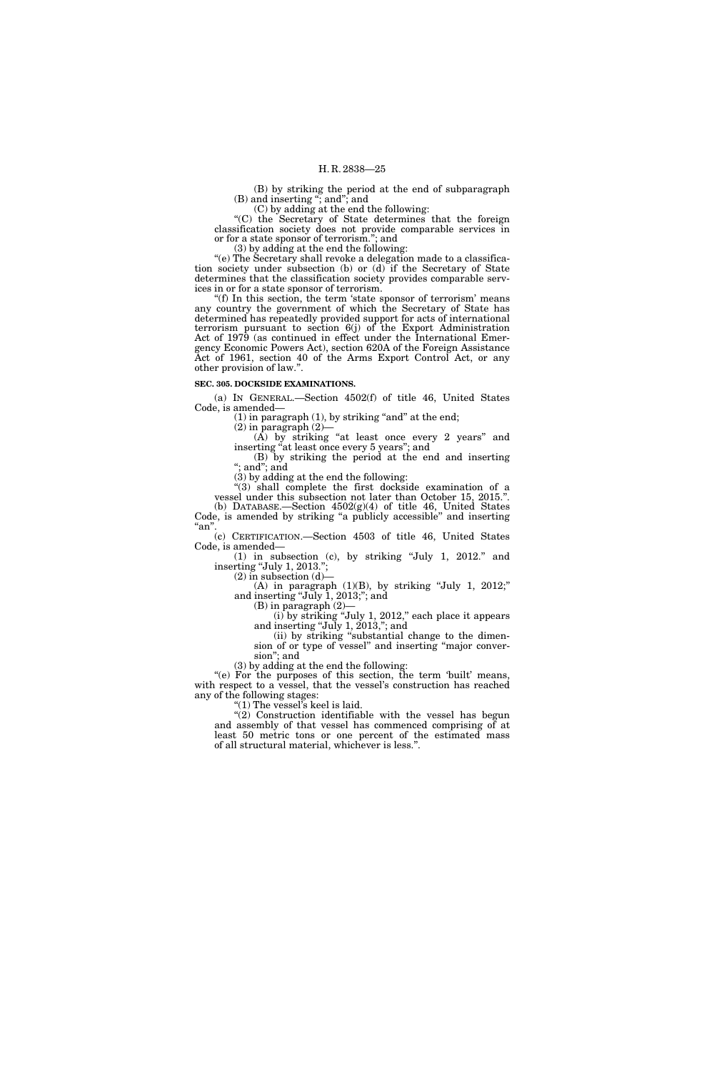(B) by striking the period at the end of subparagraph (B) and inserting "; and"; and

(C) by adding at the end the following:

"(C) the Secretary of State determines that the foreign classification society does not provide comparable services in or for a state sponsor of terrorism."; and

(3) by adding at the end the following:

"(e) The Secretary shall revoke a delegation made to a classification society under subsection (b) or (d) if the Secretary of State determines that the classification society provides comparable services in or for a state sponsor of terrorism.

"(f) In this section, the term 'state sponsor of terrorism' means any country the government of which the Secretary of State has determined has repeatedly provided support for acts of international terrorism pursuant to section 6(j) of the Export Administration Act of 1979 (as continued in effect under the International Emergency Economic Powers Act), section 620A of the Foreign Assistance Act of 1961, section 40 of the Arms Export Control Act, or any other provision of law.".

**SEC. 305. DOCKSIDE EXAMINATIONS.**

(a) IN GENERAL.—Section 4502(f) of title 46, United States Code, is amended—

(1) in paragraph (1), by striking "and" at the end;

(2) in paragraph (2)—

(A) by striking "at least once every 2 years" and inserting "at least once every 5 years"; and

(B) by striking the period at the end and inserting "; and"; and

(3) by adding at the end the following:

"(3) shall complete the first dockside examination of a vessel under this subsection not later than October 15, 2015.".

(b) DATABASE.—Section 4502(g)(4) of title 46, United States Code, is amended by striking "a publicly accessible" and inserting "an".

(c) CERTIFICATION.—Section 4503 of title 46, United States Code, is amended—

(1) in subsection (c), by striking "July 1, 2012." and inserting "July 1, 2013.";

(2) in subsection (d)—

(A) in paragraph (1)(B), by striking "July 1, 2012;" and inserting "July 1, 2013;"; and

(B) in paragraph (2)—

(i) by striking "July 1, 2012," each place it appears and inserting "July 1, 2013,"; and

(ii) by striking "substantial change to the dimension of or type of vessel" and inserting "major conversion"; and

(3) by adding at the end the following:

"(e) For the purposes of this section, the term 'built' means, with respect to a vessel, that the vessel's construction has reached any of the following stages:

"(1) The vessel's keel is laid.

"(2) Construction identifiable with the vessel has begun and assembly of that vessel has commenced comprising of at least 50 metric tons or one percent of the estimated mass of all structural material, whichever is less.".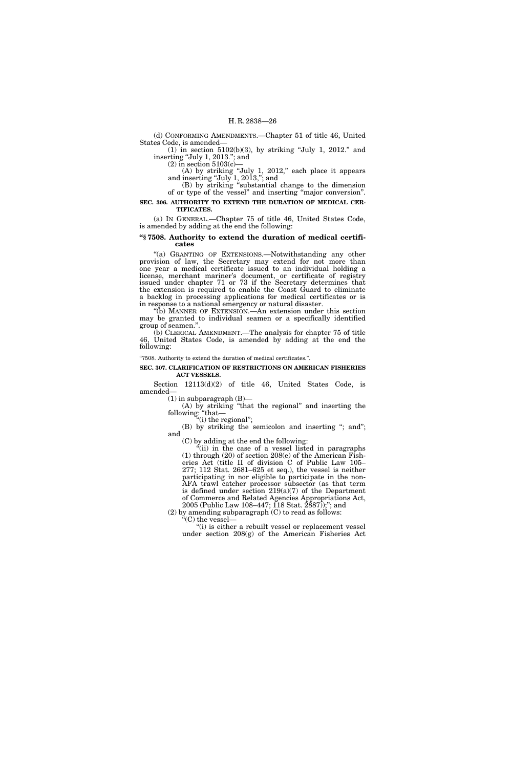(d) CONFORMING AMENDMENTS.—Chapter 51 of title 46, United States Code, is amended—

(1) in section 5102(b)(3), by striking "July 1, 2012." and inserting "July 1, 2013."; and

(2) in section 5103(c)—

(A) by striking "July 1, 2012," each place it appears and inserting "July 1, 2013,"; and

(B) by striking "substantial change to the dimension of or type of the vessel" and inserting "major conversion".

**SEC. 306. AUTHORITY TO EXTEND THE DURATION OF MEDICAL CERTIFICATES.**

(a) IN GENERAL.—Chapter 75 of title 46, United States Code, is amended by adding at the end the following:

**"§ 7508. Authority to extend the duration of medical certificates**

"(a) GRANTING OF EXTENSIONS.—Notwithstanding any other provision of law, the Secretary may extend for not more than one year a medical certificate issued to an individual holding a license, merchant mariner's document, or certificate of registry issued under chapter 71 or 73 if the Secretary determines that the extension is required to enable the Coast Guard to eliminate a backlog in processing applications for medical certificates or is in response to a national emergency or natural disaster.

"(b) MANNER OF EXTENSION.—An extension under this section may be granted to individual seamen or a specifically identified group of seamen.".

(b) CLERICAL AMENDMENT.—The analysis for chapter 75 of title 46, United States Code, is amended by adding at the end the following:

"7508. Authority to extend the duration of medical certificates.".

**SEC. 307. CLARIFICATION OF RESTRICTIONS ON AMERICAN FISHERIES ACT VESSELS.**

Section 12113(d)(2) of title 46, United States Code, is amended—

(1) in subparagraph (B)—

(A) by striking "that the regional" and inserting the following: "that—

"(i) the regional";

(B) by striking the semicolon and inserting "; and"; and

(C) by adding at the end the following:

"(ii) in the case of a vessel listed in paragraphs (1) through (20) of section 208(e) of the American Fisheries Act (title II of division C of Public Law 105–277; 112 Stat. 2681–625 et seq.), the vessel is neither participating in nor eligible to participate in the non-AFA trawl catcher processor subsector (as that term is defined under section 219(a)(7) of the Department of Commerce and Related Agencies Appropriations Act, 2005 (Public Law 108–447; 118 Stat. 2887));"; and

(2) by amending subparagraph (C) to read as follows:

"(C) the vessel—

"(i) is either a rebuilt vessel or replacement vessel under section 208(g) of the American Fisheries Act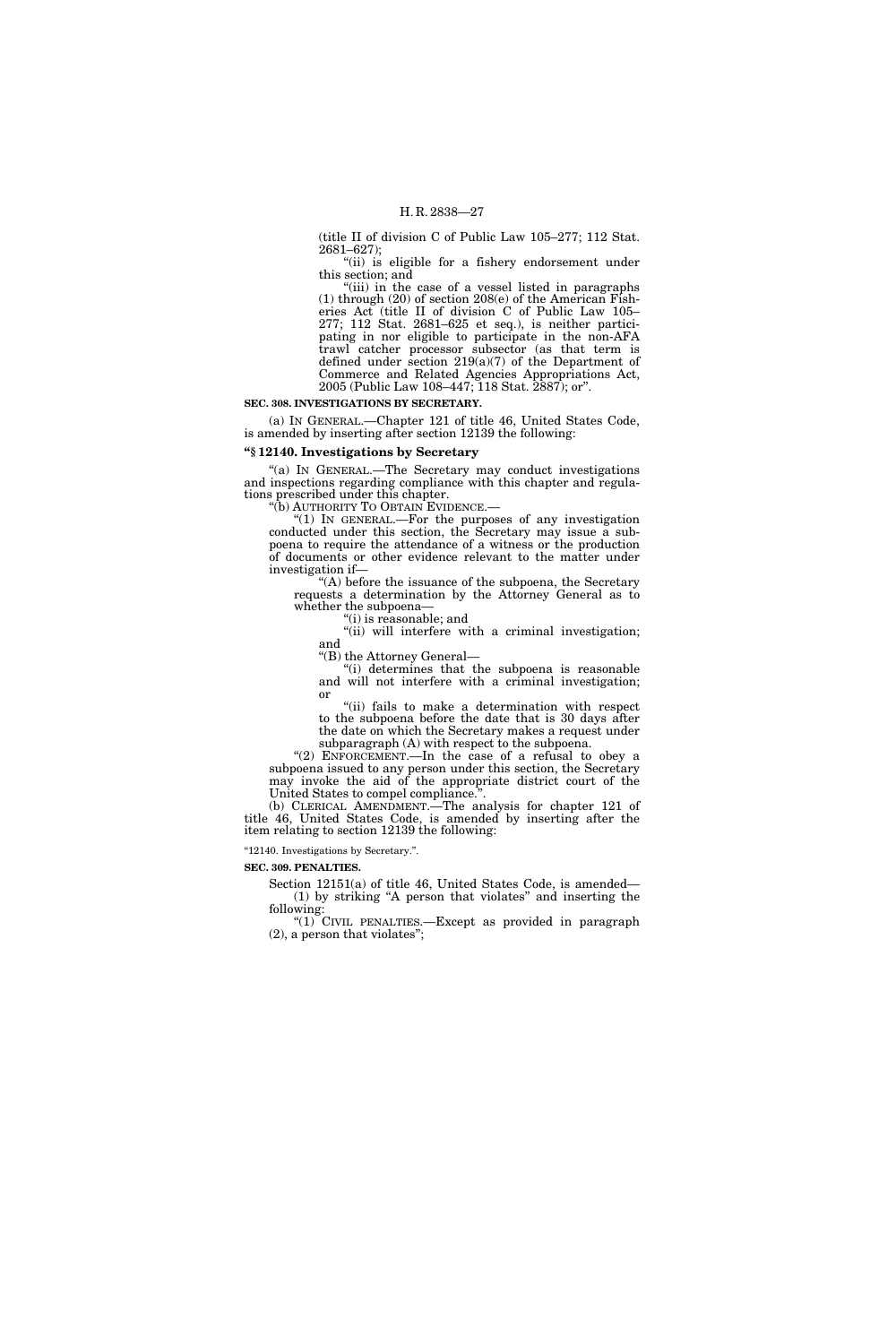(title II of division C of Public Law 105–277; 112 Stat. 2681–627);

"(ii) is eligible for a fishery endorsement under this section; and

"(iii) in the case of a vessel listed in paragraphs (1) through (20) of section 208(e) of the American Fisheries Act (title II of division C of Public Law 105–277; 112 Stat. 2681–625 et seq.), is neither participating in nor eligible to participate in the non-AFA trawl catcher processor subsector (as that term is defined under section 219(a)(7) of the Department of Commerce and Related Agencies Appropriations Act, 2005 (Public Law 108–447; 118 Stat. 2887); or".

**SEC. 308. INVESTIGATIONS BY SECRETARY.**

(a) IN GENERAL.—Chapter 121 of title 46, United States Code, is amended by inserting after section 12139 the following:

**"§ 12140. Investigations by Secretary**

"(a) IN GENERAL.—The Secretary may conduct investigations and inspections regarding compliance with this chapter and regulations prescribed under this chapter.

"(b) AUTHORITY TO OBTAIN EVIDENCE.—

"(1) IN GENERAL.—For the purposes of any investigation conducted under this section, the Secretary may issue a subpoena to require the attendance of a witness or the production of documents or other evidence relevant to the matter under investigation if—

"(A) before the issuance of the subpoena, the Secretary requests a determination by the Attorney General as to whether the subpoena—

"(i) is reasonable; and

"(ii) will interfere with a criminal investigation; and

"(B) the Attorney General—

"(i) determines that the subpoena is reasonable and will not interfere with a criminal investigation; or

"(ii) fails to make a determination with respect to the subpoena before the date that is 30 days after the date on which the Secretary makes a request under subparagraph (A) with respect to the subpoena.

"(2) ENFORCEMENT.—In the case of a refusal to obey a subpoena issued to any person under this section, the Secretary may invoke the aid of the appropriate district court of the United States to compel compliance.".

(b) CLERICAL AMENDMENT.—The analysis for chapter 121 of title 46, United States Code, is amended by inserting after the item relating to section 12139 the following:

"12140. Investigations by Secretary.".

**SEC. 309. PENALTIES.**

Section 12151(a) of title 46, United States Code, is amended—

(1) by striking "A person that violates" and inserting the following:

"(1) CIVIL PENALTIES.—Except as provided in paragraph (2), a person that violates";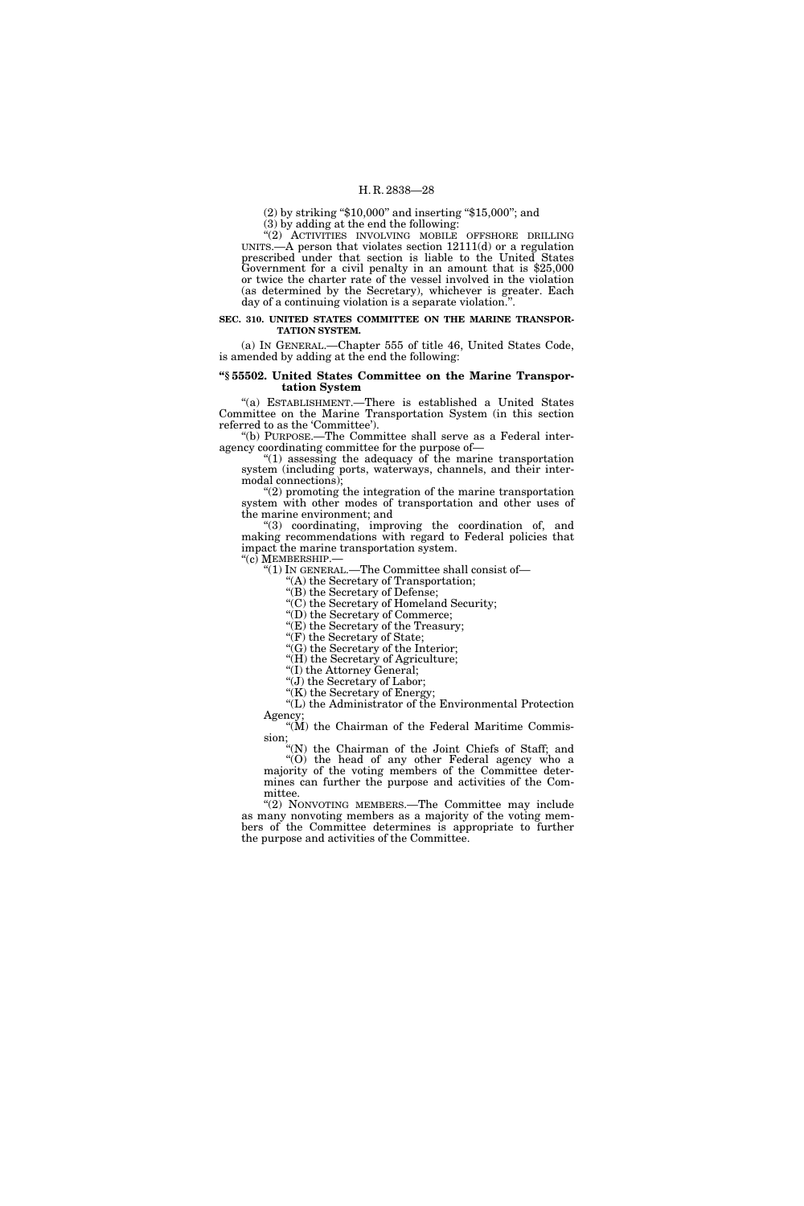(2) by striking "$10,000" and inserting "$15,000"; and

(3) by adding at the end the following:

"(2) ACTIVITIES INVOLVING MOBILE OFFSHORE DRILLING UNITS.—A person that violates section 12111(d) or a regulation prescribed under that section is liable to the United States Government for a civil penalty in an amount that is $25,000 or twice the charter rate of the vessel involved in the violation (as determined by the Secretary), whichever is greater. Each day of a continuing violation is a separate violation.".

**SEC. 310. UNITED STATES COMMITTEE ON THE MARINE TRANSPORTATION SYSTEM.**

(a) IN GENERAL.—Chapter 555 of title 46, United States Code, is amended by adding at the end the following:

**"§ 55502. United States Committee on the Marine Transportation System**

"(a) ESTABLISHMENT.—There is established a United States Committee on the Marine Transportation System (in this section referred to as the 'Committee').

"(b) PURPOSE.—The Committee shall serve as a Federal interagency coordinating committee for the purpose of—

"(1) assessing the adequacy of the marine transportation system (including ports, waterways, channels, and their intermodal connections);

"(2) promoting the integration of the marine transportation system with other modes of transportation and other uses of the marine environment; and

"(3) coordinating, improving the coordination of, and making recommendations with regard to Federal policies that impact the marine transportation system.

"(c) MEMBERSHIP.—

"(1) IN GENERAL.—The Committee shall consist of—

"(A) the Secretary of Transportation;

"(B) the Secretary of Defense;

"(C) the Secretary of Homeland Security;

"(D) the Secretary of Commerce;

"(E) the Secretary of the Treasury;

"(F) the Secretary of State;

"(G) the Secretary of the Interior;

"(H) the Secretary of Agriculture;

"(I) the Attorney General;

"(J) the Secretary of Labor;

"(K) the Secretary of Energy;

"(L) the Administrator of the Environmental Protection Agency;

"(M) the Chairman of the Federal Maritime Commission;

"(N) the Chairman of the Joint Chiefs of Staff; and

"(O) the head of any other Federal agency who a majority of the voting members of the Committee determines can further the purpose and activities of the Committee.

"(2) NONVOTING MEMBERS.—The Committee may include as many nonvoting members as a majority of the voting members of the Committee determines is appropriate to further the purpose and activities of the Committee.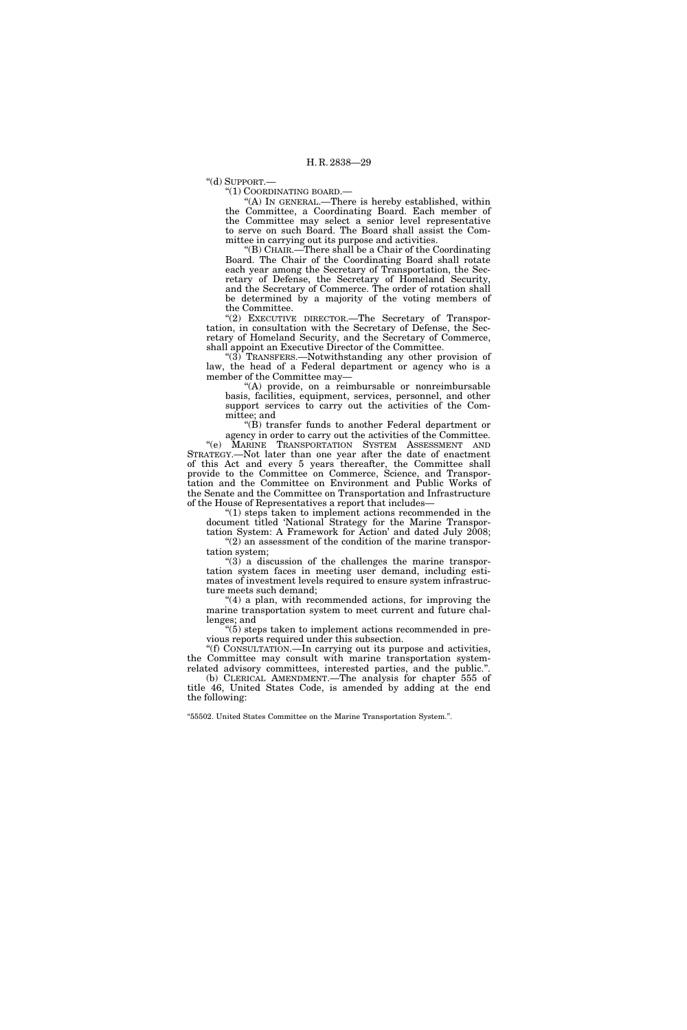"(d) SUPPORT.—

"(1) COORDINATING BOARD.—

"(A) IN GENERAL.—There is hereby established, within the Committee, a Coordinating Board. Each member of the Committee may select a senior level representative to serve on such Board. The Board shall assist the Committee in carrying out its purpose and activities.

"(B) CHAIR.—There shall be a Chair of the Coordinating Board. The Chair of the Coordinating Board shall rotate each year among the Secretary of Transportation, the Secretary of Defense, the Secretary of Homeland Security, and the Secretary of Commerce. The order of rotation shall be determined by a majority of the voting members of the Committee.

"(2) EXECUTIVE DIRECTOR.—The Secretary of Transportation, in consultation with the Secretary of Defense, the Secretary of Homeland Security, and the Secretary of Commerce, shall appoint an Executive Director of the Committee.

"(3) TRANSFERS.—Notwithstanding any other provision of law, the head of a Federal department or agency who is a member of the Committee may—

"(A) provide, on a reimbursable or nonreimbursable basis, facilities, equipment, services, personnel, and other support services to carry out the activities of the Committee; and

"(B) transfer funds to another Federal department or agency in order to carry out the activities of the Committee.

"(e) MARINE TRANSPORTATION SYSTEM ASSESSMENT AND STRATEGY.—Not later than one year after the date of enactment of this Act and every 5 years thereafter, the Committee shall provide to the Committee on Commerce, Science, and Transportation and the Committee on Environment and Public Works of the Senate and the Committee on Transportation and Infrastructure of the House of Representatives a report that includes—

"(1) steps taken to implement actions recommended in the document titled 'National Strategy for the Marine Transportation System: A Framework for Action' and dated July 2008;

"(2) an assessment of the condition of the marine transportation system;

"(3) a discussion of the challenges the marine transportation system faces in meeting user demand, including estimates of investment levels required to ensure system infrastructure meets such demand;

"(4) a plan, with recommended actions, for improving the marine transportation system to meet current and future challenges; and

"(5) steps taken to implement actions recommended in previous reports required under this subsection.

"(f) CONSULTATION.—In carrying out its purpose and activities, the Committee may consult with marine transportation system-related advisory committees, interested parties, and the public.".

(b) CLERICAL AMENDMENT.—The analysis for chapter 555 of title 46, United States Code, is amended by adding at the end the following:

"55502. United States Committee on the Marine Transportation System.".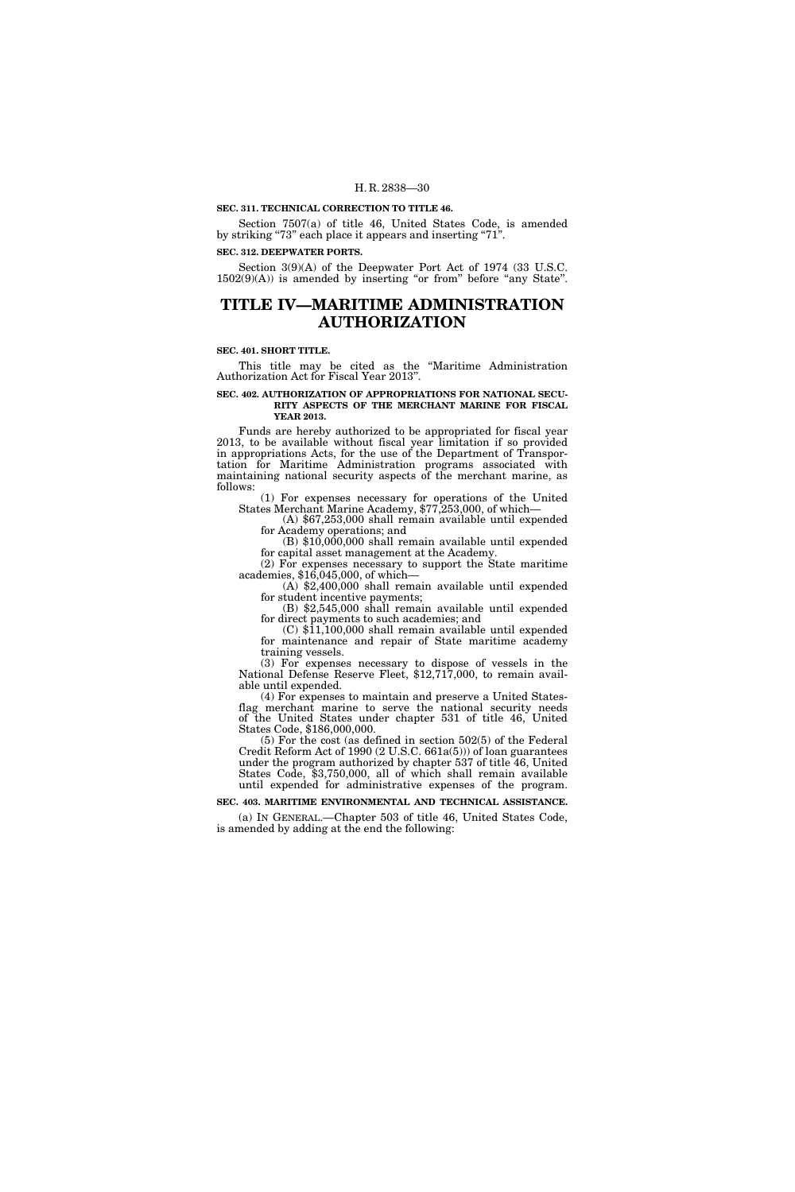**SEC. 311. TECHNICAL CORRECTION TO TITLE 46.**

Section 7507(a) of title 46, United States Code, is amended by striking "73" each place it appears and inserting "71".

**SEC. 312. DEEPWATER PORTS.**

Section 3(9)(A) of the Deepwater Port Act of 1974 (33 U.S.C. 1502(9)(A)) is amended by inserting "or from" before "any State".

# TITLE IV—MARITIME ADMINISTRATION AUTHORIZATION

**SEC. 401. SHORT TITLE.**

This title may be cited as the "Maritime Administration Authorization Act for Fiscal Year 2013".

**SEC. 402. AUTHORIZATION OF APPROPRIATIONS FOR NATIONAL SECURITY ASPECTS OF THE MERCHANT MARINE FOR FISCAL YEAR 2013.**

Funds are hereby authorized to be appropriated for fiscal year 2013, to be available without fiscal year limitation if so provided in appropriations Acts, for the use of the Department of Transportation for Maritime Administration programs associated with maintaining national security aspects of the merchant marine, as follows:

(1) For expenses necessary for operations of the United States Merchant Marine Academy, $77,253,000, of which—

(A) $67,253,000 shall remain available until expended for Academy operations; and

(B) $10,000,000 shall remain available until expended for capital asset management at the Academy.

(2) For expenses necessary to support the State maritime academies, $16,045,000, of which—

(A) $2,400,000 shall remain available until expended for student incentive payments;

(B) $2,545,000 shall remain available until expended for direct payments to such academies; and

(C) $11,100,000 shall remain available until expended for maintenance and repair of State maritime academy training vessels.

(3) For expenses necessary to dispose of vessels in the National Defense Reserve Fleet, $12,717,000, to remain available until expended.

(4) For expenses to maintain and preserve a United States-flag merchant marine to serve the national security needs of the United States under chapter 531 of title 46, United States Code, $186,000,000.

(5) For the cost (as defined in section 502(5) of the Federal Credit Reform Act of 1990 (2 U.S.C. 661a(5))) of loan guarantees under the program authorized by chapter 537 of title 46, United States Code, $3,750,000, all of which shall remain available until expended for administrative expenses of the program.

**SEC. 403. MARITIME ENVIRONMENTAL AND TECHNICAL ASSISTANCE.**

(a) IN GENERAL.—Chapter 503 of title 46, United States Code, is amended by adding at the end the following: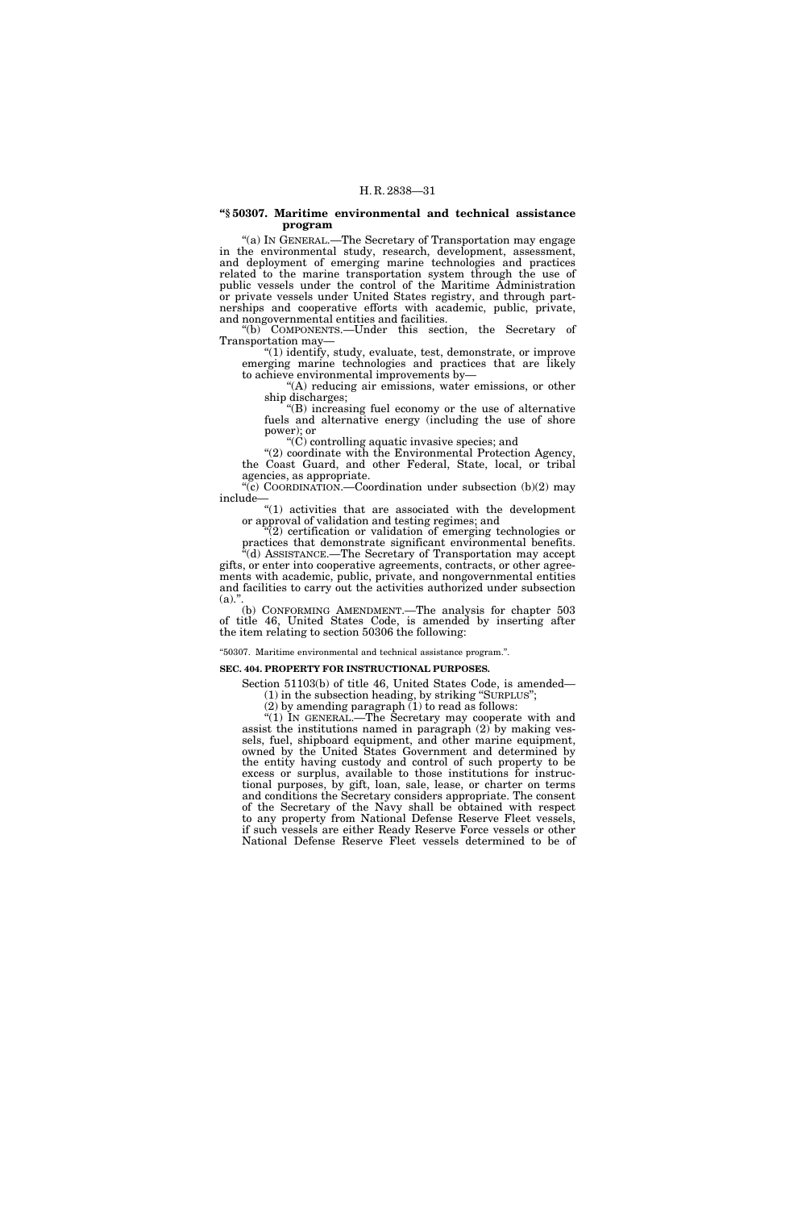**"§ 50307. Maritime environmental and technical assistance program**

"(a) IN GENERAL.—The Secretary of Transportation may engage in the environmental study, research, development, assessment, and deployment of emerging marine technologies and practices related to the marine transportation system through the use of public vessels under the control of the Maritime Administration or private vessels under United States registry, and through partnerships and cooperative efforts with academic, public, private, and nongovernmental entities and facilities.

"(b) COMPONENTS.—Under this section, the Secretary of Transportation may—

"(1) identify, study, evaluate, test, demonstrate, or improve emerging marine technologies and practices that are likely to achieve environmental improvements by—

"(A) reducing air emissions, water emissions, or other ship discharges;

"(B) increasing fuel economy or the use of alternative fuels and alternative energy (including the use of shore power); or

"(C) controlling aquatic invasive species; and

"(2) coordinate with the Environmental Protection Agency, the Coast Guard, and other Federal, State, local, or tribal agencies, as appropriate.

"(c) COORDINATION.—Coordination under subsection (b)(2) may include—

"(1) activities that are associated with the development or approval of validation and testing regimes; and

"(2) certification or validation of emerging technologies or practices that demonstrate significant environmental benefits.

"(d) ASSISTANCE.—The Secretary of Transportation may accept gifts, or enter into cooperative agreements, contracts, or other agreements with academic, public, private, and nongovernmental entities and facilities to carry out the activities authorized under subsection (a).".

(b) CONFORMING AMENDMENT.—The analysis for chapter 503 of title 46, United States Code, is amended by inserting after the item relating to section 50306 the following:

"50307. Maritime environmental and technical assistance program.".

**SEC. 404. PROPERTY FOR INSTRUCTIONAL PURPOSES.**

Section 51103(b) of title 46, United States Code, is amended—

(1) in the subsection heading, by striking "SURPLUS";

(2) by amending paragraph (1) to read as follows:

"(1) IN GENERAL.—The Secretary may cooperate with and assist the institutions named in paragraph (2) by making vessels, fuel, shipboard equipment, and other marine equipment, owned by the United States Government and determined by the entity having custody and control of such property to be excess or surplus, available to those institutions for instructional purposes, by gift, loan, sale, lease, or charter on terms and conditions the Secretary considers appropriate. The consent of the Secretary of the Navy shall be obtained with respect to any property from National Defense Reserve Fleet vessels, if such vessels are either Ready Reserve Force vessels or other National Defense Reserve Fleet vessels determined to be of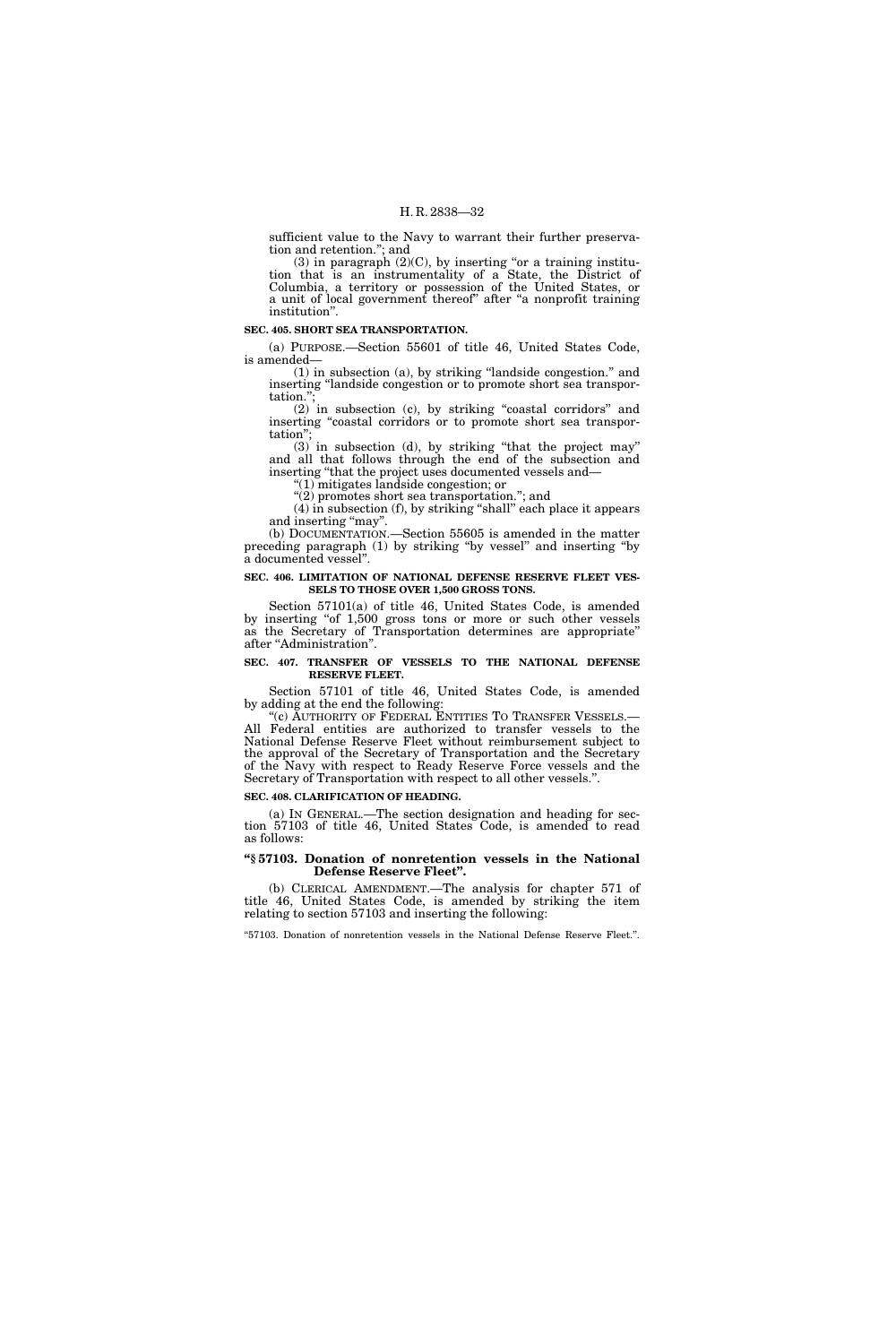sufficient value to the Navy to warrant their further preservation and retention."; and

(3) in paragraph (2)(C), by inserting "or a training institution that is an instrumentality of a State, the District of Columbia, a territory or possession of the United States, or a unit of local government thereof" after "a nonprofit training institution".

**SEC. 405. SHORT SEA TRANSPORTATION.**

(a) PURPOSE.—Section 55601 of title 46, United States Code, is amended—

(1) in subsection (a), by striking "landside congestion." and inserting "landside congestion or to promote short sea transportation.";

(2) in subsection (c), by striking "coastal corridors" and inserting "coastal corridors or to promote short sea transportation";

(3) in subsection (d), by striking "that the project may" and all that follows through the end of the subsection and inserting "that the project uses documented vessels and—

"(1) mitigates landside congestion; or

"(2) promotes short sea transportation."; and

(4) in subsection (f), by striking "shall" each place it appears and inserting "may".

(b) DOCUMENTATION.—Section 55605 is amended in the matter preceding paragraph (1) by striking "by vessel" and inserting "by a documented vessel".

**SEC. 406. LIMITATION OF NATIONAL DEFENSE RESERVE FLEET VESSELS TO THOSE OVER 1,500 GROSS TONS.**

Section 57101(a) of title 46, United States Code, is amended by inserting "of 1,500 gross tons or more or such other vessels as the Secretary of Transportation determines are appropriate" after "Administration".

**SEC. 407. TRANSFER OF VESSELS TO THE NATIONAL DEFENSE RESERVE FLEET.**

Section 57101 of title 46, United States Code, is amended by adding at the end the following:

"(c) AUTHORITY OF FEDERAL ENTITIES TO TRANSFER VESSELS.—All Federal entities are authorized to transfer vessels to the National Defense Reserve Fleet without reimbursement subject to the approval of the Secretary of Transportation and the Secretary of the Navy with respect to Ready Reserve Force vessels and the Secretary of Transportation with respect to all other vessels.".

**SEC. 408. CLARIFICATION OF HEADING.**

(a) IN GENERAL.—The section designation and heading for section 57103 of title 46, United States Code, is amended to read as follows:

**"§ 57103. Donation of nonretention vessels in the National Defense Reserve Fleet".**

(b) CLERICAL AMENDMENT.—The analysis for chapter 571 of title 46, United States Code, is amended by striking the item relating to section 57103 and inserting the following:

"57103. Donation of nonretention vessels in the National Defense Reserve Fleet.".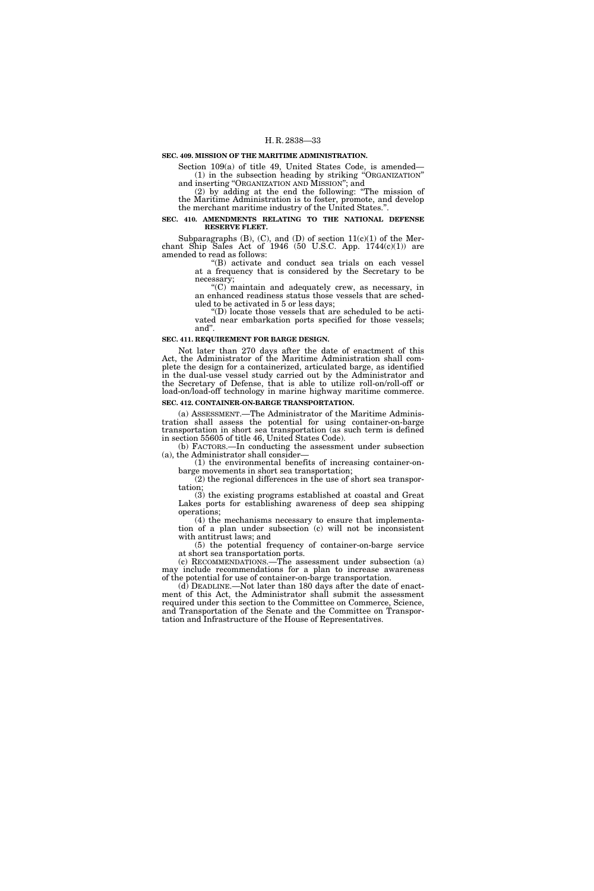**SEC. 409. MISSION OF THE MARITIME ADMINISTRATION.**

Section 109(a) of title 49, United States Code, is amended—

(1) in the subsection heading by striking "ORGANIZATION" and inserting "ORGANIZATION AND MISSION"; and

(2) by adding at the end the following: "The mission of the Maritime Administration is to foster, promote, and develop the merchant maritime industry of the United States.".

**SEC. 410. AMENDMENTS RELATING TO THE NATIONAL DEFENSE RESERVE FLEET.**

Subparagraphs (B), (C), and (D) of section 11(c)(1) of the Merchant Ship Sales Act of 1946 (50 U.S.C. App. 1744(c)(1)) are amended to read as follows:

"(B) activate and conduct sea trials on each vessel at a frequency that is considered by the Secretary to be necessary;

"(C) maintain and adequately crew, as necessary, in an enhanced readiness status those vessels that are scheduled to be activated in 5 or less days;

"(D) locate those vessels that are scheduled to be activated near embarkation ports specified for those vessels; and".

**SEC. 411. REQUIREMENT FOR BARGE DESIGN.**

Not later than 270 days after the date of enactment of this Act, the Administrator of the Maritime Administration shall complete the design for a containerized, articulated barge, as identified in the dual-use vessel study carried out by the Administrator and the Secretary of Defense, that is able to utilize roll-on/roll-off or load-on/load-off technology in marine highway maritime commerce.

**SEC. 412. CONTAINER-ON-BARGE TRANSPORTATION.**

(a) ASSESSMENT.—The Administrator of the Maritime Administration shall assess the potential for using container-on-barge transportation in short sea transportation (as such term is defined in section 55605 of title 46, United States Code).

(b) FACTORS.—In conducting the assessment under subsection (a), the Administrator shall consider—

(1) the environmental benefits of increasing container-on-barge movements in short sea transportation;

(2) the regional differences in the use of short sea transportation;

(3) the existing programs established at coastal and Great Lakes ports for establishing awareness of deep sea shipping operations;

(4) the mechanisms necessary to ensure that implementation of a plan under subsection (c) will not be inconsistent with antitrust laws; and

(5) the potential frequency of container-on-barge service at short sea transportation ports.

(c) RECOMMENDATIONS.—The assessment under subsection (a) may include recommendations for a plan to increase awareness of the potential for use of container-on-barge transportation.

(d) DEADLINE.—Not later than 180 days after the date of enactment of this Act, the Administrator shall submit the assessment required under this section to the Committee on Commerce, Science, and Transportation of the Senate and the Committee on Transportation and Infrastructure of the House of Representatives.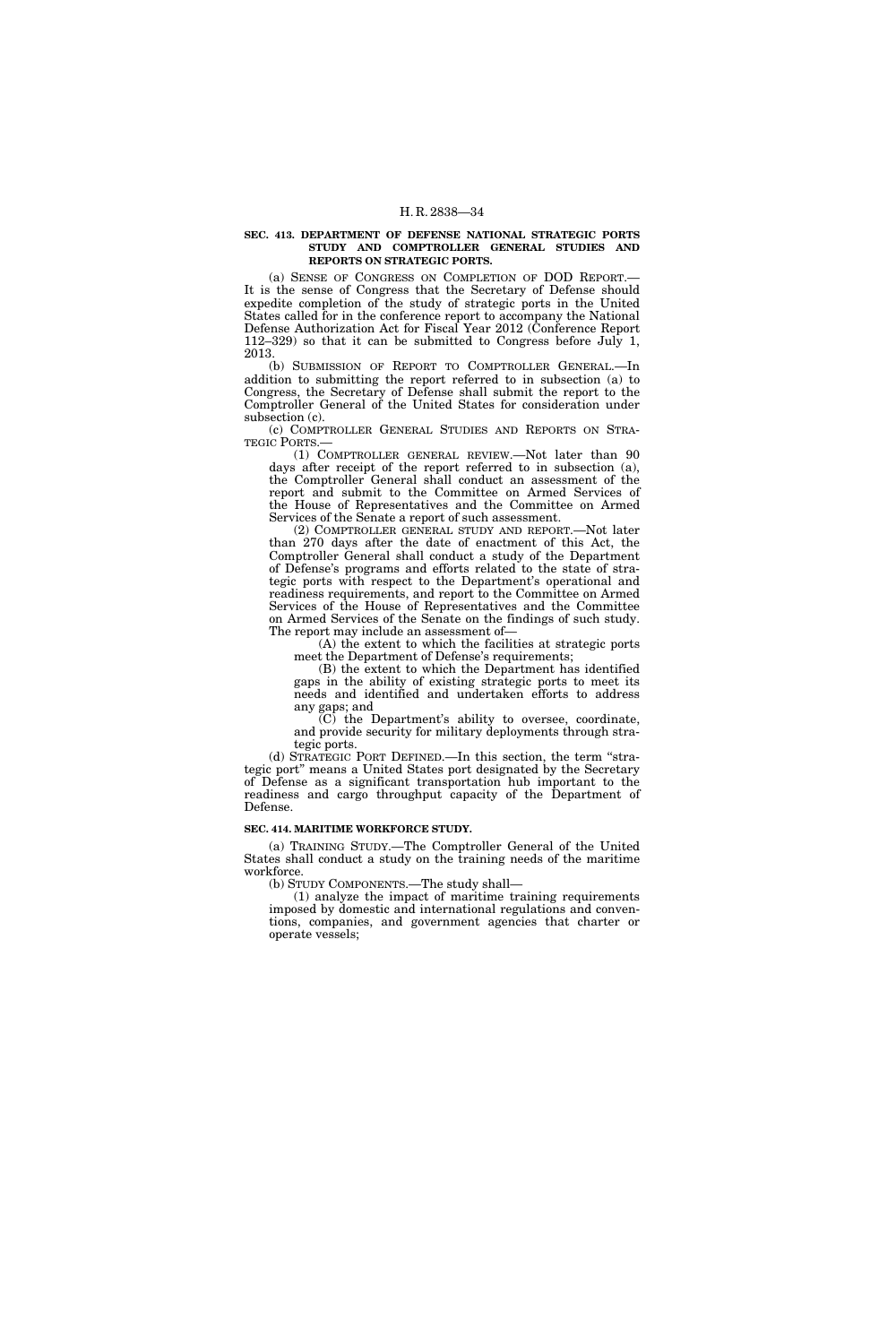**SEC. 413. DEPARTMENT OF DEFENSE NATIONAL STRATEGIC PORTS STUDY AND COMPTROLLER GENERAL STUDIES AND REPORTS ON STRATEGIC PORTS.**

(a) SENSE OF CONGRESS ON COMPLETION OF DOD REPORT.—It is the sense of Congress that the Secretary of Defense should expedite completion of the study of strategic ports in the United States called for in the conference report to accompany the National Defense Authorization Act for Fiscal Year 2012 (Conference Report 112–329) so that it can be submitted to Congress before July 1, 2013.

(b) SUBMISSION OF REPORT TO COMPTROLLER GENERAL.—In addition to submitting the report referred to in subsection (a) to Congress, the Secretary of Defense shall submit the report to the Comptroller General of the United States for consideration under subsection (c).

(c) COMPTROLLER GENERAL STUDIES AND REPORTS ON STRATEGIC PORTS.—

(1) COMPTROLLER GENERAL REVIEW.—Not later than 90 days after receipt of the report referred to in subsection (a), the Comptroller General shall conduct an assessment of the report and submit to the Committee on Armed Services of the House of Representatives and the Committee on Armed Services of the Senate a report of such assessment.

(2) COMPTROLLER GENERAL STUDY AND REPORT.—Not later than 270 days after the date of enactment of this Act, the Comptroller General shall conduct a study of the Department of Defense's programs and efforts related to the state of strategic ports with respect to the Department's operational and readiness requirements, and report to the Committee on Armed Services of the House of Representatives and the Committee on Armed Services of the Senate on the findings of such study. The report may include an assessment of—

(A) the extent to which the facilities at strategic ports meet the Department of Defense's requirements;

(B) the extent to which the Department has identified gaps in the ability of existing strategic ports to meet its needs and identified and undertaken efforts to address any gaps; and

(C) the Department's ability to oversee, coordinate, and provide security for military deployments through strategic ports.

(d) STRATEGIC PORT DEFINED.—In this section, the term "strategic port" means a United States port designated by the Secretary of Defense as a significant transportation hub important to the readiness and cargo throughput capacity of the Department of Defense.

**SEC. 414. MARITIME WORKFORCE STUDY.**

(a) TRAINING STUDY.—The Comptroller General of the United States shall conduct a study on the training needs of the maritime workforce.

(b) STUDY COMPONENTS.—The study shall—

(1) analyze the impact of maritime training requirements imposed by domestic and international regulations and conventions, companies, and government agencies that charter or operate vessels;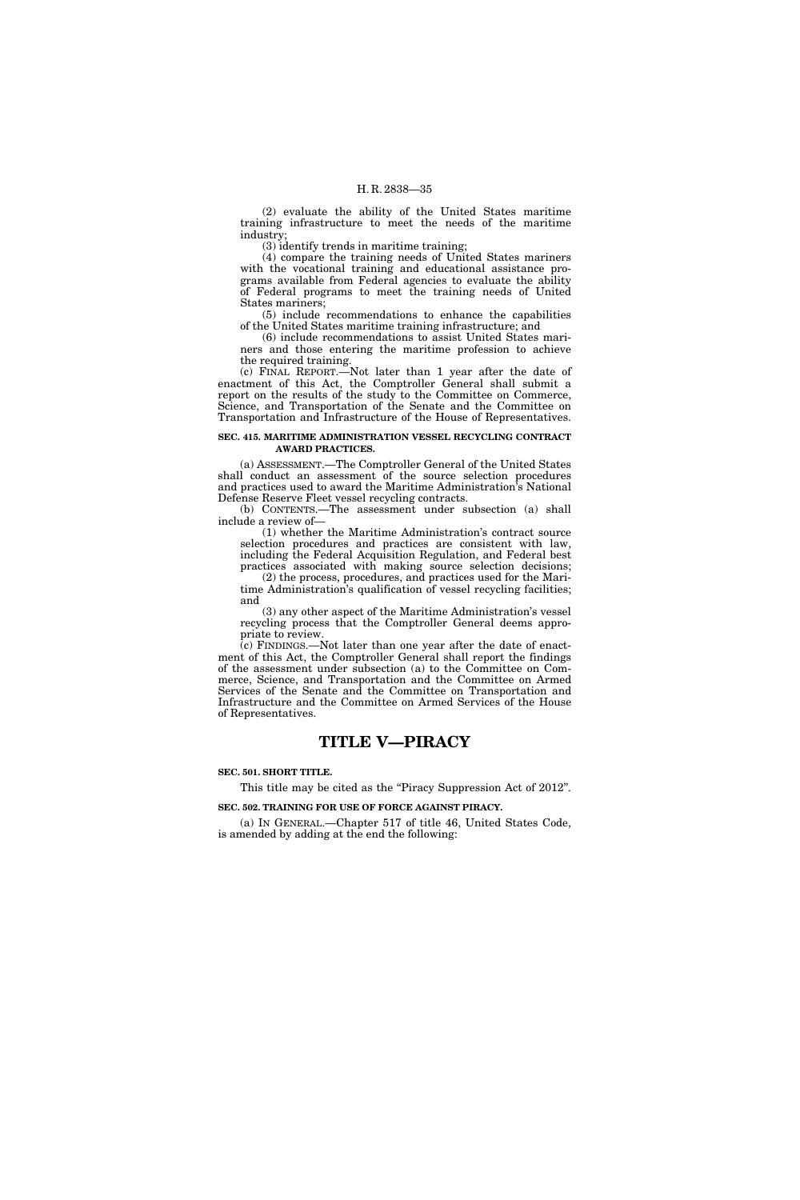(2) evaluate the ability of the United States maritime training infrastructure to meet the needs of the maritime industry;

(3) identify trends in maritime training;

(4) compare the training needs of United States mariners with the vocational training and educational assistance programs available from Federal agencies to evaluate the ability of Federal programs to meet the training needs of United States mariners;

(5) include recommendations to enhance the capabilities of the United States maritime training infrastructure; and

(6) include recommendations to assist United States mariners and those entering the maritime profession to achieve the required training.

(c) FINAL REPORT.—Not later than 1 year after the date of enactment of this Act, the Comptroller General shall submit a report on the results of the study to the Committee on Commerce, Science, and Transportation of the Senate and the Committee on Transportation and Infrastructure of the House of Representatives.

**SEC. 415. MARITIME ADMINISTRATION VESSEL RECYCLING CONTRACT AWARD PRACTICES.**

(a) ASSESSMENT.—The Comptroller General of the United States shall conduct an assessment of the source selection procedures and practices used to award the Maritime Administration's National Defense Reserve Fleet vessel recycling contracts.

(b) CONTENTS.—The assessment under subsection (a) shall include a review of—

(1) whether the Maritime Administration's contract source selection procedures and practices are consistent with law, including the Federal Acquisition Regulation, and Federal best practices associated with making source selection decisions;

(2) the process, procedures, and practices used for the Maritime Administration's qualification of vessel recycling facilities; and

(3) any other aspect of the Maritime Administration's vessel recycling process that the Comptroller General deems appropriate to review.

(c) FINDINGS.—Not later than one year after the date of enactment of this Act, the Comptroller General shall report the findings of the assessment under subsection (a) to the Committee on Commerce, Science, and Transportation and the Committee on Armed Services of the Senate and the Committee on Transportation and Infrastructure and the Committee on Armed Services of the House of Representatives.

# TITLE V—PIRACY

**SEC. 501. SHORT TITLE.**

This title may be cited as the "Piracy Suppression Act of 2012".

**SEC. 502. TRAINING FOR USE OF FORCE AGAINST PIRACY.**

(a) IN GENERAL.—Chapter 517 of title 46, United States Code, is amended by adding at the end the following: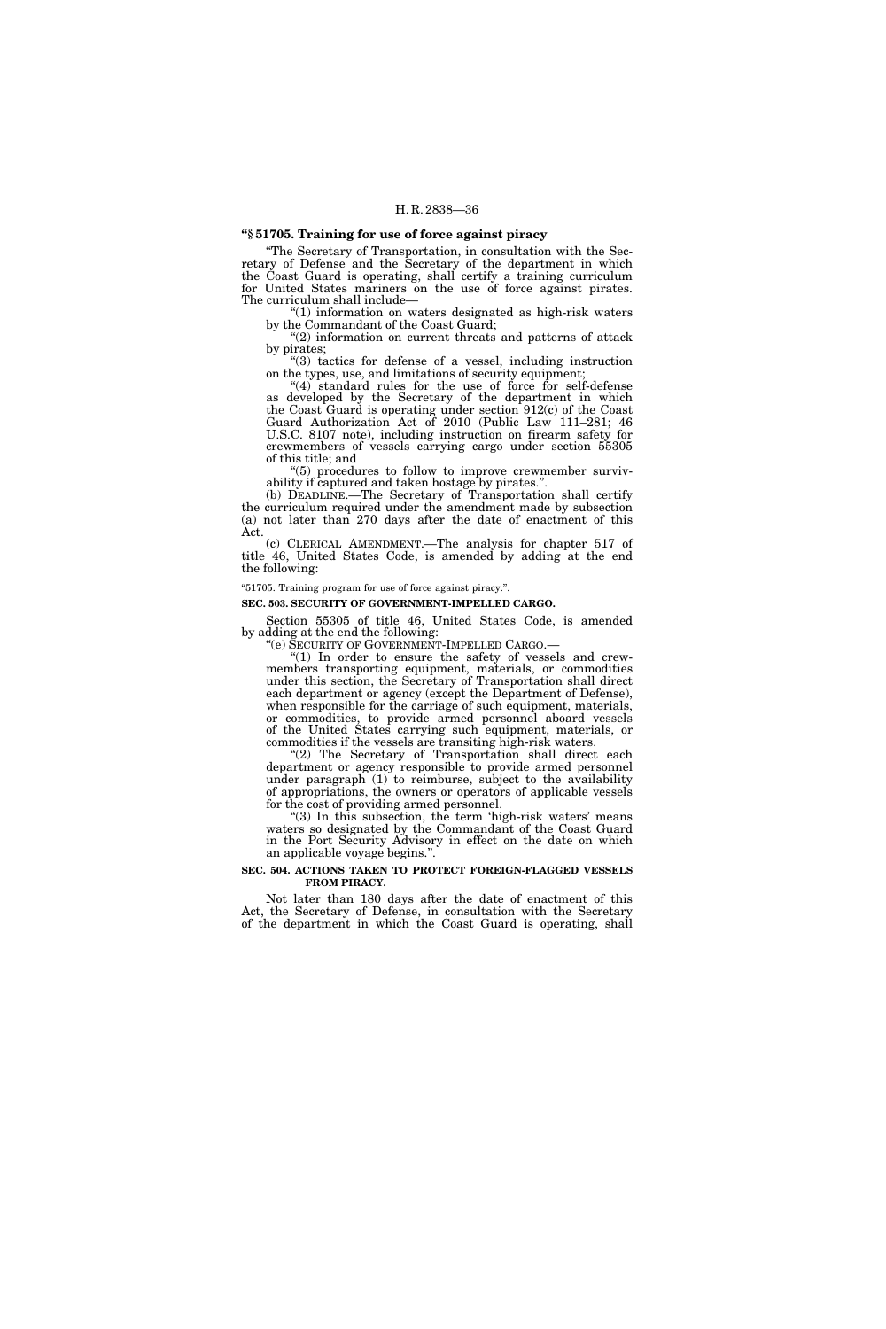**"§ 51705. Training for use of force against piracy**

"The Secretary of Transportation, in consultation with the Secretary of Defense and the Secretary of the department in which the Coast Guard is operating, shall certify a training curriculum for United States mariners on the use of force against pirates. The curriculum shall include—

"(1) information on waters designated as high-risk waters by the Commandant of the Coast Guard;

"(2) information on current threats and patterns of attack by pirates;

"(3) tactics for defense of a vessel, including instruction on the types, use, and limitations of security equipment;

"(4) standard rules for the use of force for self-defense as developed by the Secretary of the department in which the Coast Guard is operating under section 912(c) of the Coast Guard Authorization Act of 2010 (Public Law 111–281; 46 U.S.C. 8107 note), including instruction on firearm safety for crewmembers of vessels carrying cargo under section 55305 of this title; and

"(5) procedures to follow to improve crewmember survivability if captured and taken hostage by pirates.".

(b) DEADLINE.—The Secretary of Transportation shall certify the curriculum required under the amendment made by subsection (a) not later than 270 days after the date of enactment of this Act.

(c) CLERICAL AMENDMENT.—The analysis for chapter 517 of title 46, United States Code, is amended by adding at the end the following:

"51705. Training program for use of force against piracy.".

**SEC. 503. SECURITY OF GOVERNMENT-IMPELLED CARGO.**

Section 55305 of title 46, United States Code, is amended by adding at the end the following:

"(e) SECURITY OF GOVERNMENT-IMPELLED CARGO.—

"(1) In order to ensure the safety of vessels and crewmembers transporting equipment, materials, or commodities under this section, the Secretary of Transportation shall direct each department or agency (except the Department of Defense), when responsible for the carriage of such equipment, materials, or commodities, to provide armed personnel aboard vessels of the United States carrying such equipment, materials, or commodities if the vessels are transiting high-risk waters.

"(2) The Secretary of Transportation shall direct each department or agency responsible to provide armed personnel under paragraph (1) to reimburse, subject to the availability of appropriations, the owners or operators of applicable vessels for the cost of providing armed personnel.

"(3) In this subsection, the term 'high-risk waters' means waters so designated by the Commandant of the Coast Guard in the Port Security Advisory in effect on the date on which an applicable voyage begins.".

**SEC. 504. ACTIONS TAKEN TO PROTECT FOREIGN-FLAGGED VESSELS FROM PIRACY.**

Not later than 180 days after the date of enactment of this Act, the Secretary of Defense, in consultation with the Secretary of the department in which the Coast Guard is operating, shall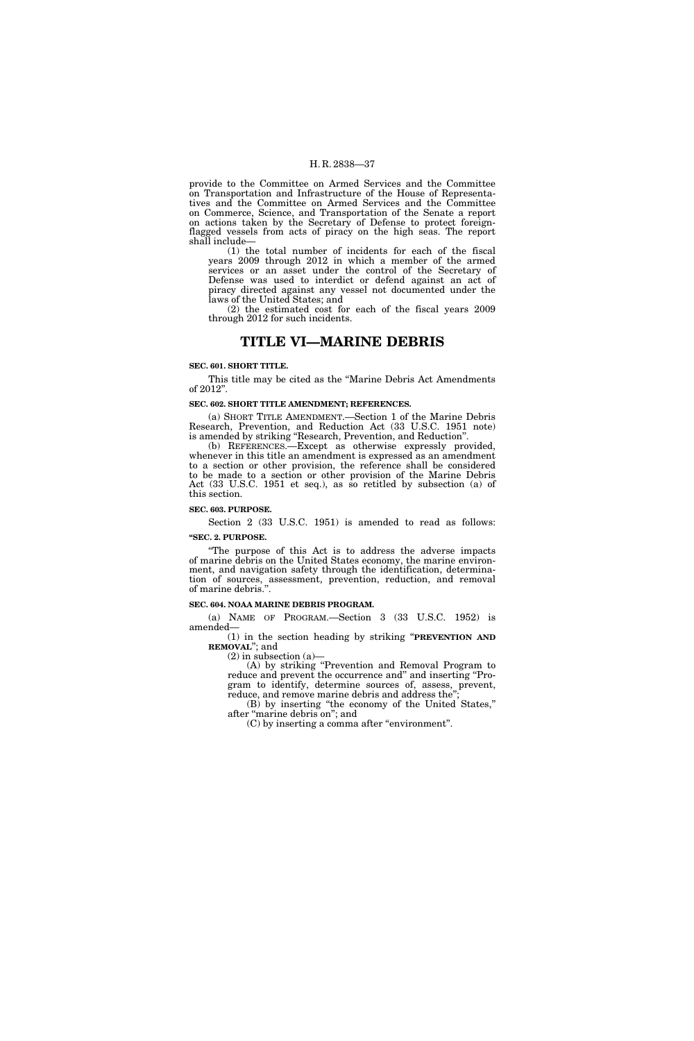provide to the Committee on Armed Services and the Committee on Transportation and Infrastructure of the House of Representatives and the Committee on Armed Services and the Committee on Commerce, Science, and Transportation of the Senate a report on actions taken by the Secretary of Defense to protect foreign-flagged vessels from acts of piracy on the high seas. The report shall include—

(1) the total number of incidents for each of the fiscal years 2009 through 2012 in which a member of the armed services or an asset under the control of the Secretary of Defense was used to interdict or defend against an act of piracy directed against any vessel not documented under the laws of the United States; and

(2) the estimated cost for each of the fiscal years 2009 through 2012 for such incidents.

# TITLE VI—MARINE DEBRIS

**SEC. 601. SHORT TITLE.**

This title may be cited as the "Marine Debris Act Amendments of 2012".

**SEC. 602. SHORT TITLE AMENDMENT; REFERENCES.**

(a) SHORT TITLE AMENDMENT.—Section 1 of the Marine Debris Research, Prevention, and Reduction Act (33 U.S.C. 1951 note) is amended by striking "Research, Prevention, and Reduction".

(b) REFERENCES.—Except as otherwise expressly provided, whenever in this title an amendment is expressed as an amendment to a section or other provision, the reference shall be considered to be made to a section or other provision of the Marine Debris Act (33 U.S.C. 1951 et seq.), as so retitled by subsection (a) of this section.

**SEC. 603. PURPOSE.**

Section 2 (33 U.S.C. 1951) is amended to read as follows:

**"SEC. 2. PURPOSE.**

"The purpose of this Act is to address the adverse impacts of marine debris on the United States economy, the marine environment, and navigation safety through the identification, determination of sources, assessment, prevention, reduction, and removal of marine debris.".

**SEC. 604. NOAA MARINE DEBRIS PROGRAM.**

(a) NAME OF PROGRAM.—Section 3 (33 U.S.C. 1952) is amended—

(1) in the section heading by striking "**PREVENTION AND REMOVAL**"; and

(2) in subsection (a)—

(A) by striking "Prevention and Removal Program to reduce and prevent the occurrence and" and inserting "Program to identify, determine sources of, assess, prevent, reduce, and remove marine debris and address the";

(B) by inserting "the economy of the United States," after "marine debris on"; and

(C) by inserting a comma after "environment".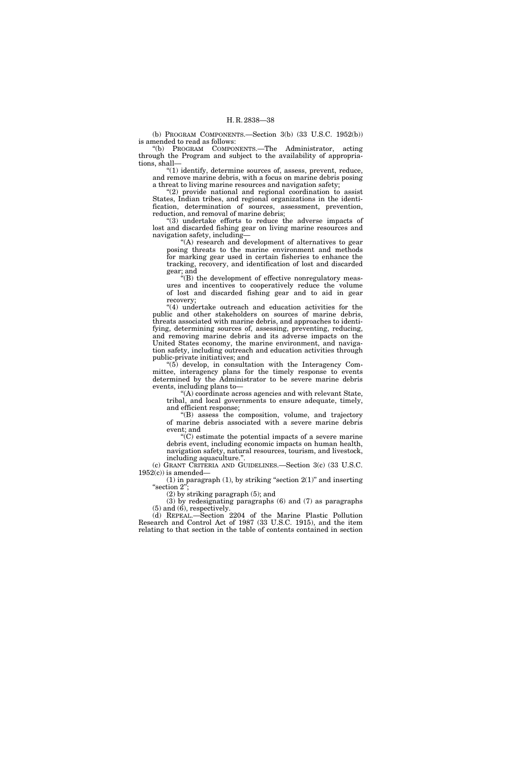(b) PROGRAM COMPONENTS.—Section 3(b) (33 U.S.C. 1952(b)) is amended to read as follows:

"(b) PROGRAM COMPONENTS.—The Administrator, acting through the Program and subject to the availability of appropriations, shall—

"(1) identify, determine sources of, assess, prevent, reduce, and remove marine debris, with a focus on marine debris posing a threat to living marine resources and navigation safety;

"(2) provide national and regional coordination to assist States, Indian tribes, and regional organizations in the identification, determination of sources, assessment, prevention, reduction, and removal of marine debris;

"(3) undertake efforts to reduce the adverse impacts of lost and discarded fishing gear on living marine resources and navigation safety, including—

"(A) research and development of alternatives to gear posing threats to the marine environment and methods for marking gear used in certain fisheries to enhance the tracking, recovery, and identification of lost and discarded gear; and

"(B) the development of effective nonregulatory measures and incentives to cooperatively reduce the volume of lost and discarded fishing gear and to aid in gear recovery;

"(4) undertake outreach and education activities for the public and other stakeholders on sources of marine debris, threats associated with marine debris, and approaches to identifying, determining sources of, assessing, preventing, reducing, and removing marine debris and its adverse impacts on the United States economy, the marine environment, and navigation safety, including outreach and education activities through public-private initiatives; and

"(5) develop, in consultation with the Interagency Committee, interagency plans for the timely response to events determined by the Administrator to be severe marine debris events, including plans to—

"(A) coordinate across agencies and with relevant State, tribal, and local governments to ensure adequate, timely, and efficient response;

"(B) assess the composition, volume, and trajectory of marine debris associated with a severe marine debris event; and

"(C) estimate the potential impacts of a severe marine debris event, including economic impacts on human health, navigation safety, natural resources, tourism, and livestock, including aquaculture.".

(c) GRANT CRITERIA AND GUIDELINES.—Section 3(c) (33 U.S.C. 1952(c)) is amended—

(1) in paragraph (1), by striking "section 2(1)" and inserting "section 2";

(2) by striking paragraph (5); and

(3) by redesignating paragraphs (6) and (7) as paragraphs (5) and (6), respectively.

(d) REPEAL.—Section 2204 of the Marine Plastic Pollution Research and Control Act of 1987 (33 U.S.C. 1915), and the item relating to that section in the table of contents contained in section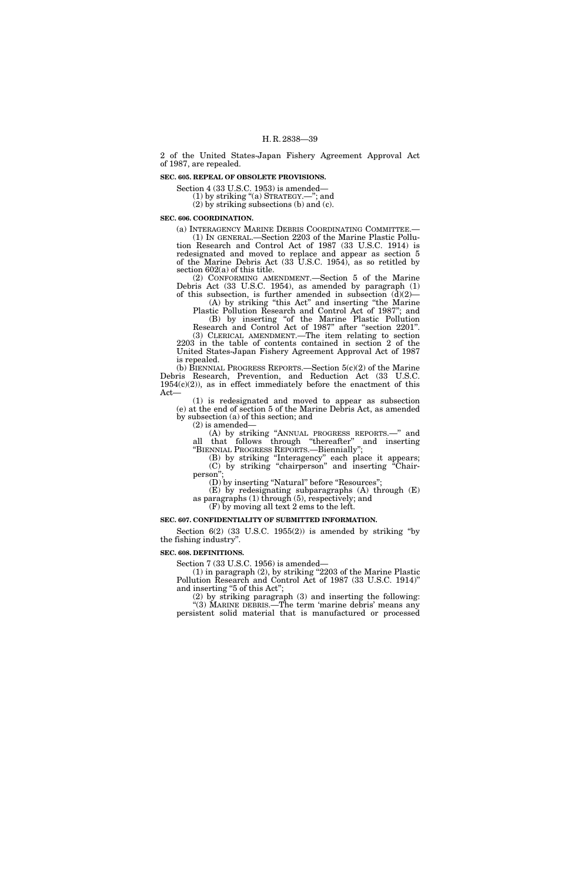2 of the United States-Japan Fishery Agreement Approval Act of 1987, are repealed.

**SEC. 605. REPEAL OF OBSOLETE PROVISIONS.**

Section 4 (33 U.S.C. 1953) is amended—

(1) by striking "(a) STRATEGY.—"; and

(2) by striking subsections (b) and (c).

**SEC. 606. COORDINATION.**

(a) INTERAGENCY MARINE DEBRIS COORDINATING COMMITTEE.—

(1) IN GENERAL.—Section 2203 of the Marine Plastic Pollution Research and Control Act of 1987 (33 U.S.C. 1914) is redesignated and moved to replace and appear as section 5 of the Marine Debris Act (33 U.S.C. 1954), as so retitled by section 602(a) of this title.

(2) CONFORMING AMENDMENT.—Section 5 of the Marine Debris Act (33 U.S.C. 1954), as amended by paragraph (1) of this subsection, is further amended in subsection (d)(2)—

(A) by striking "this Act" and inserting "the Marine Plastic Pollution Research and Control Act of 1987"; and

(B) by inserting "of the Marine Plastic Pollution Research and Control Act of 1987" after "section 2201".

(3) CLERICAL AMENDMENT.—The item relating to section 2203 in the table of contents contained in section 2 of the United States-Japan Fishery Agreement Approval Act of 1987 is repealed.

(b) BIENNIAL PROGRESS REPORTS.—Section 5(c)(2) of the Marine Debris Research, Prevention, and Reduction Act (33 U.S.C. 1954(c)(2)), as in effect immediately before the enactment of this Act—

(1) is redesignated and moved to appear as subsection (e) at the end of section 5 of the Marine Debris Act, as amended by subsection (a) of this section; and

(2) is amended—

(A) by striking "ANNUAL PROGRESS REPORTS.—" and all that follows through "thereafter" and inserting "BIENNIAL PROGRESS REPORTS.—Biennially";

(B) by striking "Interagency" each place it appears;

(C) by striking "chairperson" and inserting "Chairperson";

(D) by inserting "Natural" before "Resources";

(E) by redesignating subparagraphs (A) through (E) as paragraphs (1) through (5), respectively; and

(F) by moving all text 2 ems to the left.

**SEC. 607. CONFIDENTIALITY OF SUBMITTED INFORMATION.**

Section 6(2) (33 U.S.C. 1955(2)) is amended by striking "by the fishing industry".

**SEC. 608. DEFINITIONS.**

Section 7 (33 U.S.C. 1956) is amended—

(1) in paragraph (2), by striking "2203 of the Marine Plastic Pollution Research and Control Act of 1987 (33 U.S.C. 1914)" and inserting "5 of this Act";

(2) by striking paragraph (3) and inserting the following:

"(3) MARINE DEBRIS.—The term 'marine debris' means any persistent solid material that is manufactured or processed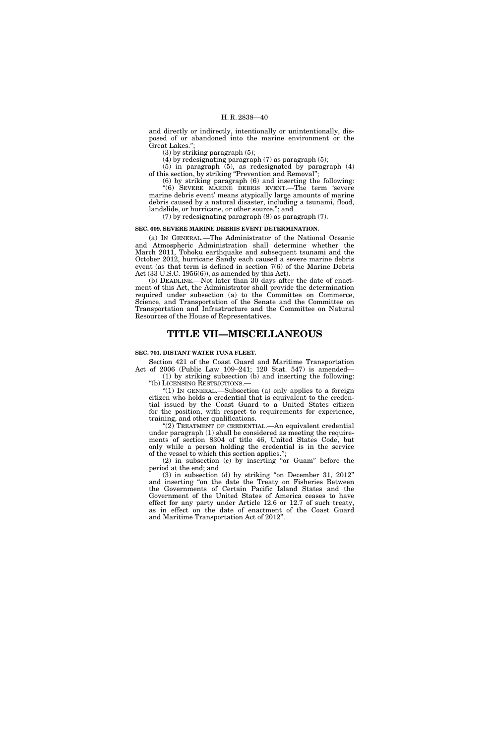and directly or indirectly, intentionally or unintentionally, disposed of or abandoned into the marine environment or the Great Lakes.";

(3) by striking paragraph (5);

(4) by redesignating paragraph (7) as paragraph (5);

(5) in paragraph (5), as redesignated by paragraph (4) of this section, by striking "Prevention and Removal";

(6) by striking paragraph (6) and inserting the following:

"(6) SEVERE MARINE DEBRIS EVENT.—The term 'severe marine debris event' means atypically large amounts of marine debris caused by a natural disaster, including a tsunami, flood, landslide, or hurricane, or other source."; and

(7) by redesignating paragraph (8) as paragraph (7).

**SEC. 609. SEVERE MARINE DEBRIS EVENT DETERMINATION.**

(a) IN GENERAL.—The Administrator of the National Oceanic and Atmospheric Administration shall determine whether the March 2011, Tohoku earthquake and subsequent tsunami and the October 2012, hurricane Sandy each caused a severe marine debris event (as that term is defined in section 7(6) of the Marine Debris Act (33 U.S.C. 1956(6)), as amended by this Act).

(b) DEADLINE.—Not later than 30 days after the date of enactment of this Act, the Administrator shall provide the determination required under subsection (a) to the Committee on Commerce, Science, and Transportation of the Senate and the Committee on Transportation and Infrastructure and the Committee on Natural Resources of the House of Representatives.

# TITLE VII—MISCELLANEOUS

**SEC. 701. DISTANT WATER TUNA FLEET.**

Section 421 of the Coast Guard and Maritime Transportation Act of 2006 (Public Law 109–241; 120 Stat. 547) is amended—

(1) by striking subsection (b) and inserting the following:

"(b) LICENSING RESTRICTIONS.—

"(1) IN GENERAL.—Subsection (a) only applies to a foreign citizen who holds a credential that is equivalent to the credential issued by the Coast Guard to a United States citizen for the position, with respect to requirements for experience, training, and other qualifications.

"(2) TREATMENT OF CREDENTIAL.—An equivalent credential under paragraph (1) shall be considered as meeting the requirements of section 8304 of title 46, United States Code, but only while a person holding the credential is in the service of the vessel to which this section applies.";

(2) in subsection (c) by inserting "or Guam" before the period at the end; and

(3) in subsection (d) by striking "on December 31, 2012" and inserting "on the date the Treaty on Fisheries Between the Governments of Certain Pacific Island States and the Government of the United States of America ceases to have effect for any party under Article 12.6 or 12.7 of such treaty, as in effect on the date of enactment of the Coast Guard and Maritime Transportation Act of 2012".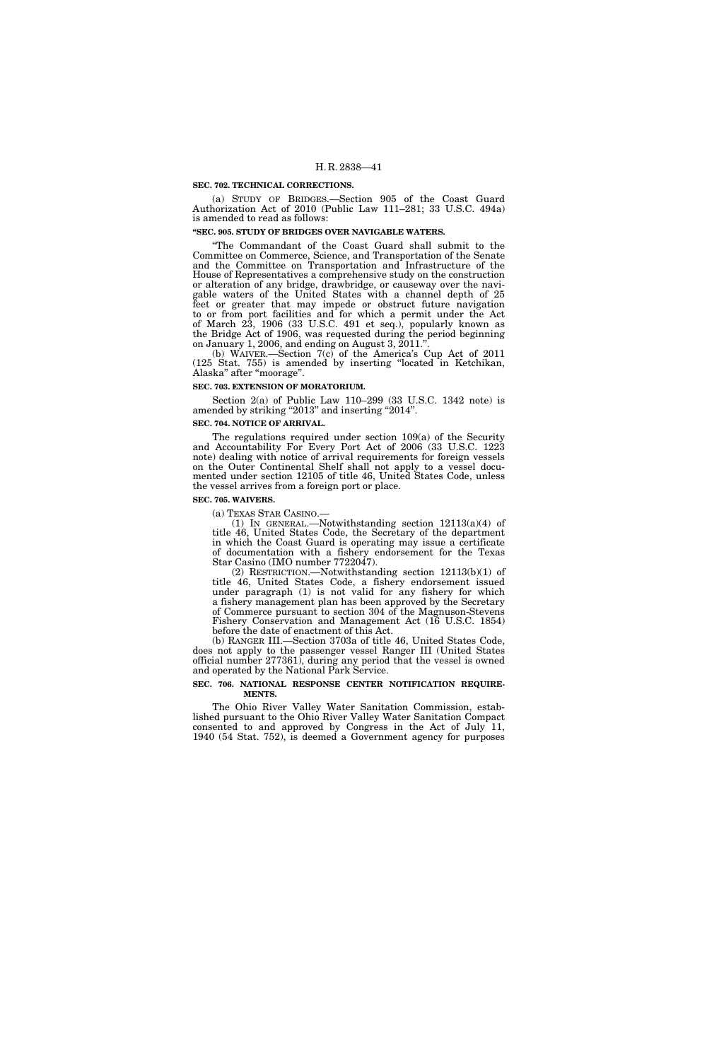**SEC. 702. TECHNICAL CORRECTIONS.**

(a) STUDY OF BRIDGES.—Section 905 of the Coast Guard Authorization Act of 2010 (Public Law 111–281; 33 U.S.C. 494a) is amended to read as follows:

**"SEC. 905. STUDY OF BRIDGES OVER NAVIGABLE WATERS.**

"The Commandant of the Coast Guard shall submit to the Committee on Commerce, Science, and Transportation of the Senate and the Committee on Transportation and Infrastructure of the House of Representatives a comprehensive study on the construction or alteration of any bridge, drawbridge, or causeway over the navigable waters of the United States with a channel depth of 25 feet or greater that may impede or obstruct future navigation to or from port facilities and for which a permit under the Act of March 23, 1906 (33 U.S.C. 491 et seq.), popularly known as the Bridge Act of 1906, was requested during the period beginning on January 1, 2006, and ending on August 3, 2011.".

(b) WAIVER.—Section 7(c) of the America's Cup Act of 2011 (125 Stat. 755) is amended by inserting "located in Ketchikan, Alaska" after "moorage".

**SEC. 703. EXTENSION OF MORATORIUM.**

Section 2(a) of Public Law 110–299 (33 U.S.C. 1342 note) is amended by striking "2013" and inserting "2014".

**SEC. 704. NOTICE OF ARRIVAL.**

The regulations required under section 109(a) of the Security and Accountability For Every Port Act of 2006 (33 U.S.C. 1223 note) dealing with notice of arrival requirements for foreign vessels on the Outer Continental Shelf shall not apply to a vessel documented under section 12105 of title 46, United States Code, unless the vessel arrives from a foreign port or place.

**SEC. 705. WAIVERS.**

(a) TEXAS STAR CASINO.—

(1) IN GENERAL.—Notwithstanding section 12113(a)(4) of title 46, United States Code, the Secretary of the department in which the Coast Guard is operating may issue a certificate of documentation with a fishery endorsement for the Texas Star Casino (IMO number 7722047).

(2) RESTRICTION.—Notwithstanding section 12113(b)(1) of title 46, United States Code, a fishery endorsement issued under paragraph (1) is not valid for any fishery for which a fishery management plan has been approved by the Secretary of Commerce pursuant to section 304 of the Magnuson-Stevens Fishery Conservation and Management Act (16 U.S.C. 1854) before the date of enactment of this Act.

(b) RANGER III.—Section 3703a of title 46, United States Code, does not apply to the passenger vessel Ranger III (United States official number 277361), during any period that the vessel is owned and operated by the National Park Service.

**SEC. 706. NATIONAL RESPONSE CENTER NOTIFICATION REQUIREMENTS.**

The Ohio River Valley Water Sanitation Commission, established pursuant to the Ohio River Valley Water Sanitation Compact consented to and approved by Congress in the Act of July 11, 1940 (54 Stat. 752), is deemed a Government agency for purposes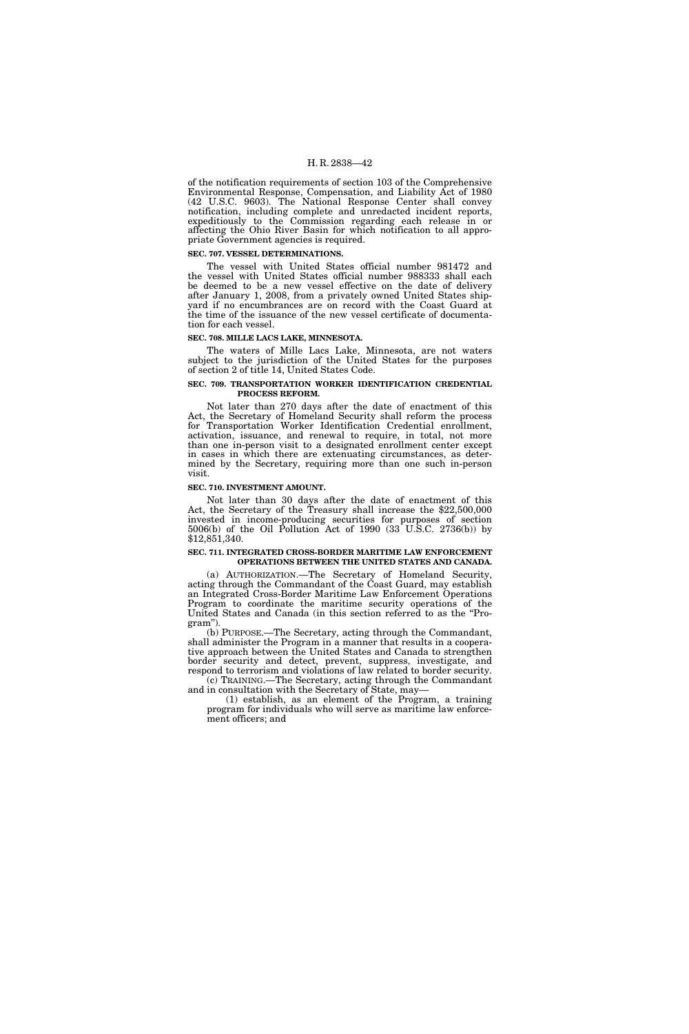of the notification requirements of section 103 of the Comprehensive Environmental Response, Compensation, and Liability Act of 1980 (42 U.S.C. 9603). The National Response Center shall convey notification, including complete and unredacted incident reports, expeditiously to the Commission regarding each release in or affecting the Ohio River Basin for which notification to all appropriate Government agencies is required.

**SEC. 707. VESSEL DETERMINATIONS.**

The vessel with United States official number 981472 and the vessel with United States official number 988333 shall each be deemed to be a new vessel effective on the date of delivery after January 1, 2008, from a privately owned United States shipyard if no encumbrances are on record with the Coast Guard at the time of the issuance of the new vessel certificate of documentation for each vessel.

**SEC. 708. MILLE LACS LAKE, MINNESOTA.**

The waters of Mille Lacs Lake, Minnesota, are not waters subject to the jurisdiction of the United States for the purposes of section 2 of title 14, United States Code.

**SEC. 709. TRANSPORTATION WORKER IDENTIFICATION CREDENTIAL PROCESS REFORM.**

Not later than 270 days after the date of enactment of this Act, the Secretary of Homeland Security shall reform the process for Transportation Worker Identification Credential enrollment, activation, issuance, and renewal to require, in total, not more than one in-person visit to a designated enrollment center except in cases in which there are extenuating circumstances, as determined by the Secretary, requiring more than one such in-person visit.

**SEC. 710. INVESTMENT AMOUNT.**

Not later than 30 days after the date of enactment of this Act, the Secretary of the Treasury shall increase the $22,500,000 invested in income-producing securities for purposes of section 5006(b) of the Oil Pollution Act of 1990 (33 U.S.C. 2736(b)) by $12,851,340.

**SEC. 711. INTEGRATED CROSS-BORDER MARITIME LAW ENFORCEMENT OPERATIONS BETWEEN THE UNITED STATES AND CANADA.**

(a) AUTHORIZATION.—The Secretary of Homeland Security, acting through the Commandant of the Coast Guard, may establish an Integrated Cross-Border Maritime Law Enforcement Operations Program to coordinate the maritime security operations of the United States and Canada (in this section referred to as the "Program").

(b) PURPOSE.—The Secretary, acting through the Commandant, shall administer the Program in a manner that results in a cooperative approach between the United States and Canada to strengthen border security and detect, prevent, suppress, investigate, and respond to terrorism and violations of law related to border security.

(c) TRAINING.—The Secretary, acting through the Commandant and in consultation with the Secretary of State, may—

(1) establish, as an element of the Program, a training program for individuals who will serve as maritime law enforcement officers; and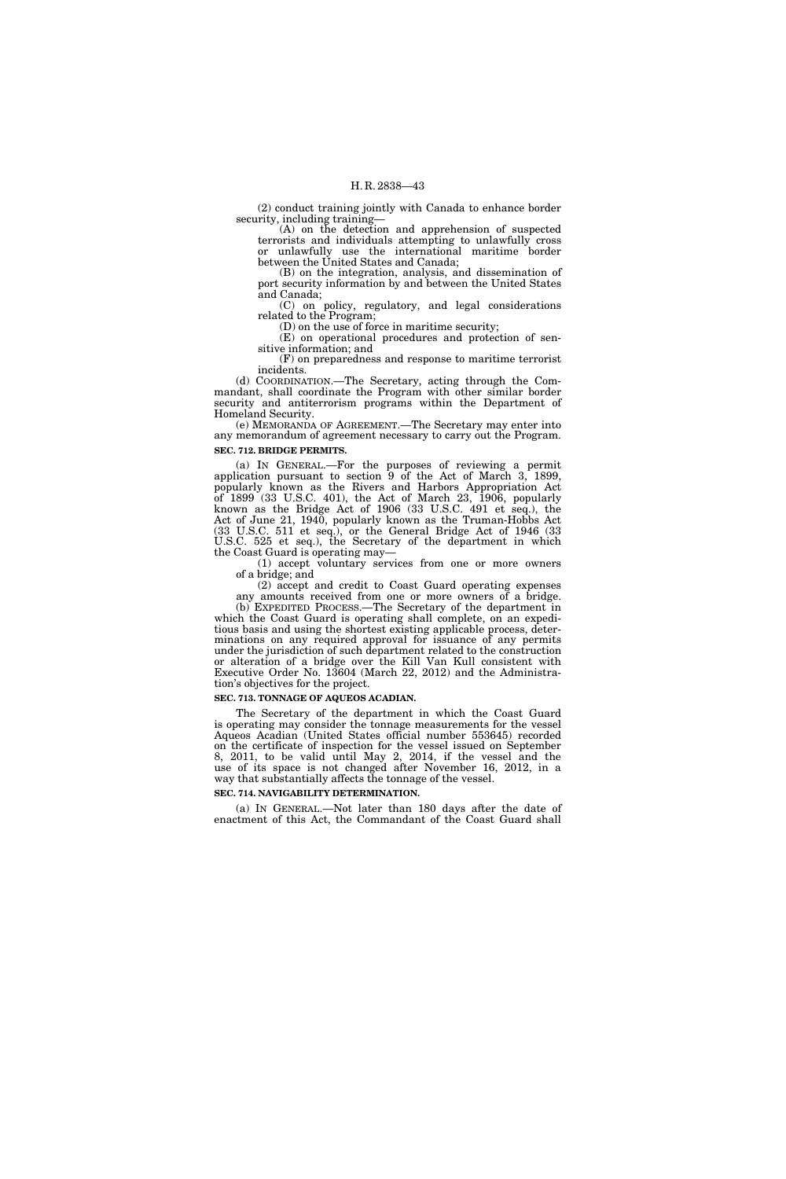(2) conduct training jointly with Canada to enhance border security, including training—

(A) on the detection and apprehension of suspected terrorists and individuals attempting to unlawfully cross or unlawfully use the international maritime border between the United States and Canada;

(B) on the integration, analysis, and dissemination of port security information by and between the United States and Canada;

(C) on policy, regulatory, and legal considerations related to the Program;

(D) on the use of force in maritime security;

(E) on operational procedures and protection of sensitive information; and

(F) on preparedness and response to maritime terrorist incidents.

(d) COORDINATION.—The Secretary, acting through the Commandant, shall coordinate the Program with other similar border security and antiterrorism programs within the Department of Homeland Security.

(e) MEMORANDA OF AGREEMENT.—The Secretary may enter into any memorandum of agreement necessary to carry out the Program.

**SEC. 712. BRIDGE PERMITS.**

(a) IN GENERAL.—For the purposes of reviewing a permit application pursuant to section 9 of the Act of March 3, 1899, popularly known as the Rivers and Harbors Appropriation Act of 1899 (33 U.S.C. 401), the Act of March 23, 1906, popularly known as the Bridge Act of 1906 (33 U.S.C. 491 et seq.), the Act of June 21, 1940, popularly known as the Truman-Hobbs Act (33 U.S.C. 511 et seq.), or the General Bridge Act of 1946 (33 U.S.C. 525 et seq.), the Secretary of the department in which the Coast Guard is operating may—

(1) accept voluntary services from one or more owners of a bridge; and

(2) accept and credit to Coast Guard operating expenses any amounts received from one or more owners of a bridge.

(b) EXPEDITED PROCESS.—The Secretary of the department in which the Coast Guard is operating shall complete, on an expeditious basis and using the shortest existing applicable process, determinations on any required approval for issuance of any permits under the jurisdiction of such department related to the construction or alteration of a bridge over the Kill Van Kull consistent with Executive Order No. 13604 (March 22, 2012) and the Administration's objectives for the project.

**SEC. 713. TONNAGE OF AQUEOS ACADIAN.**

The Secretary of the department in which the Coast Guard is operating may consider the tonnage measurements for the vessel Aqueos Acadian (United States official number 553645) recorded on the certificate of inspection for the vessel issued on September 8, 2011, to be valid until May 2, 2014, if the vessel and the use of its space is not changed after November 16, 2012, in a way that substantially affects the tonnage of the vessel.

**SEC. 714. NAVIGABILITY DETERMINATION.**

(a) IN GENERAL.—Not later than 180 days after the date of enactment of this Act, the Commandant of the Coast Guard shall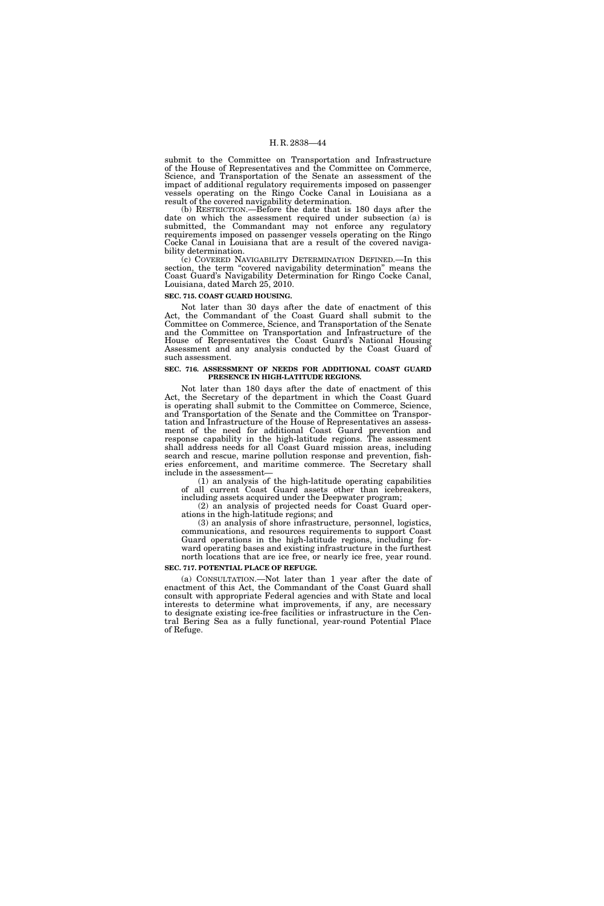submit to the Committee on Transportation and Infrastructure of the House of Representatives and the Committee on Commerce, Science, and Transportation of the Senate an assessment of the impact of additional regulatory requirements imposed on passenger vessels operating on the Ringo Cocke Canal in Louisiana as a result of the covered navigability determination.

(b) RESTRICTION.—Before the date that is 180 days after the date on which the assessment required under subsection (a) is submitted, the Commandant may not enforce any regulatory requirements imposed on passenger vessels operating on the Ringo Cocke Canal in Louisiana that are a result of the covered navigability determination.

(c) COVERED NAVIGABILITY DETERMINATION DEFINED.—In this section, the term "covered navigability determination" means the Coast Guard's Navigability Determination for Ringo Cocke Canal, Louisiana, dated March 25, 2010.

**SEC. 715. COAST GUARD HOUSING.**

Not later than 30 days after the date of enactment of this Act, the Commandant of the Coast Guard shall submit to the Committee on Commerce, Science, and Transportation of the Senate and the Committee on Transportation and Infrastructure of the House of Representatives the Coast Guard's National Housing Assessment and any analysis conducted by the Coast Guard of such assessment.

**SEC. 716. ASSESSMENT OF NEEDS FOR ADDITIONAL COAST GUARD PRESENCE IN HIGH-LATITUDE REGIONS.**

Not later than 180 days after the date of enactment of this Act, the Secretary of the department in which the Coast Guard is operating shall submit to the Committee on Commerce, Science, and Transportation of the Senate and the Committee on Transportation and Infrastructure of the House of Representatives an assessment of the need for additional Coast Guard prevention and response capability in the high-latitude regions. The assessment shall address needs for all Coast Guard mission areas, including search and rescue, marine pollution response and prevention, fisheries enforcement, and maritime commerce. The Secretary shall include in the assessment—

(1) an analysis of the high-latitude operating capabilities of all current Coast Guard assets other than icebreakers, including assets acquired under the Deepwater program;

(2) an analysis of projected needs for Coast Guard operations in the high-latitude regions; and

(3) an analysis of shore infrastructure, personnel, logistics, communications, and resources requirements to support Coast Guard operations in the high-latitude regions, including forward operating bases and existing infrastructure in the furthest north locations that are ice free, or nearly ice free, year round.

**SEC. 717. POTENTIAL PLACE OF REFUGE.**

(a) CONSULTATION.—Not later than 1 year after the date of enactment of this Act, the Commandant of the Coast Guard shall consult with appropriate Federal agencies and with State and local interests to determine what improvements, if any, are necessary to designate existing ice-free facilities or infrastructure in the Central Bering Sea as a fully functional, year-round Potential Place of Refuge.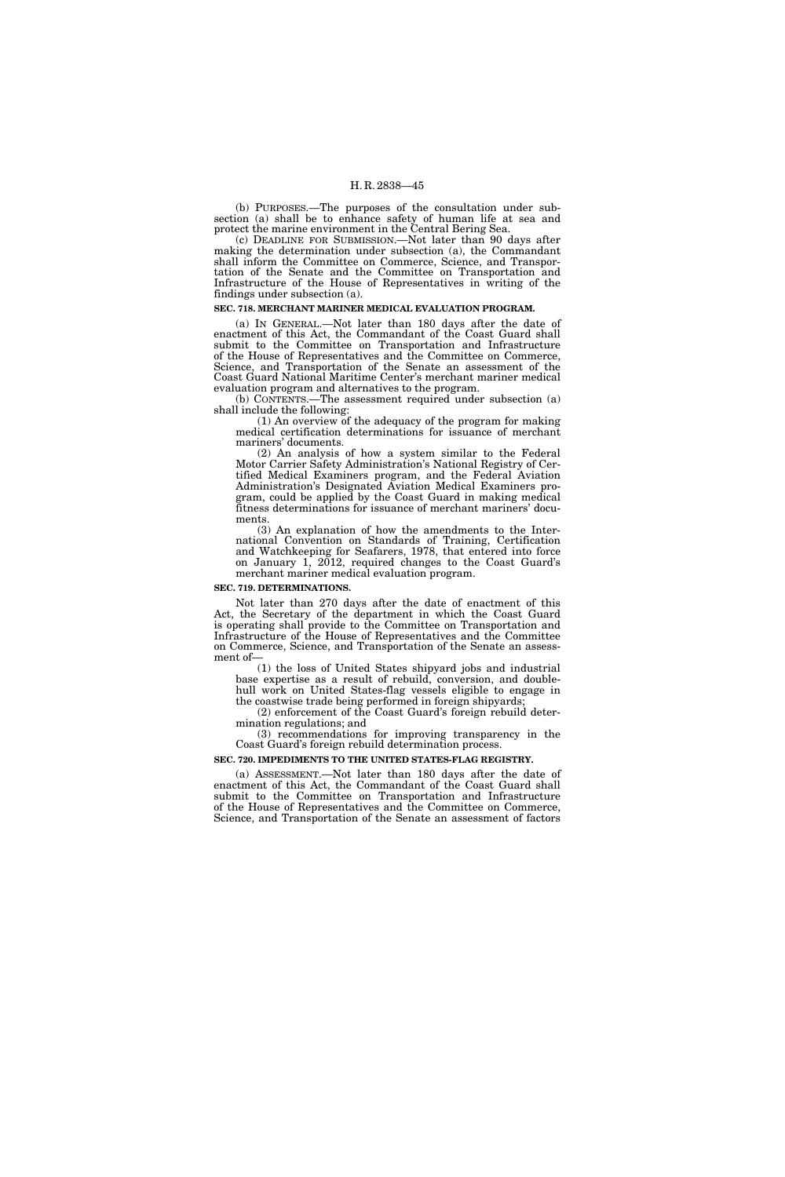(b) PURPOSES.—The purposes of the consultation under subsection (a) shall be to enhance safety of human life at sea and protect the marine environment in the Central Bering Sea.

(c) DEADLINE FOR SUBMISSION.—Not later than 90 days after making the determination under subsection (a), the Commandant shall inform the Committee on Commerce, Science, and Transportation of the Senate and the Committee on Transportation and Infrastructure of the House of Representatives in writing of the findings under subsection (a).

**SEC. 718. MERCHANT MARINER MEDICAL EVALUATION PROGRAM.**

(a) IN GENERAL.—Not later than 180 days after the date of enactment of this Act, the Commandant of the Coast Guard shall submit to the Committee on Transportation and Infrastructure of the House of Representatives and the Committee on Commerce, Science, and Transportation of the Senate an assessment of the Coast Guard National Maritime Center's merchant mariner medical evaluation program and alternatives to the program.

(b) CONTENTS.—The assessment required under subsection (a) shall include the following:

(1) An overview of the adequacy of the program for making medical certification determinations for issuance of merchant mariners' documents.

(2) An analysis of how a system similar to the Federal Motor Carrier Safety Administration's National Registry of Certified Medical Examiners program, and the Federal Aviation Administration's Designated Aviation Medical Examiners program, could be applied by the Coast Guard in making medical fitness determinations for issuance of merchant mariners' documents.

(3) An explanation of how the amendments to the International Convention on Standards of Training, Certification and Watchkeeping for Seafarers, 1978, that entered into force on January 1, 2012, required changes to the Coast Guard's merchant mariner medical evaluation program.

**SEC. 719. DETERMINATIONS.**

Not later than 270 days after the date of enactment of this Act, the Secretary of the department in which the Coast Guard is operating shall provide to the Committee on Transportation and Infrastructure of the House of Representatives and the Committee on Commerce, Science, and Transportation of the Senate an assessment of—

(1) the loss of United States shipyard jobs and industrial base expertise as a result of rebuild, conversion, and double-hull work on United States-flag vessels eligible to engage in the coastwise trade being performed in foreign shipyards;

(2) enforcement of the Coast Guard's foreign rebuild determination regulations; and

(3) recommendations for improving transparency in the Coast Guard's foreign rebuild determination process.

**SEC. 720. IMPEDIMENTS TO THE UNITED STATES-FLAG REGISTRY.**

(a) ASSESSMENT.—Not later than 180 days after the date of enactment of this Act, the Commandant of the Coast Guard shall submit to the Committee on Transportation and Infrastructure of the House of Representatives and the Committee on Commerce, Science, and Transportation of the Senate an assessment of factors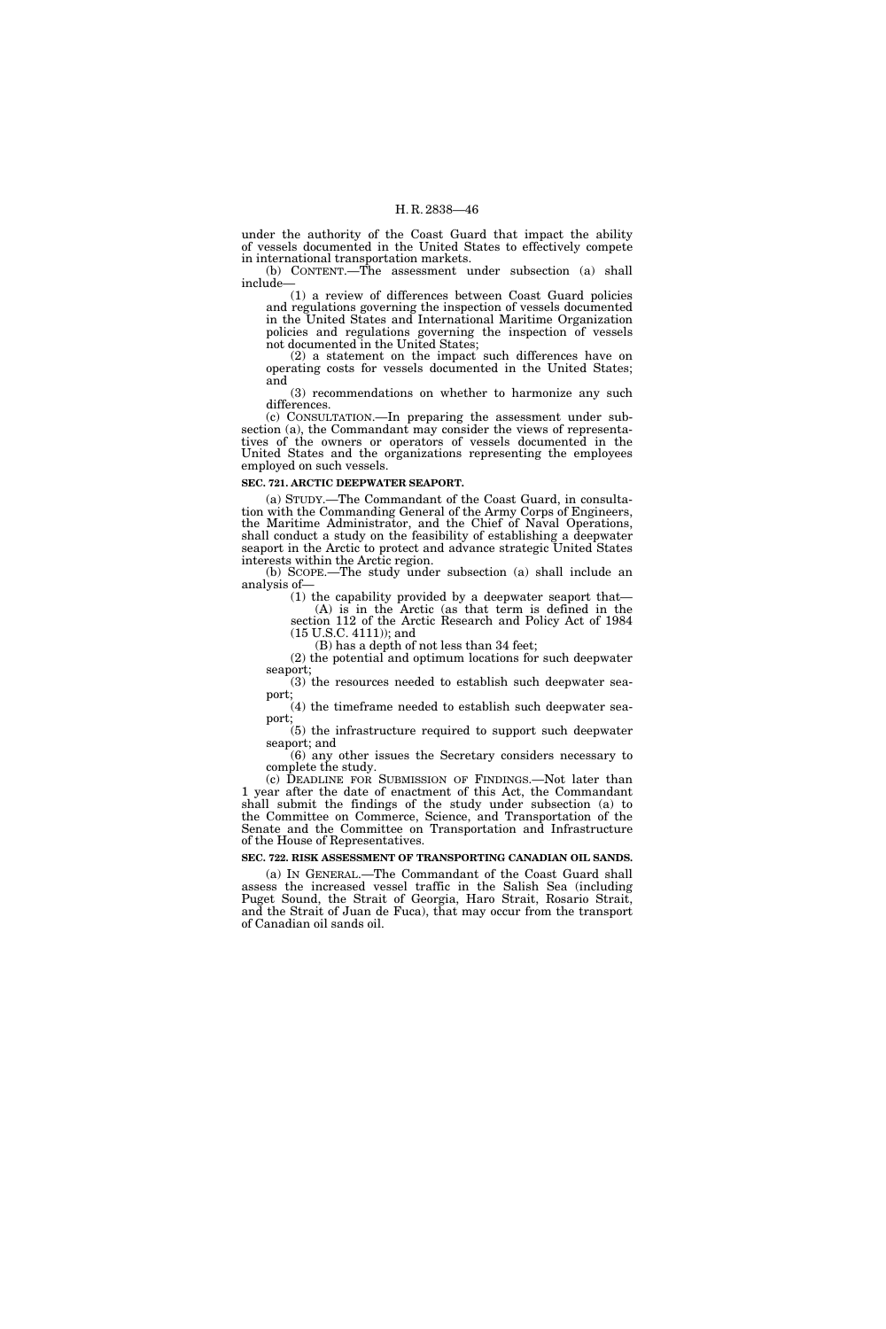under the authority of the Coast Guard that impact the ability of vessels documented in the United States to effectively compete in international transportation markets.

(b) CONTENT.—The assessment under subsection (a) shall include—

(1) a review of differences between Coast Guard policies and regulations governing the inspection of vessels documented in the United States and International Maritime Organization policies and regulations governing the inspection of vessels not documented in the United States;

(2) a statement on the impact such differences have on operating costs for vessels documented in the United States; and

(3) recommendations on whether to harmonize any such differences.

(c) CONSULTATION.—In preparing the assessment under subsection (a), the Commandant may consider the views of representatives of the owners or operators of vessels documented in the United States and the organizations representing the employees employed on such vessels.

**SEC. 721. ARCTIC DEEPWATER SEAPORT.**

(a) STUDY.—The Commandant of the Coast Guard, in consultation with the Commanding General of the Army Corps of Engineers, the Maritime Administrator, and the Chief of Naval Operations, shall conduct a study on the feasibility of establishing a deepwater seaport in the Arctic to protect and advance strategic United States interests within the Arctic region.

(b) SCOPE.—The study under subsection (a) shall include an analysis of—

(1) the capability provided by a deepwater seaport that—

(A) is in the Arctic (as that term is defined in the section 112 of the Arctic Research and Policy Act of 1984 (15 U.S.C. 4111)); and

(B) has a depth of not less than 34 feet;

(2) the potential and optimum locations for such deepwater seaport;

(3) the resources needed to establish such deepwater seaport;

(4) the timeframe needed to establish such deepwater seaport;

(5) the infrastructure required to support such deepwater seaport; and

(6) any other issues the Secretary considers necessary to complete the study.

(c) DEADLINE FOR SUBMISSION OF FINDINGS.—Not later than 1 year after the date of enactment of this Act, the Commandant shall submit the findings of the study under subsection (a) to the Committee on Commerce, Science, and Transportation of the Senate and the Committee on Transportation and Infrastructure of the House of Representatives.

**SEC. 722. RISK ASSESSMENT OF TRANSPORTING CANADIAN OIL SANDS.**

(a) IN GENERAL.—The Commandant of the Coast Guard shall assess the increased vessel traffic in the Salish Sea (including Puget Sound, the Strait of Georgia, Haro Strait, Rosario Strait, and the Strait of Juan de Fuca), that may occur from the transport of Canadian oil sands oil.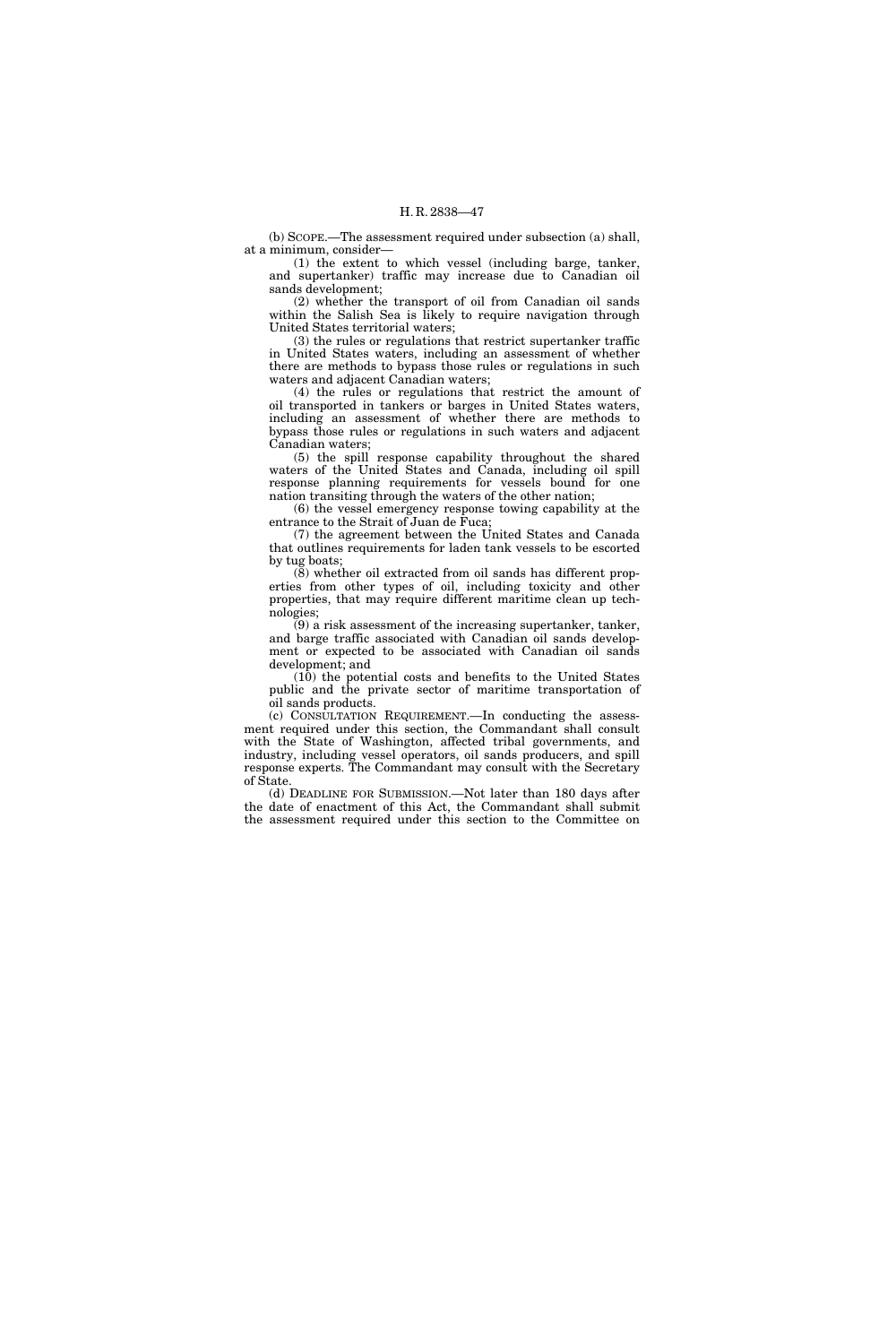(b) SCOPE.—The assessment required under subsection (a) shall, at a minimum, consider—

(1) the extent to which vessel (including barge, tanker, and supertanker) traffic may increase due to Canadian oil sands development;

(2) whether the transport of oil from Canadian oil sands within the Salish Sea is likely to require navigation through United States territorial waters;

(3) the rules or regulations that restrict supertanker traffic in United States waters, including an assessment of whether there are methods to bypass those rules or regulations in such waters and adjacent Canadian waters;

(4) the rules or regulations that restrict the amount of oil transported in tankers or barges in United States waters, including an assessment of whether there are methods to bypass those rules or regulations in such waters and adjacent Canadian waters;

(5) the spill response capability throughout the shared waters of the United States and Canada, including oil spill response planning requirements for vessels bound for one nation transiting through the waters of the other nation;

(6) the vessel emergency response towing capability at the entrance to the Strait of Juan de Fuca;

(7) the agreement between the United States and Canada that outlines requirements for laden tank vessels to be escorted by tug boats;

(8) whether oil extracted from oil sands has different properties from other types of oil, including toxicity and other properties, that may require different maritime clean up technologies;

(9) a risk assessment of the increasing supertanker, tanker, and barge traffic associated with Canadian oil sands development or expected to be associated with Canadian oil sands development; and

(10) the potential costs and benefits to the United States public and the private sector of maritime transportation of oil sands products.

(c) CONSULTATION REQUIREMENT.—In conducting the assessment required under this section, the Commandant shall consult with the State of Washington, affected tribal governments, and industry, including vessel operators, oil sands producers, and spill response experts. The Commandant may consult with the Secretary of State.

(d) DEADLINE FOR SUBMISSION.—Not later than 180 days after the date of enactment of this Act, the Commandant shall submit the assessment required under this section to the Committee on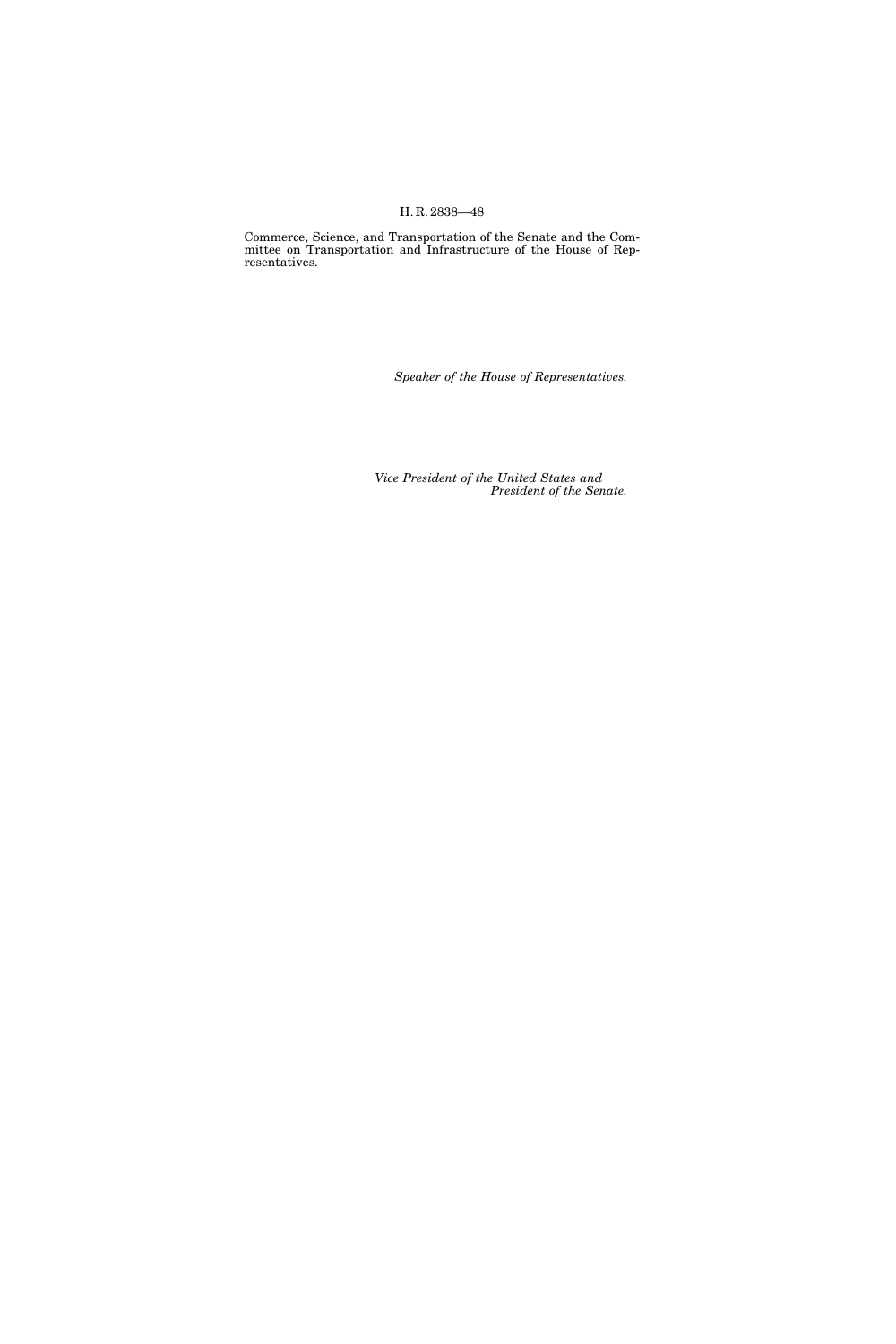Commerce, Science, and Transportation of the Senate and the Committee on Transportation and Infrastructure of the House of Representatives.

*Speaker of the House of Representatives.*

*Vice President of the United States and President of the Senate.*